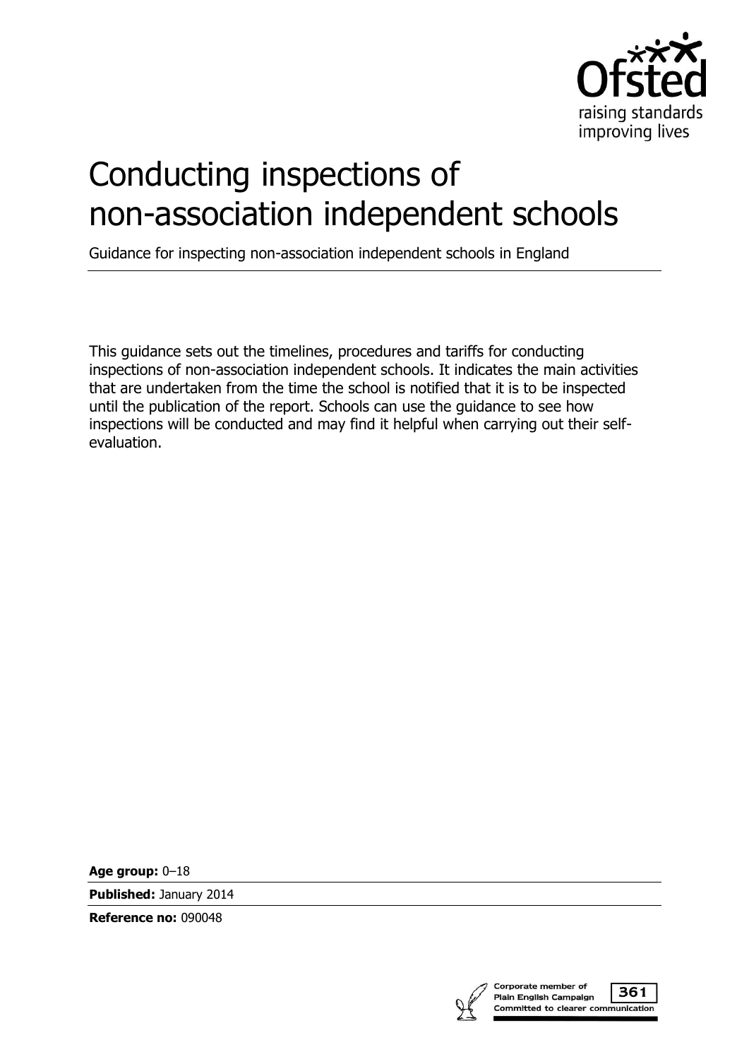Ofsted
raising standards
improving lives

# Conducting inspections of non-association independent schools

Guidance for inspecting non-association independent schools in England

This guidance sets out the timelines, procedures and tariffs for conducting inspections of non-association independent schools. It indicates the main activities that are undertaken from the time the school is notified that it is to be inspected until the publication of the report. Schools can use the guidance to see how inspections will be conducted and may find it helpful when carrying out their self-evaluation.

**Age group:** 0–18

**Published:** January 2014

**Reference no:** 090048

Corporate member of Plain English Campaign
Committed to clearer communication
361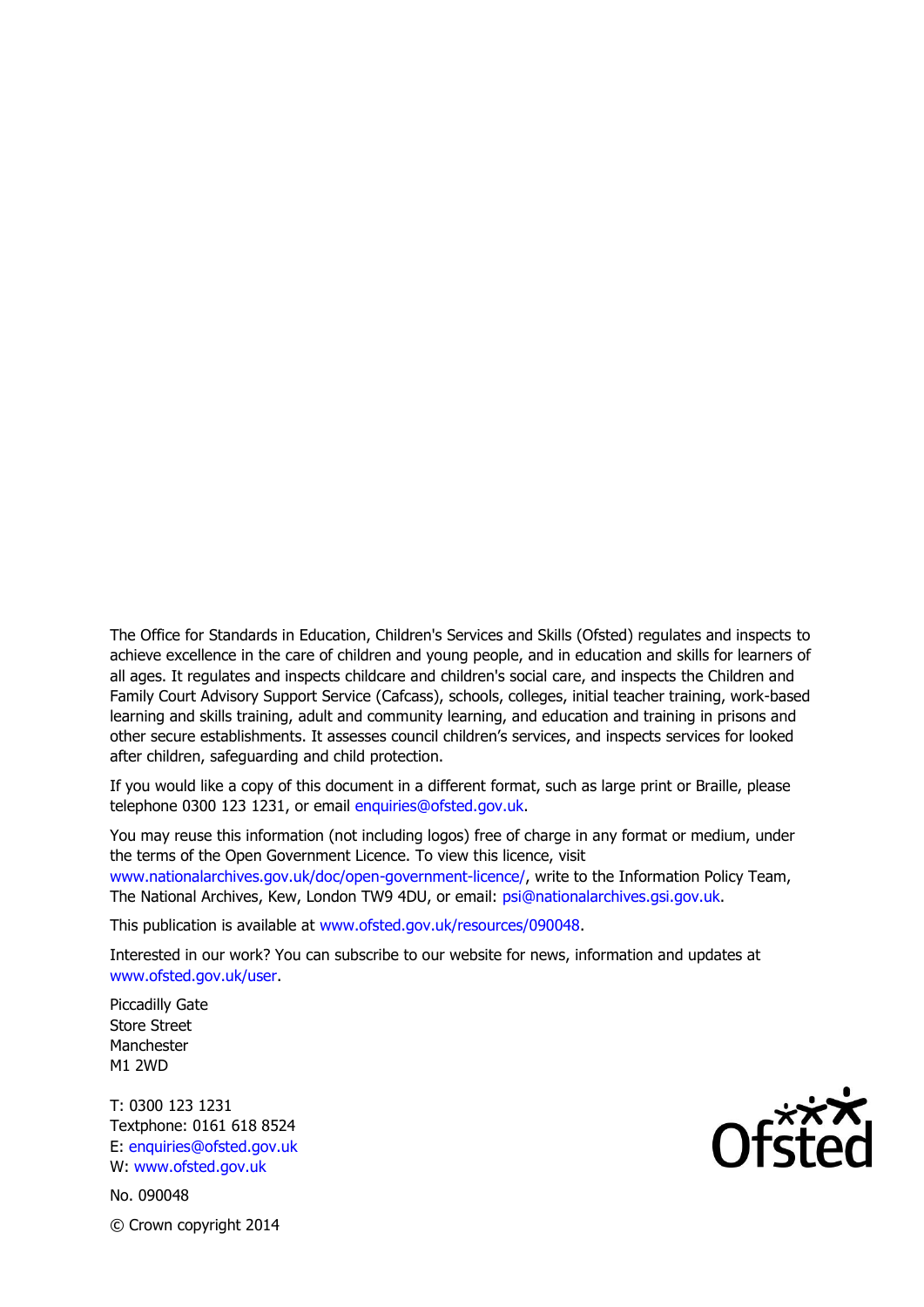The Office for Standards in Education, Children's Services and Skills (Ofsted) regulates and inspects to achieve excellence in the care of children and young people, and in education and skills for learners of all ages. It regulates and inspects childcare and children's social care, and inspects the Children and Family Court Advisory Support Service (Cafcass), schools, colleges, initial teacher training, work-based learning and skills training, adult and community learning, and education and training in prisons and other secure establishments. It assesses council children's services, and inspects services for looked after children, safeguarding and child protection.

If you would like a copy of this document in a different format, such as large print or Braille, please telephone 0300 123 1231, or email enquiries@ofsted.gov.uk.

You may reuse this information (not including logos) free of charge in any format or medium, under the terms of the Open Government Licence. To view this licence, visit www.nationalarchives.gov.uk/doc/open-government-licence/, write to the Information Policy Team, The National Archives, Kew, London TW9 4DU, or email: psi@nationalarchives.gsi.gov.uk.

This publication is available at www.ofsted.gov.uk/resources/090048.

Interested in our work? You can subscribe to our website for news, information and updates at www.ofsted.gov.uk/user.

Piccadilly Gate
Store Street
Manchester
M1 2WD

T: 0300 123 1231
Textphone: 0161 618 8524
E: enquiries@ofsted.gov.uk
W: www.ofsted.gov.uk

No. 090048

© Crown copyright 2014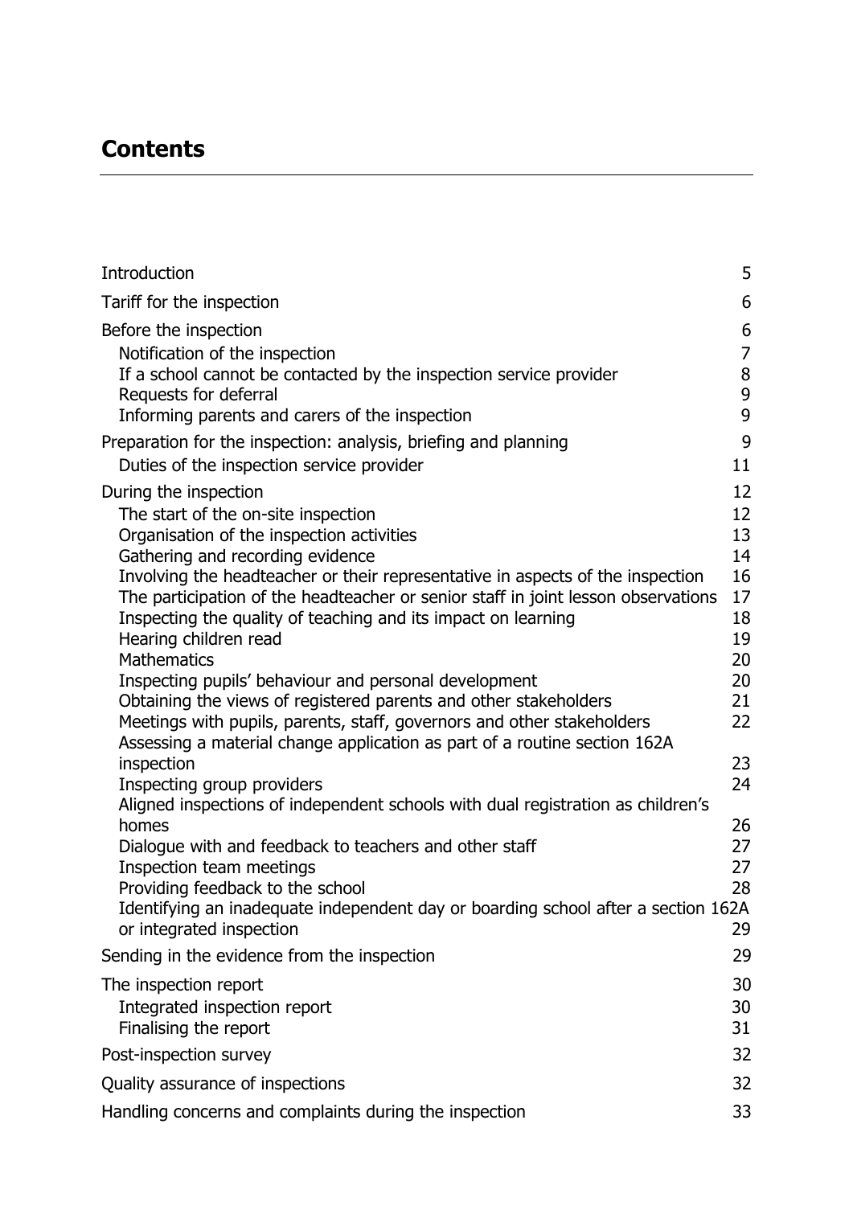## Contents

| | |
|---|---|
| Introduction | 5 |
| Tariff for the inspection | 6 |
| Before the inspection | 6 |
| Notification of the inspection | 7 |
| If a school cannot be contacted by the inspection service provider | 8 |
| Requests for deferral | 9 |
| Informing parents and carers of the inspection | 9 |
| Preparation for the inspection: analysis, briefing and planning | 9 |
| Duties of the inspection service provider | 11 |
| During the inspection | 12 |
| The start of the on-site inspection | 12 |
| Organisation of the inspection activities | 13 |
| Gathering and recording evidence | 14 |
| Involving the headteacher or their representative in aspects of the inspection | 16 |
| The participation of the headteacher or senior staff in joint lesson observations | 17 |
| Inspecting the quality of teaching and its impact on learning | 18 |
| Hearing children read | 19 |
| Mathematics | 20 |
| Inspecting pupils' behaviour and personal development | 20 |
| Obtaining the views of registered parents and other stakeholders | 21 |
| Meetings with pupils, parents, staff, governors and other stakeholders | 22 |
| Assessing a material change application as part of a routine section 162A inspection | 23 |
| Inspecting group providers | 24 |
| Aligned inspections of independent schools with dual registration as children's homes | 26 |
| Dialogue with and feedback to teachers and other staff | 27 |
| Inspection team meetings | 27 |
| Providing feedback to the school | 28 |
| Identifying an inadequate independent day or boarding school after a section 162A or integrated inspection | 29 |
| Sending in the evidence from the inspection | 29 |
| The inspection report | 30 |
| Integrated inspection report | 30 |
| Finalising the report | 31 |
| Post-inspection survey | 32 |
| Quality assurance of inspections | 32 |
| Handling concerns and complaints during the inspection | 33 |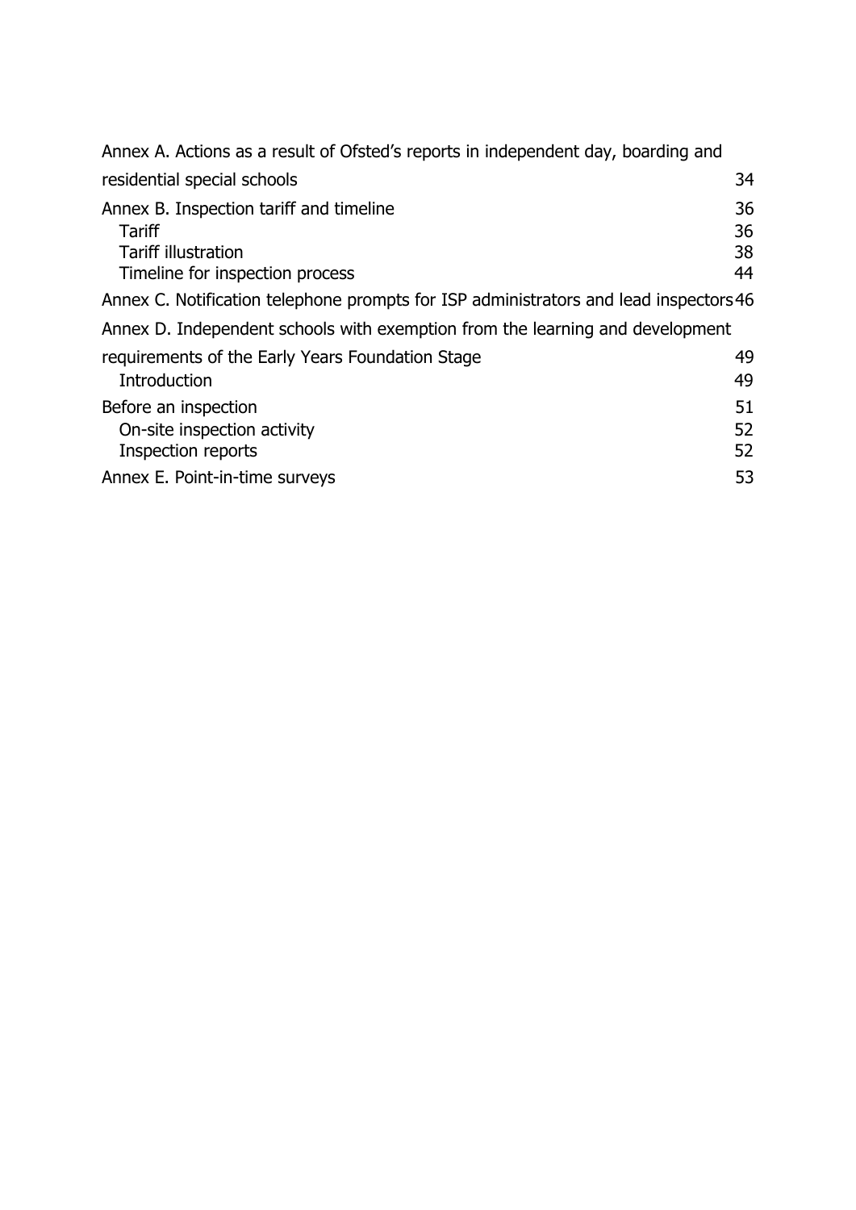Annex A. Actions as a result of Ofsted's reports in independent day, boarding and residential special schools 34

Annex B. Inspection tariff and timeline 36

- Tariff 36
- Tariff illustration 38
- Timeline for inspection process 44

Annex C. Notification telephone prompts for ISP administrators and lead inspectors 46

Annex D. Independent schools with exemption from the learning and development requirements of the Early Years Foundation Stage 49

- Introduction 49

Before an inspection 51

- On-site inspection activity 52
- Inspection reports 52

Annex E. Point-in-time surveys 53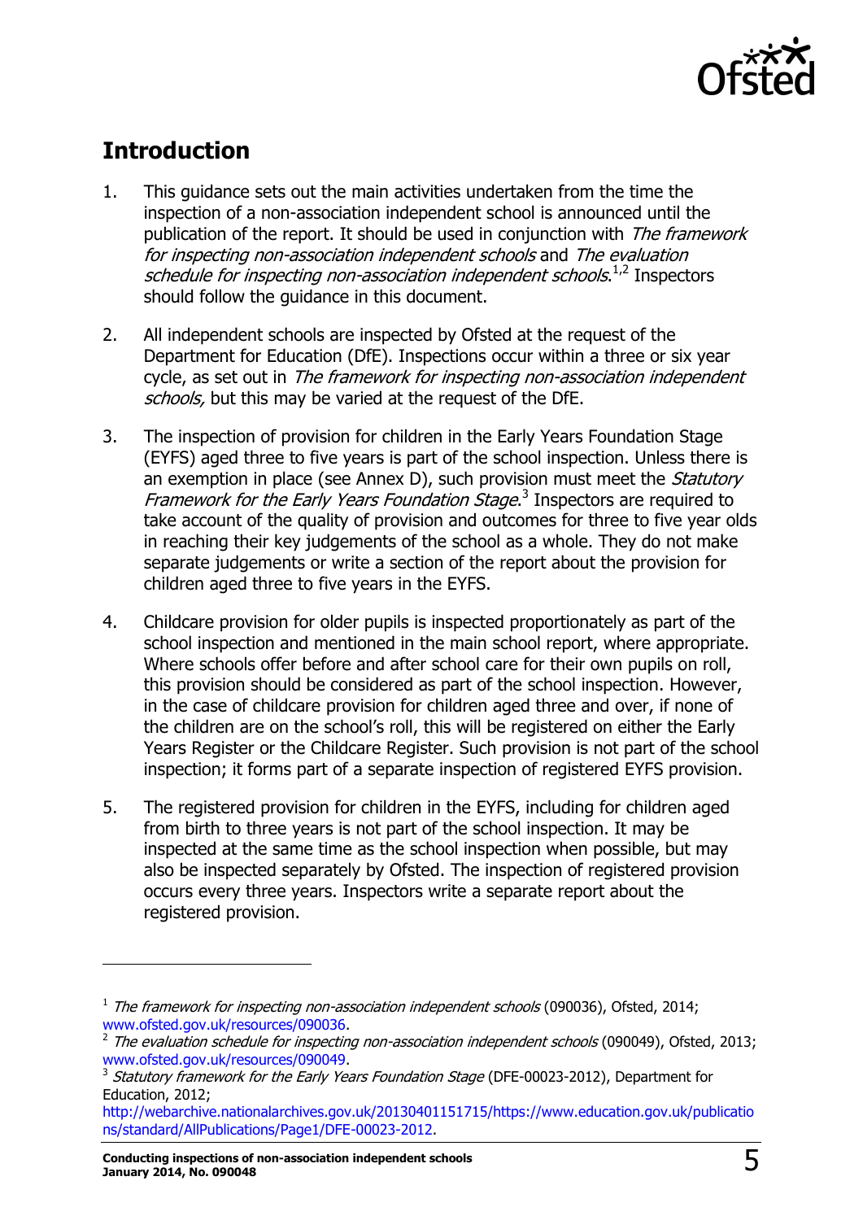## Introduction

1. This guidance sets out the main activities undertaken from the time the inspection of a non-association independent school is announced until the publication of the report. It should be used in conjunction with *The framework for inspecting non-association independent schools* and *The evaluation schedule for inspecting non-association independent schools*.[1,2] Inspectors should follow the guidance in this document.

2. All independent schools are inspected by Ofsted at the request of the Department for Education (DfE). Inspections occur within a three or six year cycle, as set out in *The framework for inspecting non-association independent schools,* but this may be varied at the request of the DfE.

3. The inspection of provision for children in the Early Years Foundation Stage (EYFS) aged three to five years is part of the school inspection. Unless there is an exemption in place (see Annex D), such provision must meet the *Statutory Framework for the Early Years Foundation Stage*.[3] Inspectors are required to take account of the quality of provision and outcomes for three to five year olds in reaching their key judgements of the school as a whole. They do not make separate judgements or write a section of the report about the provision for children aged three to five years in the EYFS.

4. Childcare provision for older pupils is inspected proportionately as part of the school inspection and mentioned in the main school report, where appropriate. Where schools offer before and after school care for their own pupils on roll, this provision should be considered as part of the school inspection. However, in the case of childcare provision for children aged three and over, if none of the children are on the school's roll, this will be registered on either the Early Years Register or the Childcare Register. Such provision is not part of the school inspection; it forms part of a separate inspection of registered EYFS provision.

5. The registered provision for children in the EYFS, including for children aged from birth to three years is not part of the school inspection. It may be inspected at the same time as the school inspection when possible, but may also be inspected separately by Ofsted. The inspection of registered provision occurs every three years. Inspectors write a separate report about the registered provision.

---

[1] *The framework for inspecting non-association independent schools* (090036), Ofsted, 2014; www.ofsted.gov.uk/resources/090036.

[2] *The evaluation schedule for inspecting non-association independent schools* (090049), Ofsted, 2013; www.ofsted.gov.uk/resources/090049.

[3] *Statutory framework for the Early Years Foundation Stage* (DFE-00023-2012), Department for Education, 2012; http://webarchive.nationalarchives.gov.uk/20130401151715/https://www.education.gov.uk/publications/standard/AllPublications/Page1/DFE-00023-2012.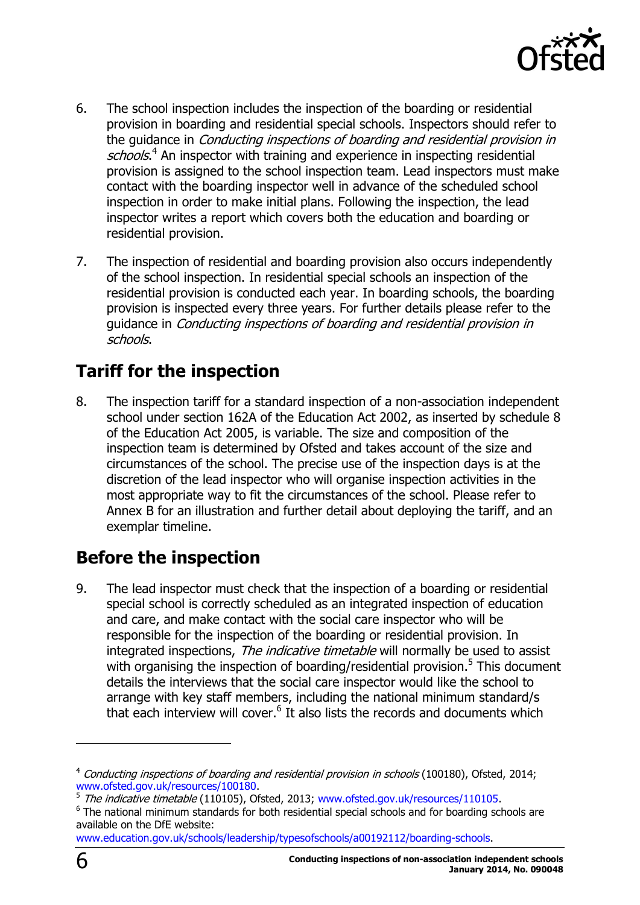6. The school inspection includes the inspection of the boarding or residential provision in boarding and residential special schools. Inspectors should refer to the guidance in *Conducting inspections of boarding and residential provision in schools*.[4] An inspector with training and experience in inspecting residential provision is assigned to the school inspection team. Lead inspectors must make contact with the boarding inspector well in advance of the scheduled school inspection in order to make initial plans. Following the inspection, the lead inspector writes a report which covers both the education and boarding or residential provision.

7. The inspection of residential and boarding provision also occurs independently of the school inspection. In residential special schools an inspection of the residential provision is conducted each year. In boarding schools, the boarding provision is inspected every three years. For further details please refer to the guidance in *Conducting inspections of boarding and residential provision in schools*.

## Tariff for the inspection

8. The inspection tariff for a standard inspection of a non-association independent school under section 162A of the Education Act 2002, as inserted by schedule 8 of the Education Act 2005, is variable. The size and composition of the inspection team is determined by Ofsted and takes account of the size and circumstances of the school. The precise use of the inspection days is at the discretion of the lead inspector who will organise inspection activities in the most appropriate way to fit the circumstances of the school. Please refer to Annex B for an illustration and further detail about deploying the tariff, and an exemplar timeline.

## Before the inspection

9. The lead inspector must check that the inspection of a boarding or residential special school is correctly scheduled as an integrated inspection of education and care, and make contact with the social care inspector who will be responsible for the inspection of the boarding or residential provision. In integrated inspections, *The indicative timetable* will normally be used to assist with organising the inspection of boarding/residential provision.[5] This document details the interviews that the social care inspector would like the school to arrange with key staff members, including the national minimum standard/s that each interview will cover.[6] It also lists the records and documents which

---

[4] *Conducting inspections of boarding and residential provision in schools* (100180), Ofsted, 2014; www.ofsted.gov.uk/resources/100180.

[5] *The indicative timetable* (110105), Ofsted, 2013; www.ofsted.gov.uk/resources/110105.

[6] The national minimum standards for both residential special schools and for boarding schools are available on the DfE website: www.education.gov.uk/schools/leadership/typesofschools/a00192112/boarding-schools.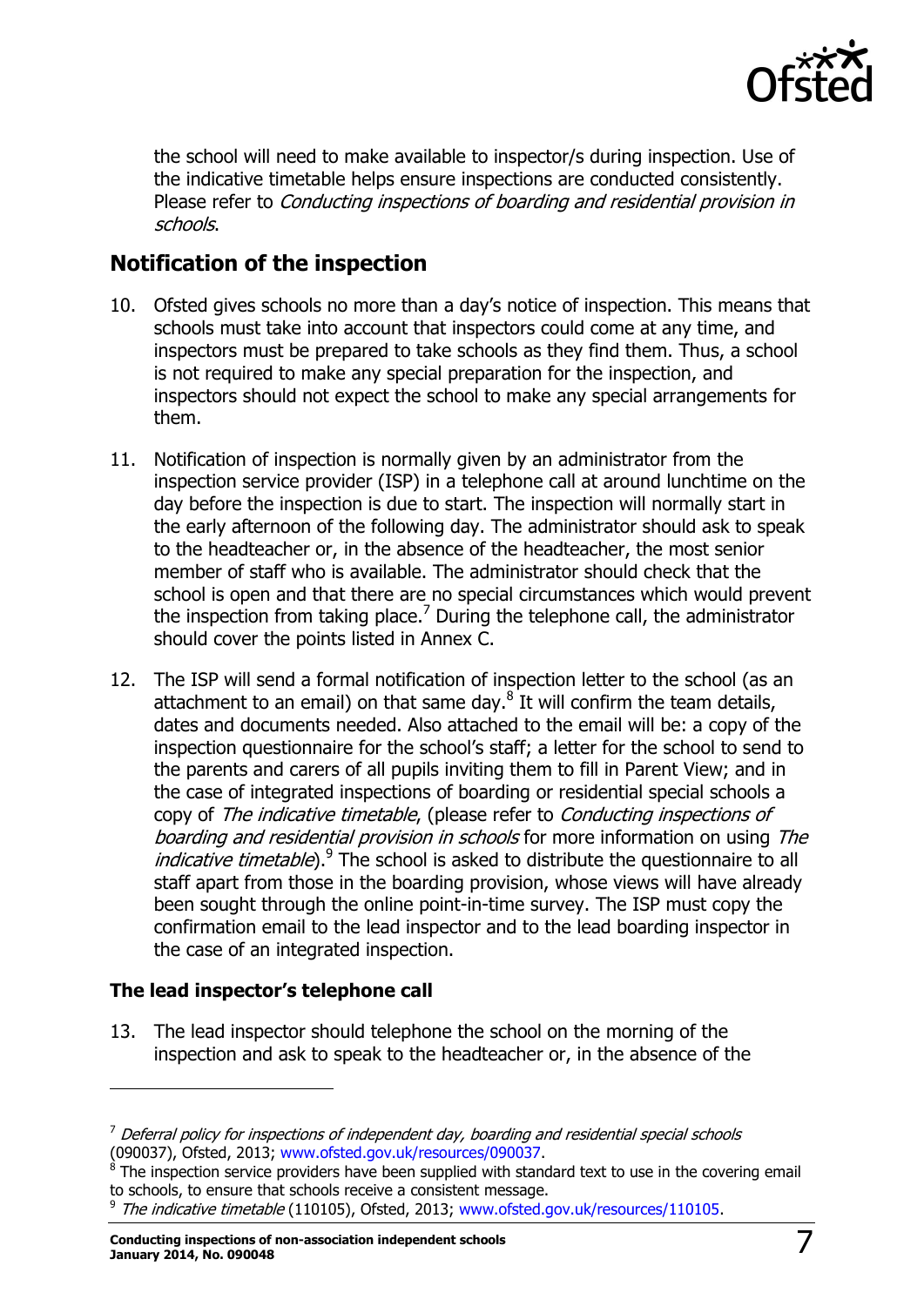the school will need to make available to inspector/s during inspection. Use of the indicative timetable helps ensure inspections are conducted consistently. Please refer to *Conducting inspections of boarding and residential provision in schools*.

## Notification of the inspection

10. Ofsted gives schools no more than a day's notice of inspection. This means that schools must take into account that inspectors could come at any time, and inspectors must be prepared to take schools as they find them. Thus, a school is not required to make any special preparation for the inspection, and inspectors should not expect the school to make any special arrangements for them.

11. Notification of inspection is normally given by an administrator from the inspection service provider (ISP) in a telephone call at around lunchtime on the day before the inspection is due to start. The inspection will normally start in the early afternoon of the following day. The administrator should ask to speak to the headteacher or, in the absence of the headteacher, the most senior member of staff who is available. The administrator should check that the school is open and that there are no special circumstances which would prevent the inspection from taking place.[7] During the telephone call, the administrator should cover the points listed in Annex C.

12. The ISP will send a formal notification of inspection letter to the school (as an attachment to an email) on that same day.[8] It will confirm the team details, dates and documents needed. Also attached to the email will be: a copy of the inspection questionnaire for the school's staff; a letter for the school to send to the parents and carers of all pupils inviting them to fill in Parent View; and in the case of integrated inspections of boarding or residential special schools a copy of *The indicative timetable*, (please refer to *Conducting inspections of boarding and residential provision in schools* for more information on using *The indicative timetable*).[9] The school is asked to distribute the questionnaire to all staff apart from those in the boarding provision, whose views will have already been sought through the online point-in-time survey. The ISP must copy the confirmation email to the lead inspector and to the lead boarding inspector in the case of an integrated inspection.

### The lead inspector's telephone call

13. The lead inspector should telephone the school on the morning of the inspection and ask to speak to the headteacher or, in the absence of the

---

[7] *Deferral policy for inspections of independent day, boarding and residential special schools* (090037), Ofsted, 2013; www.ofsted.gov.uk/resources/090037.

[8] The inspection service providers have been supplied with standard text to use in the covering email to schools, to ensure that schools receive a consistent message.

[9] *The indicative timetable* (110105), Ofsted, 2013; www.ofsted.gov.uk/resources/110105.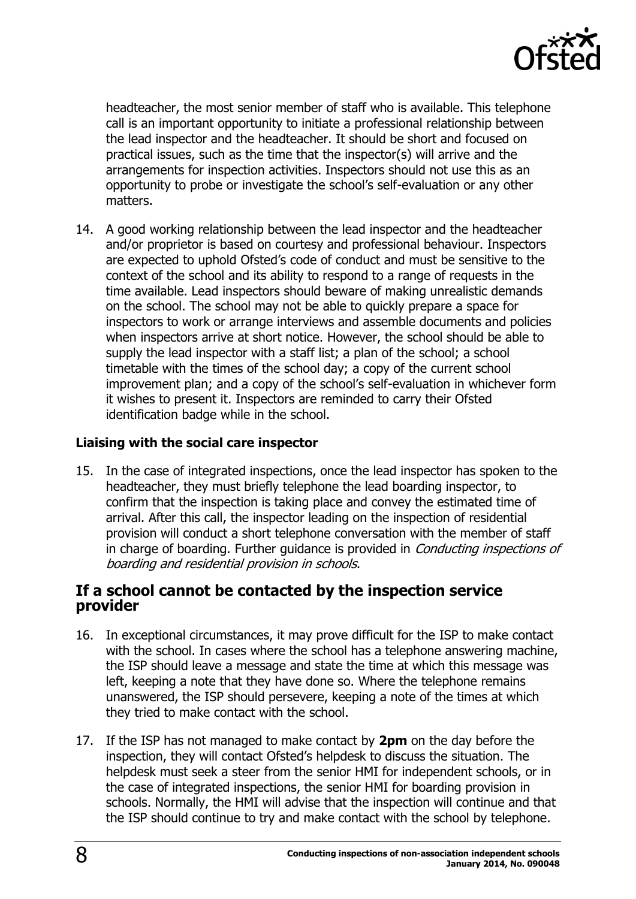headteacher, the most senior member of staff who is available. This telephone call is an important opportunity to initiate a professional relationship between the lead inspector and the headteacher. It should be short and focused on practical issues, such as the time that the inspector(s) will arrive and the arrangements for inspection activities. Inspectors should not use this as an opportunity to probe or investigate the school's self-evaluation or any other matters.

14. A good working relationship between the lead inspector and the headteacher and/or proprietor is based on courtesy and professional behaviour. Inspectors are expected to uphold Ofsted's code of conduct and must be sensitive to the context of the school and its ability to respond to a range of requests in the time available. Lead inspectors should beware of making unrealistic demands on the school. The school may not be able to quickly prepare a space for inspectors to work or arrange interviews and assemble documents and policies when inspectors arrive at short notice. However, the school should be able to supply the lead inspector with a staff list; a plan of the school; a school timetable with the times of the school day; a copy of the current school improvement plan; and a copy of the school's self-evaluation in whichever form it wishes to present it. Inspectors are reminded to carry their Ofsted identification badge while in the school.

**Liaising with the social care inspector**

15. In the case of integrated inspections, once the lead inspector has spoken to the headteacher, they must briefly telephone the lead boarding inspector, to confirm that the inspection is taking place and convey the estimated time of arrival. After this call, the inspector leading on the inspection of residential provision will conduct a short telephone conversation with the member of staff in charge of boarding. Further guidance is provided in *Conducting inspections of boarding and residential provision in schools*.

## If a school cannot be contacted by the inspection service provider

16. In exceptional circumstances, it may prove difficult for the ISP to make contact with the school. In cases where the school has a telephone answering machine, the ISP should leave a message and state the time at which this message was left, keeping a note that they have done so. Where the telephone remains unanswered, the ISP should persevere, keeping a note of the times at which they tried to make contact with the school.

17. If the ISP has not managed to make contact by **2pm** on the day before the inspection, they will contact Ofsted's helpdesk to discuss the situation. The helpdesk must seek a steer from the senior HMI for independent schools, or in the case of integrated inspections, the senior HMI for boarding provision in schools. Normally, the HMI will advise that the inspection will continue and that the ISP should continue to try and make contact with the school by telephone.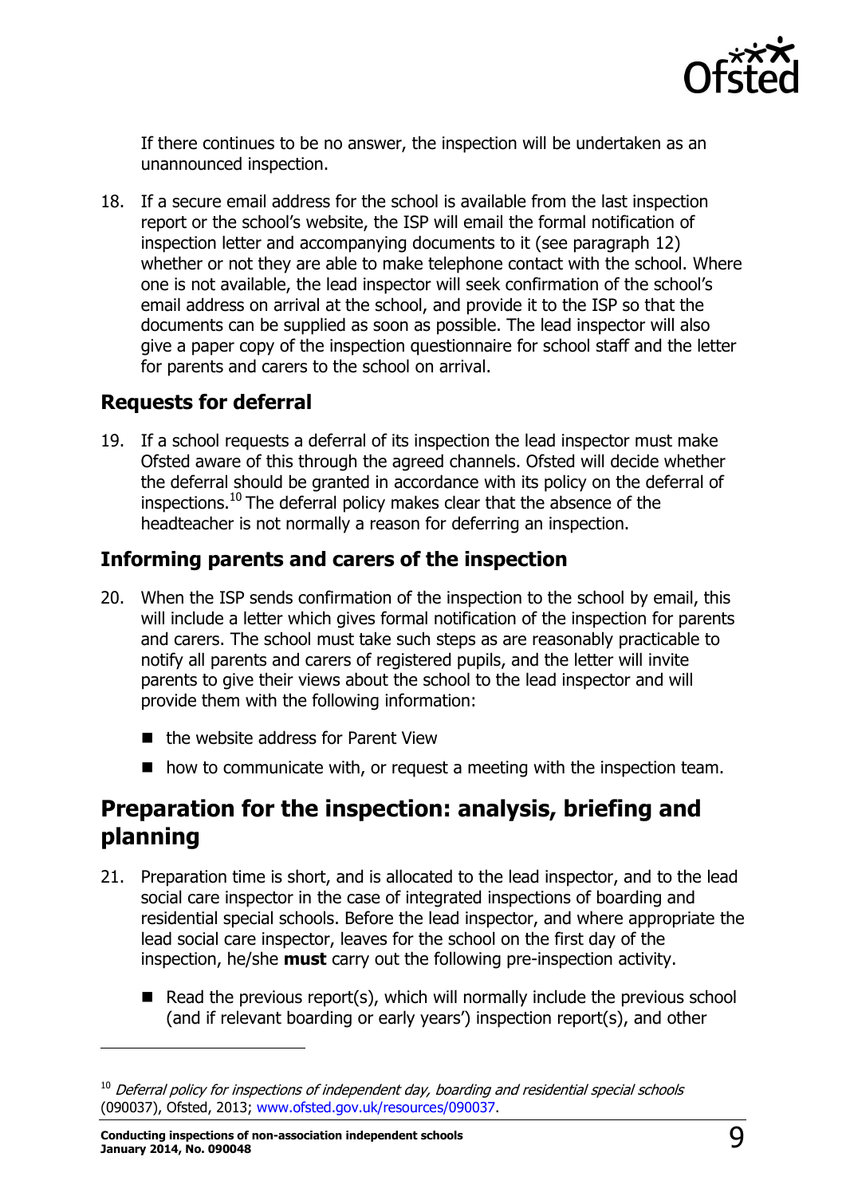If there continues to be no answer, the inspection will be undertaken as an unannounced inspection.

18. If a secure email address for the school is available from the last inspection report or the school's website, the ISP will email the formal notification of inspection letter and accompanying documents to it (see paragraph 12) whether or not they are able to make telephone contact with the school. Where one is not available, the lead inspector will seek confirmation of the school's email address on arrival at the school, and provide it to the ISP so that the documents can be supplied as soon as possible. The lead inspector will also give a paper copy of the inspection questionnaire for school staff and the letter for parents and carers to the school on arrival.

### Requests for deferral

19. If a school requests a deferral of its inspection the lead inspector must make Ofsted aware of this through the agreed channels. Ofsted will decide whether the deferral should be granted in accordance with its policy on the deferral of inspections.[10] The deferral policy makes clear that the absence of the headteacher is not normally a reason for deferring an inspection.

### Informing parents and carers of the inspection

20. When the ISP sends confirmation of the inspection to the school by email, this will include a letter which gives formal notification of the inspection for parents and carers. The school must take such steps as are reasonably practicable to notify all parents and carers of registered pupils, and the letter will invite parents to give their views about the school to the lead inspector and will provide them with the following information:

   - the website address for Parent View
   - how to communicate with, or request a meeting with the inspection team.

## Preparation for the inspection: analysis, briefing and planning

21. Preparation time is short, and is allocated to the lead inspector, and to the lead social care inspector in the case of integrated inspections of boarding and residential special schools. Before the lead inspector, and where appropriate the lead social care inspector, leaves for the school on the first day of the inspection, he/she **must** carry out the following pre-inspection activity.

   - Read the previous report(s), which will normally include the previous school (and if relevant boarding or early years') inspection report(s), and other

[10] *Deferral policy for inspections of independent day, boarding and residential special schools* (090037), Ofsted, 2013; www.ofsted.gov.uk/resources/090037.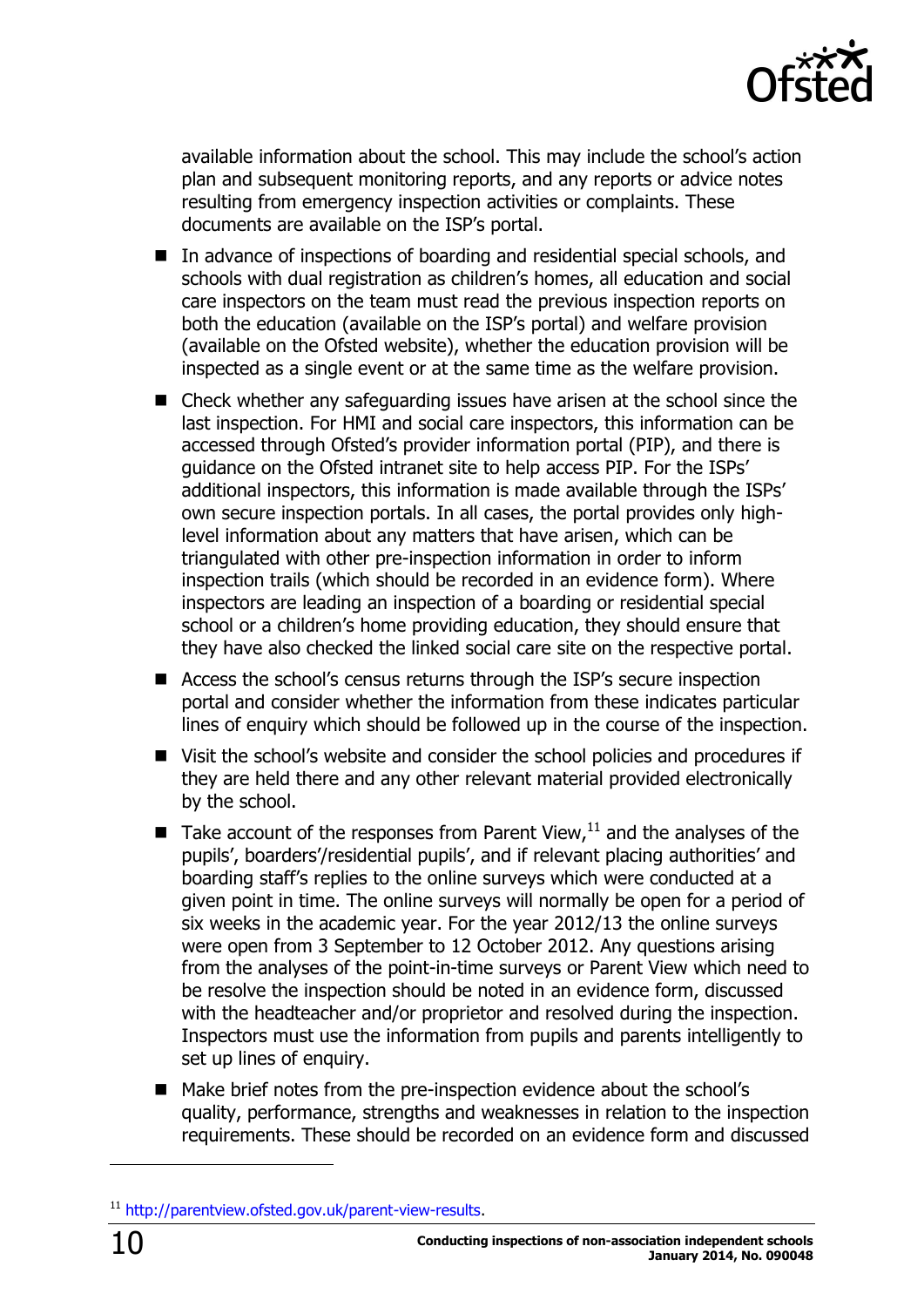available information about the school. This may include the school's action plan and subsequent monitoring reports, and any reports or advice notes resulting from emergency inspection activities or complaints. These documents are available on the ISP's portal.

- In advance of inspections of boarding and residential special schools, and schools with dual registration as children's homes, all education and social care inspectors on the team must read the previous inspection reports on both the education (available on the ISP's portal) and welfare provision (available on the Ofsted website), whether the education provision will be inspected as a single event or at the same time as the welfare provision.
- Check whether any safeguarding issues have arisen at the school since the last inspection. For HMI and social care inspectors, this information can be accessed through Ofsted's provider information portal (PIP), and there is guidance on the Ofsted intranet site to help access PIP. For the ISPs' additional inspectors, this information is made available through the ISPs' own secure inspection portals. In all cases, the portal provides only high-level information about any matters that have arisen, which can be triangulated with other pre-inspection information in order to inform inspection trails (which should be recorded in an evidence form). Where inspectors are leading an inspection of a boarding or residential special school or a children's home providing education, they should ensure that they have also checked the linked social care site on the respective portal.
- Access the school's census returns through the ISP's secure inspection portal and consider whether the information from these indicates particular lines of enquiry which should be followed up in the course of the inspection.
- Visit the school's website and consider the school policies and procedures if they are held there and any other relevant material provided electronically by the school.
- Take account of the responses from Parent View,[11] and the analyses of the pupils', boarders'/residential pupils', and if relevant placing authorities' and boarding staff's replies to the online surveys which were conducted at a given point in time. The online surveys will normally be open for a period of six weeks in the academic year. For the year 2012/13 the online surveys were open from 3 September to 12 October 2012. Any questions arising from the analyses of the point-in-time surveys or Parent View which need to be resolve the inspection should be noted in an evidence form, discussed with the headteacher and/or proprietor and resolved during the inspection. Inspectors must use the information from pupils and parents intelligently to set up lines of enquiry.
- Make brief notes from the pre-inspection evidence about the school's quality, performance, strengths and weaknesses in relation to the inspection requirements. These should be recorded on an evidence form and discussed

[11] http://parentview.ofsted.gov.uk/parent-view-results.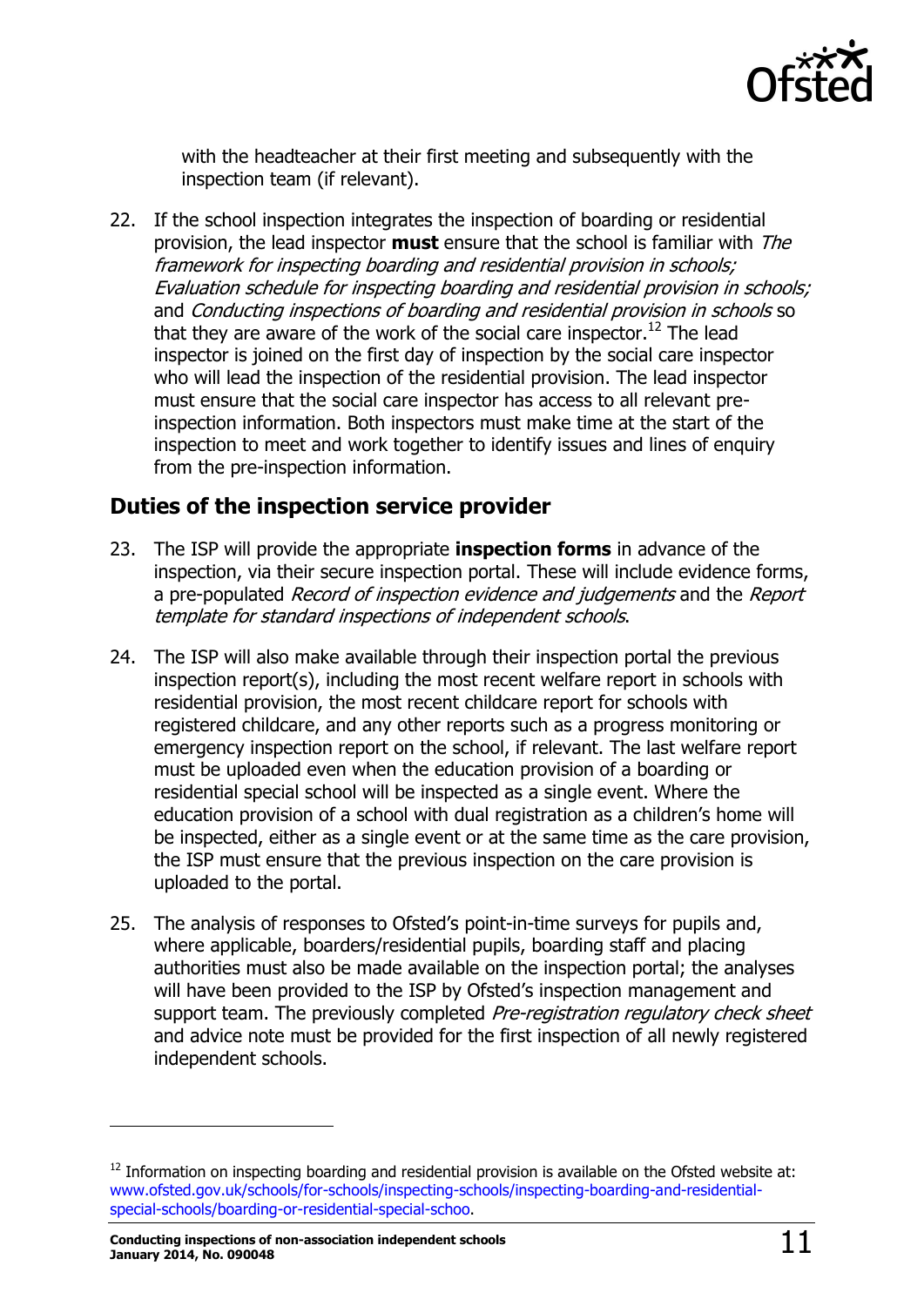with the headteacher at their first meeting and subsequently with the inspection team (if relevant).

22. If the school inspection integrates the inspection of boarding or residential provision, the lead inspector **must** ensure that the school is familiar with *The framework for inspecting boarding and residential provision in schools; Evaluation schedule for inspecting boarding and residential provision in schools;* and *Conducting inspections of boarding and residential provision in schools* so that they are aware of the work of the social care inspector.[12] The lead inspector is joined on the first day of inspection by the social care inspector who will lead the inspection of the residential provision. The lead inspector must ensure that the social care inspector has access to all relevant pre-inspection information. Both inspectors must make time at the start of the inspection to meet and work together to identify issues and lines of enquiry from the pre-inspection information.

## Duties of the inspection service provider

23. The ISP will provide the appropriate **inspection forms** in advance of the inspection, via their secure inspection portal. These will include evidence forms, a pre-populated *Record of inspection evidence and judgements* and the *Report template for standard inspections of independent schools*.

24. The ISP will also make available through their inspection portal the previous inspection report(s), including the most recent welfare report in schools with residential provision, the most recent childcare report for schools with registered childcare, and any other reports such as a progress monitoring or emergency inspection report on the school, if relevant. The last welfare report must be uploaded even when the education provision of a boarding or residential special school will be inspected as a single event. Where the education provision of a school with dual registration as a children's home will be inspected, either as a single event or at the same time as the care provision, the ISP must ensure that the previous inspection on the care provision is uploaded to the portal.

25. The analysis of responses to Ofsted's point-in-time surveys for pupils and, where applicable, boarders/residential pupils, boarding staff and placing authorities must also be made available on the inspection portal; the analyses will have been provided to the ISP by Ofsted's inspection management and support team. The previously completed *Pre-registration regulatory check sheet* and advice note must be provided for the first inspection of all newly registered independent schools.

---

[12] Information on inspecting boarding and residential provision is available on the Ofsted website at: www.ofsted.gov.uk/schools/for-schools/inspecting-schools/inspecting-boarding-and-residential-special-schools/boarding-or-residential-special-schoo.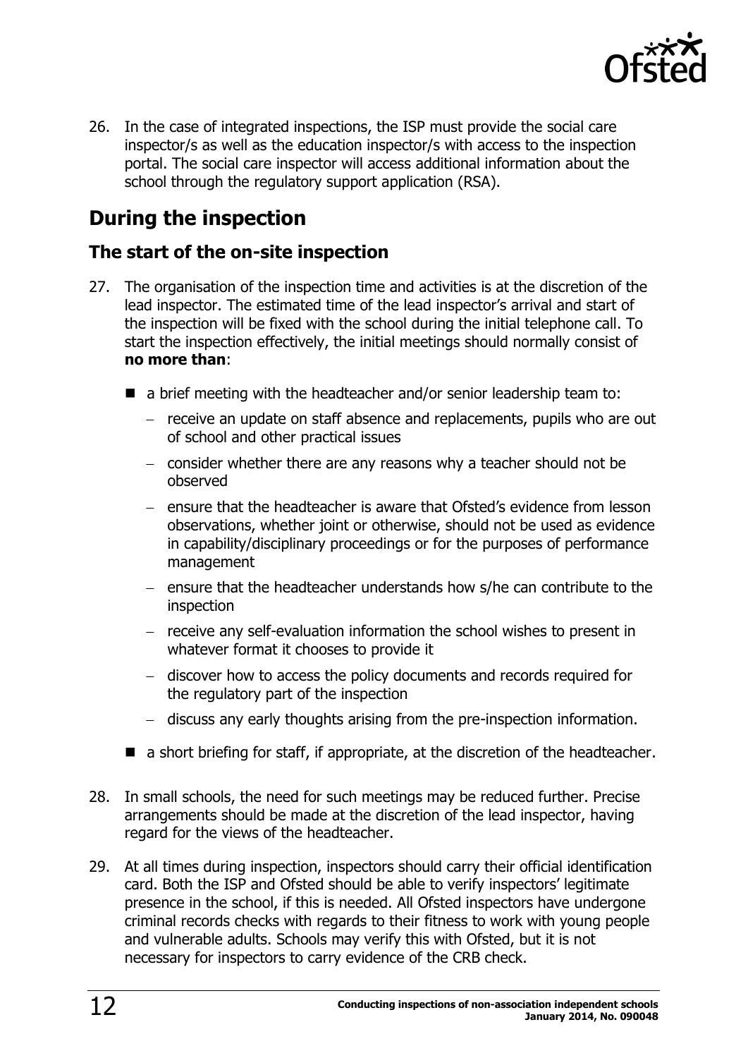26. In the case of integrated inspections, the ISP must provide the social care inspector/s as well as the education inspector/s with access to the inspection portal. The social care inspector will access additional information about the school through the regulatory support application (RSA).

## During the inspection

### The start of the on-site inspection

27. The organisation of the inspection time and activities is at the discretion of the lead inspector. The estimated time of the lead inspector's arrival and start of the inspection will be fixed with the school during the initial telephone call. To start the inspection effectively, the initial meetings should normally consist of **no more than**:

    - a brief meeting with the headteacher and/or senior leadership team to:
        - receive an update on staff absence and replacements, pupils who are out of school and other practical issues
        - consider whether there are any reasons why a teacher should not be observed
        - ensure that the headteacher is aware that Ofsted's evidence from lesson observations, whether joint or otherwise, should not be used as evidence in capability/disciplinary proceedings or for the purposes of performance management
        - ensure that the headteacher understands how s/he can contribute to the inspection
        - receive any self-evaluation information the school wishes to present in whatever format it chooses to provide it
        - discover how to access the policy documents and records required for the regulatory part of the inspection
        - discuss any early thoughts arising from the pre-inspection information.
    - a short briefing for staff, if appropriate, at the discretion of the headteacher.

28. In small schools, the need for such meetings may be reduced further. Precise arrangements should be made at the discretion of the lead inspector, having regard for the views of the headteacher.

29. At all times during inspection, inspectors should carry their official identification card. Both the ISP and Ofsted should be able to verify inspectors' legitimate presence in the school, if this is needed. All Ofsted inspectors have undergone criminal records checks with regards to their fitness to work with young people and vulnerable adults. Schools may verify this with Ofsted, but it is not necessary for inspectors to carry evidence of the CRB check.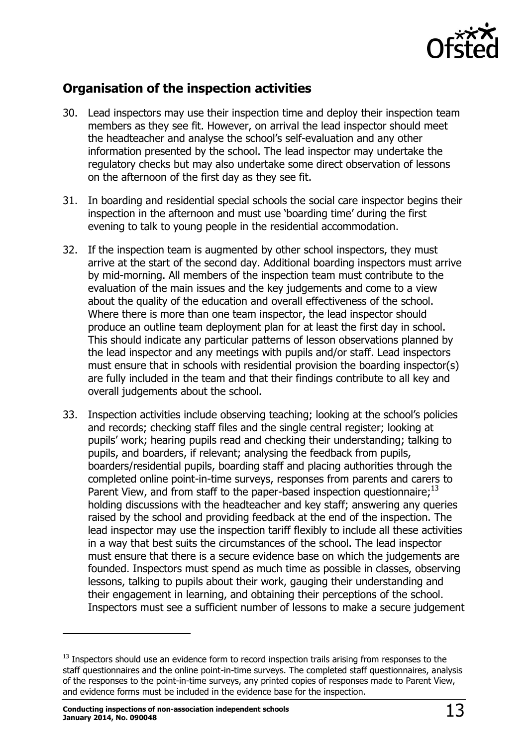## Organisation of the inspection activities

30. Lead inspectors may use their inspection time and deploy their inspection team members as they see fit. However, on arrival the lead inspector should meet the headteacher and analyse the school's self-evaluation and any other information presented by the school. The lead inspector may undertake the regulatory checks but may also undertake some direct observation of lessons on the afternoon of the first day as they see fit.

31. In boarding and residential special schools the social care inspector begins their inspection in the afternoon and must use 'boarding time' during the first evening to talk to young people in the residential accommodation.

32. If the inspection team is augmented by other school inspectors, they must arrive at the start of the second day. Additional boarding inspectors must arrive by mid-morning. All members of the inspection team must contribute to the evaluation of the main issues and the key judgements and come to a view about the quality of the education and overall effectiveness of the school. Where there is more than one team inspector, the lead inspector should produce an outline team deployment plan for at least the first day in school. This should indicate any particular patterns of lesson observations planned by the lead inspector and any meetings with pupils and/or staff. Lead inspectors must ensure that in schools with residential provision the boarding inspector(s) are fully included in the team and that their findings contribute to all key and overall judgements about the school.

33. Inspection activities include observing teaching; looking at the school's policies and records; checking staff files and the single central register; looking at pupils' work; hearing pupils read and checking their understanding; talking to pupils, and boarders, if relevant; analysing the feedback from pupils, boarders/residential pupils, boarding staff and placing authorities through the completed online point-in-time surveys, responses from parents and carers to Parent View, and from staff to the paper-based inspection questionnaire;[13] holding discussions with the headteacher and key staff; answering any queries raised by the school and providing feedback at the end of the inspection. The lead inspector may use the inspection tariff flexibly to include all these activities in a way that best suits the circumstances of the school. The lead inspector must ensure that there is a secure evidence base on which the judgements are founded. Inspectors must spend as much time as possible in classes, observing lessons, talking to pupils about their work, gauging their understanding and their engagement in learning, and obtaining their perceptions of the school. Inspectors must see a sufficient number of lessons to make a secure judgement

---

[13] Inspectors should use an evidence form to record inspection trails arising from responses to the staff questionnaires and the online point-in-time surveys. The completed staff questionnaires, analysis of the responses to the point-in-time surveys, any printed copies of responses made to Parent View, and evidence forms must be included in the evidence base for the inspection.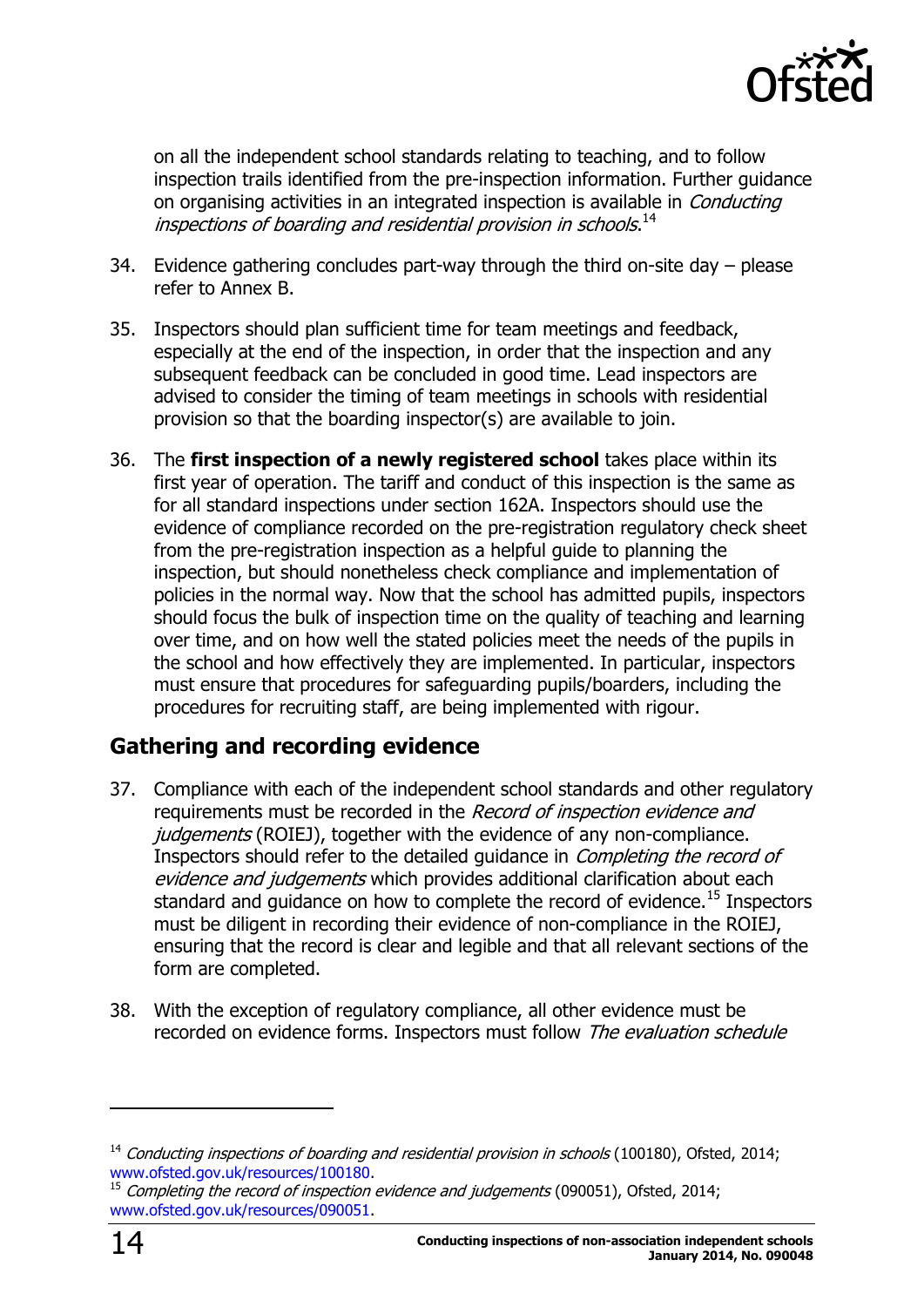on all the independent school standards relating to teaching, and to follow inspection trails identified from the pre-inspection information. Further guidance on organising activities in an integrated inspection is available in *Conducting inspections of boarding and residential provision in schools*.[14]

34. Evidence gathering concludes part-way through the third on-site day – please refer to Annex B.

35. Inspectors should plan sufficient time for team meetings and feedback, especially at the end of the inspection, in order that the inspection and any subsequent feedback can be concluded in good time. Lead inspectors are advised to consider the timing of team meetings in schools with residential provision so that the boarding inspector(s) are available to join.

36. The **first inspection of a newly registered school** takes place within its first year of operation. The tariff and conduct of this inspection is the same as for all standard inspections under section 162A. Inspectors should use the evidence of compliance recorded on the pre-registration regulatory check sheet from the pre-registration inspection as a helpful guide to planning the inspection, but should nonetheless check compliance and implementation of policies in the normal way. Now that the school has admitted pupils, inspectors should focus the bulk of inspection time on the quality of teaching and learning over time, and on how well the stated policies meet the needs of the pupils in the school and how effectively they are implemented. In particular, inspectors must ensure that procedures for safeguarding pupils/boarders, including the procedures for recruiting staff, are being implemented with rigour.

## Gathering and recording evidence

37. Compliance with each of the independent school standards and other regulatory requirements must be recorded in the *Record of inspection evidence and judgements* (ROIEJ), together with the evidence of any non-compliance. Inspectors should refer to the detailed guidance in *Completing the record of evidence and judgements* which provides additional clarification about each standard and guidance on how to complete the record of evidence.[15] Inspectors must be diligent in recording their evidence of non-compliance in the ROIEJ, ensuring that the record is clear and legible and that all relevant sections of the form are completed.

38. With the exception of regulatory compliance, all other evidence must be recorded on evidence forms. Inspectors must follow *The evaluation schedule*

---

[14] *Conducting inspections of boarding and residential provision in schools* (100180), Ofsted, 2014; www.ofsted.gov.uk/resources/100180.

[15] *Completing the record of inspection evidence and judgements* (090051), Ofsted, 2014; www.ofsted.gov.uk/resources/090051.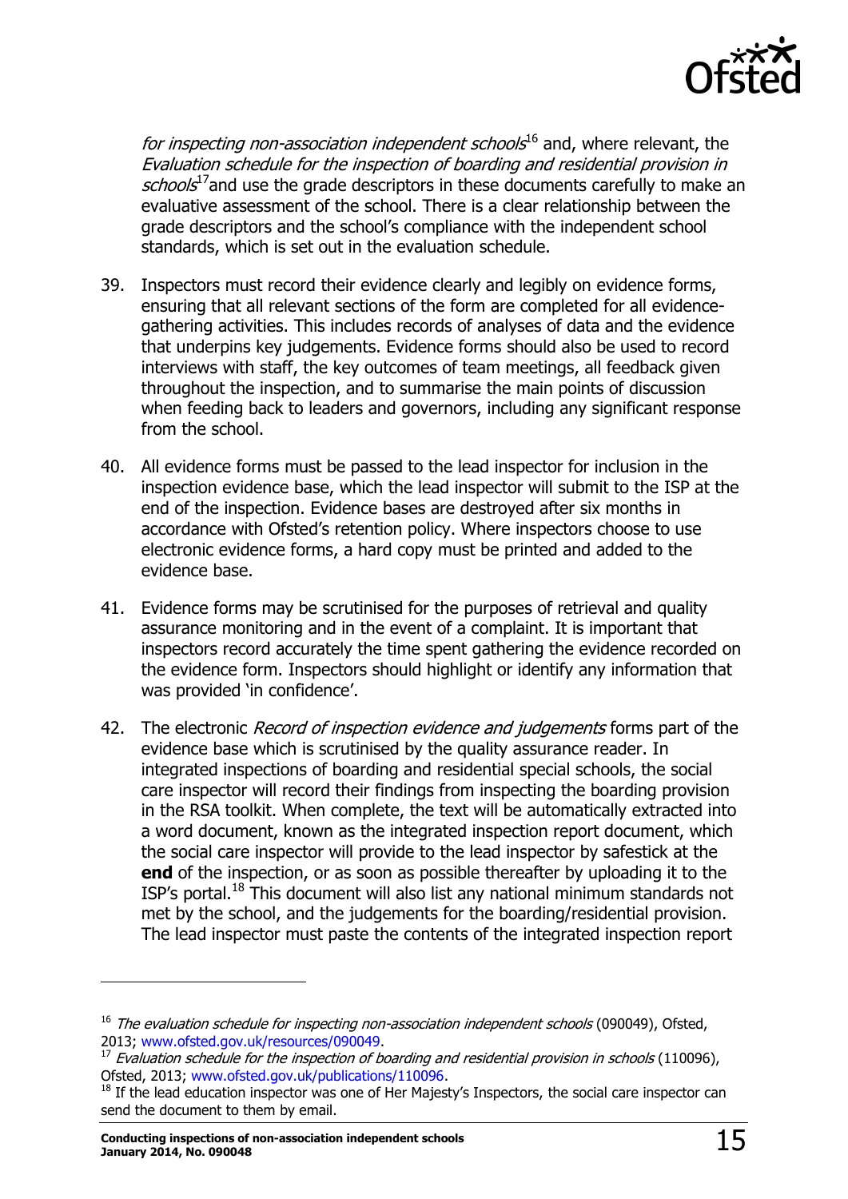*for inspecting non-association independent schools*[16] and, where relevant, the *Evaluation schedule for the inspection of boarding and residential provision in schools*[17] and use the grade descriptors in these documents carefully to make an evaluative assessment of the school. There is a clear relationship between the grade descriptors and the school's compliance with the independent school standards, which is set out in the evaluation schedule.

39. Inspectors must record their evidence clearly and legibly on evidence forms, ensuring that all relevant sections of the form are completed for all evidence-gathering activities. This includes records of analyses of data and the evidence that underpins key judgements. Evidence forms should also be used to record interviews with staff, the key outcomes of team meetings, all feedback given throughout the inspection, and to summarise the main points of discussion when feeding back to leaders and governors, including any significant response from the school.

40. All evidence forms must be passed to the lead inspector for inclusion in the inspection evidence base, which the lead inspector will submit to the ISP at the end of the inspection. Evidence bases are destroyed after six months in accordance with Ofsted's retention policy. Where inspectors choose to use electronic evidence forms, a hard copy must be printed and added to the evidence base.

41. Evidence forms may be scrutinised for the purposes of retrieval and quality assurance monitoring and in the event of a complaint. It is important that inspectors record accurately the time spent gathering the evidence recorded on the evidence form. Inspectors should highlight or identify any information that was provided 'in confidence'.

42. The electronic *Record of inspection evidence and judgements* forms part of the evidence base which is scrutinised by the quality assurance reader. In integrated inspections of boarding and residential special schools, the social care inspector will record their findings from inspecting the boarding provision in the RSA toolkit. When complete, the text will be automatically extracted into a word document, known as the integrated inspection report document, which the social care inspector will provide to the lead inspector by safestick at the **end** of the inspection, or as soon as possible thereafter by uploading it to the ISP's portal.[18] This document will also list any national minimum standards not met by the school, and the judgements for the boarding/residential provision. The lead inspector must paste the contents of the integrated inspection report

---

[16] *The evaluation schedule for inspecting non-association independent schools* (090049), Ofsted, 2013; www.ofsted.gov.uk/resources/090049.

[17] *Evaluation schedule for the inspection of boarding and residential provision in schools* (110096), Ofsted, 2013; www.ofsted.gov.uk/publications/110096.

[18] If the lead education inspector was one of Her Majesty's Inspectors, the social care inspector can send the document to them by email.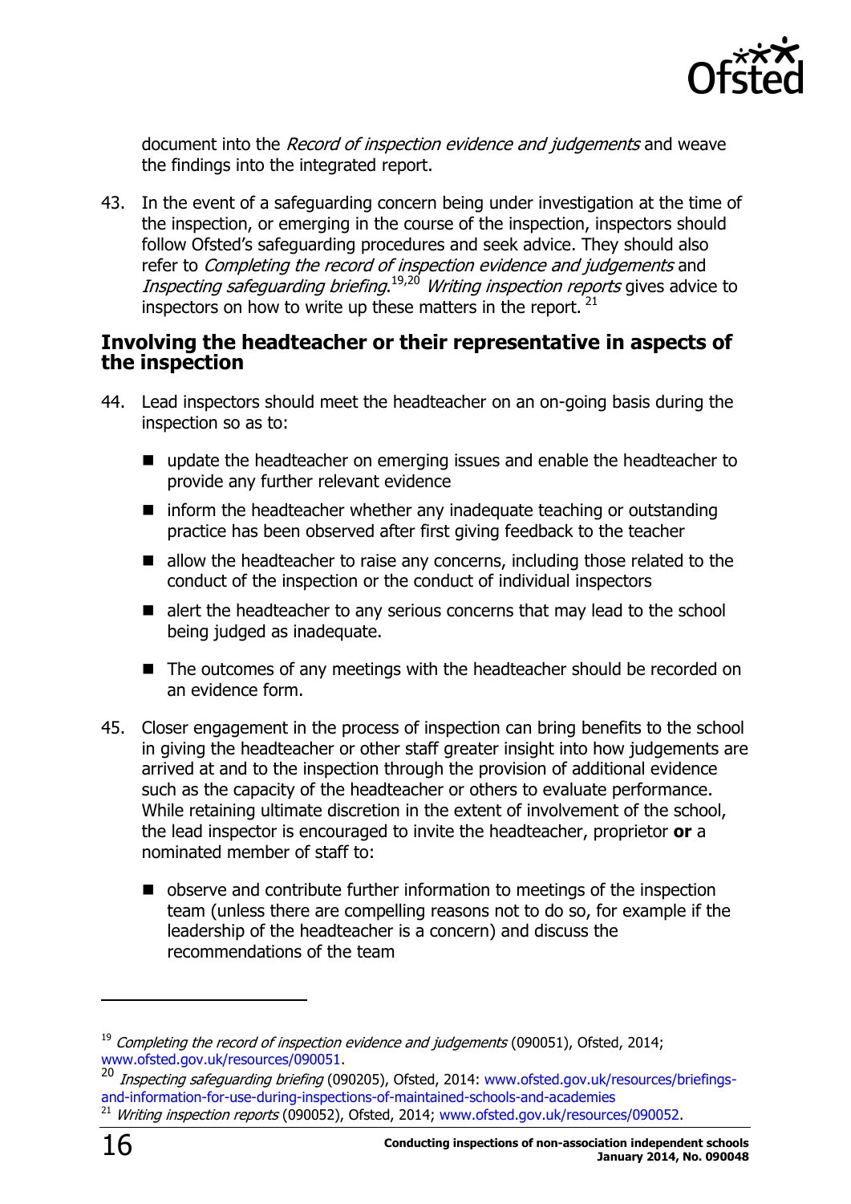document into the *Record of inspection evidence and judgements* and weave the findings into the integrated report.

43. In the event of a safeguarding concern being under investigation at the time of the inspection, or emerging in the course of the inspection, inspectors should follow Ofsted's safeguarding procedures and seek advice. They should also refer to *Completing the record of inspection evidence and judgements* and *Inspecting safeguarding briefing*.[19,20] *Writing inspection reports* gives advice to inspectors on how to write up these matters in the report.[21]

## Involving the headteacher or their representative in aspects of the inspection

44. Lead inspectors should meet the headteacher on an on-going basis during the inspection so as to:

    - update the headteacher on emerging issues and enable the headteacher to provide any further relevant evidence
    - inform the headteacher whether any inadequate teaching or outstanding practice has been observed after first giving feedback to the teacher
    - allow the headteacher to raise any concerns, including those related to the conduct of the inspection or the conduct of individual inspectors
    - alert the headteacher to any serious concerns that may lead to the school being judged as inadequate.
    - The outcomes of any meetings with the headteacher should be recorded on an evidence form.

45. Closer engagement in the process of inspection can bring benefits to the school in giving the headteacher or other staff greater insight into how judgements are arrived at and to the inspection through the provision of additional evidence such as the capacity of the headteacher or others to evaluate performance. While retaining ultimate discretion in the extent of involvement of the school, the lead inspector is encouraged to invite the headteacher, proprietor **or** a nominated member of staff to:

    - observe and contribute further information to meetings of the inspection team (unless there are compelling reasons not to do so, for example if the leadership of the headteacher is a concern) and discuss the recommendations of the team

---

[19] *Completing the record of inspection evidence and judgements* (090051), Ofsted, 2014; www.ofsted.gov.uk/resources/090051.

[20] *Inspecting safeguarding briefing* (090205), Ofsted, 2014: www.ofsted.gov.uk/resources/briefings-and-information-for-use-during-inspections-of-maintained-schools-and-academies

[21] *Writing inspection reports* (090052), Ofsted, 2014; www.ofsted.gov.uk/resources/090052.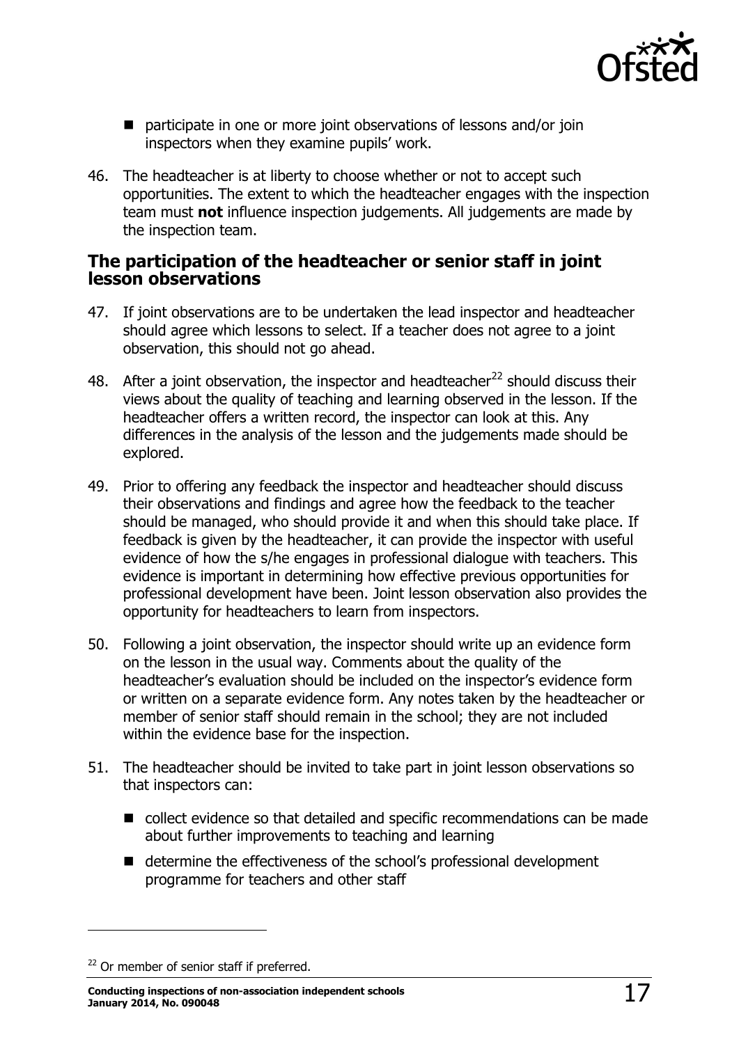- participate in one or more joint observations of lessons and/or join inspectors when they examine pupils' work.

46. The headteacher is at liberty to choose whether or not to accept such opportunities. The extent to which the headteacher engages with the inspection team must **not** influence inspection judgements. All judgements are made by the inspection team.

## The participation of the headteacher or senior staff in joint lesson observations

47. If joint observations are to be undertaken the lead inspector and headteacher should agree which lessons to select. If a teacher does not agree to a joint observation, this should not go ahead.

48. After a joint observation, the inspector and headteacher[22] should discuss their views about the quality of teaching and learning observed in the lesson. If the headteacher offers a written record, the inspector can look at this. Any differences in the analysis of the lesson and the judgements made should be explored.

49. Prior to offering any feedback the inspector and headteacher should discuss their observations and findings and agree how the feedback to the teacher should be managed, who should provide it and when this should take place. If feedback is given by the headteacher, it can provide the inspector with useful evidence of how the s/he engages in professional dialogue with teachers. This evidence is important in determining how effective previous opportunities for professional development have been. Joint lesson observation also provides the opportunity for headteachers to learn from inspectors.

50. Following a joint observation, the inspector should write up an evidence form on the lesson in the usual way. Comments about the quality of the headteacher's evaluation should be included on the inspector's evidence form or written on a separate evidence form. Any notes taken by the headteacher or member of senior staff should remain in the school; they are not included within the evidence base for the inspection.

51. The headteacher should be invited to take part in joint lesson observations so that inspectors can:

    - collect evidence so that detailed and specific recommendations can be made about further improvements to teaching and learning
    - determine the effectiveness of the school's professional development programme for teachers and other staff

[22] Or member of senior staff if preferred.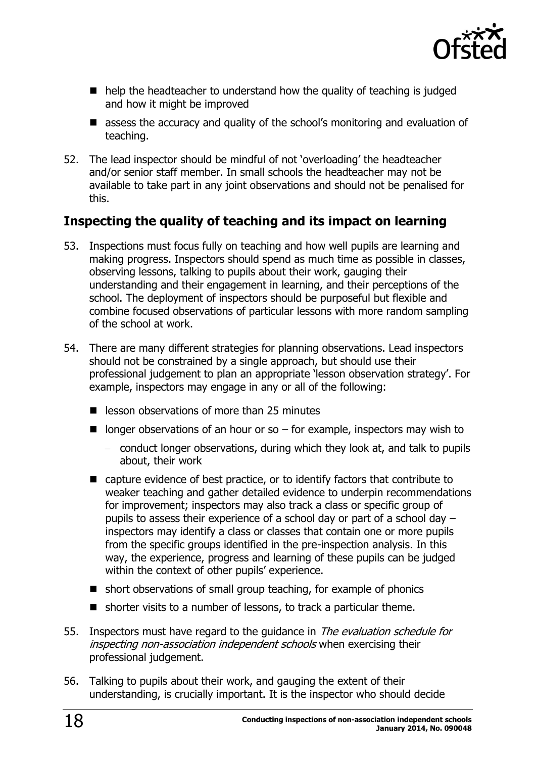- help the headteacher to understand how the quality of teaching is judged and how it might be improved
- assess the accuracy and quality of the school's monitoring and evaluation of teaching.

52. The lead inspector should be mindful of not 'overloading' the headteacher and/or senior staff member. In small schools the headteacher may not be available to take part in any joint observations and should not be penalised for this.

## Inspecting the quality of teaching and its impact on learning

53. Inspections must focus fully on teaching and how well pupils are learning and making progress. Inspectors should spend as much time as possible in classes, observing lessons, talking to pupils about their work, gauging their understanding and their engagement in learning, and their perceptions of the school. The deployment of inspectors should be purposeful but flexible and combine focused observations of particular lessons with more random sampling of the school at work.

54. There are many different strategies for planning observations. Lead inspectors should not be constrained by a single approach, but should use their professional judgement to plan an appropriate 'lesson observation strategy'. For example, inspectors may engage in any or all of the following:

    - lesson observations of more than 25 minutes
    - longer observations of an hour or so – for example, inspectors may wish to
        - conduct longer observations, during which they look at, and talk to pupils about, their work
    - capture evidence of best practice, or to identify factors that contribute to weaker teaching and gather detailed evidence to underpin recommendations for improvement; inspectors may also track a class or specific group of pupils to assess their experience of a school day or part of a school day – inspectors may identify a class or classes that contain one or more pupils from the specific groups identified in the pre-inspection analysis. In this way, the experience, progress and learning of these pupils can be judged within the context of other pupils' experience.
    - short observations of small group teaching, for example of phonics
    - shorter visits to a number of lessons, to track a particular theme.

55. Inspectors must have regard to the guidance in *The evaluation schedule for inspecting non-association independent schools* when exercising their professional judgement.

56. Talking to pupils about their work, and gauging the extent of their understanding, is crucially important. It is the inspector who should decide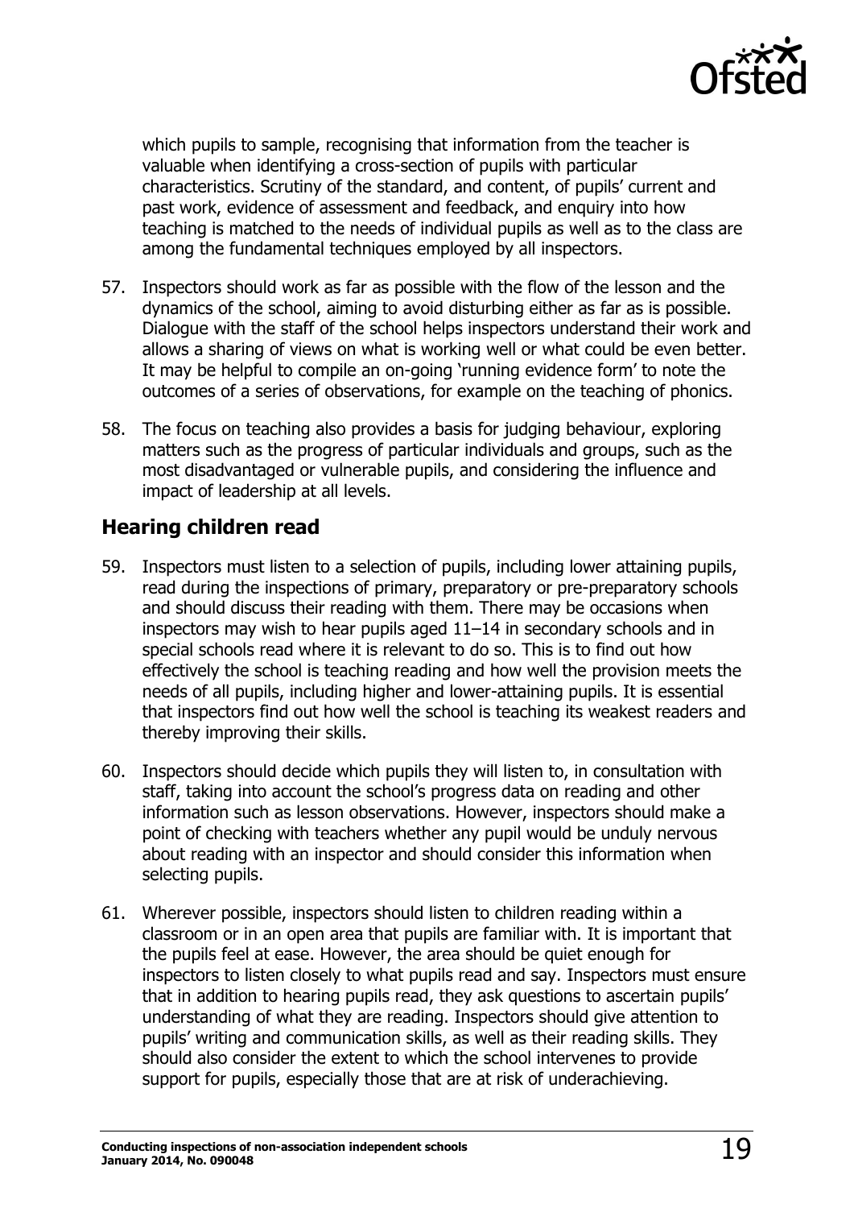which pupils to sample, recognising that information from the teacher is valuable when identifying a cross-section of pupils with particular characteristics. Scrutiny of the standard, and content, of pupils' current and past work, evidence of assessment and feedback, and enquiry into how teaching is matched to the needs of individual pupils as well as to the class are among the fundamental techniques employed by all inspectors.

57. Inspectors should work as far as possible with the flow of the lesson and the dynamics of the school, aiming to avoid disturbing either as far as is possible. Dialogue with the staff of the school helps inspectors understand their work and allows a sharing of views on what is working well or what could be even better. It may be helpful to compile an on-going 'running evidence form' to note the outcomes of a series of observations, for example on the teaching of phonics.

58. The focus on teaching also provides a basis for judging behaviour, exploring matters such as the progress of particular individuals and groups, such as the most disadvantaged or vulnerable pupils, and considering the influence and impact of leadership at all levels.

## Hearing children read

59. Inspectors must listen to a selection of pupils, including lower attaining pupils, read during the inspections of primary, preparatory or pre-preparatory schools and should discuss their reading with them. There may be occasions when inspectors may wish to hear pupils aged 11–14 in secondary schools and in special schools read where it is relevant to do so. This is to find out how effectively the school is teaching reading and how well the provision meets the needs of all pupils, including higher and lower-attaining pupils. It is essential that inspectors find out how well the school is teaching its weakest readers and thereby improving their skills.

60. Inspectors should decide which pupils they will listen to, in consultation with staff, taking into account the school's progress data on reading and other information such as lesson observations. However, inspectors should make a point of checking with teachers whether any pupil would be unduly nervous about reading with an inspector and should consider this information when selecting pupils.

61. Wherever possible, inspectors should listen to children reading within a classroom or in an open area that pupils are familiar with. It is important that the pupils feel at ease. However, the area should be quiet enough for inspectors to listen closely to what pupils read and say. Inspectors must ensure that in addition to hearing pupils read, they ask questions to ascertain pupils' understanding of what they are reading. Inspectors should give attention to pupils' writing and communication skills, as well as their reading skills. They should also consider the extent to which the school intervenes to provide support for pupils, especially those that are at risk of underachieving.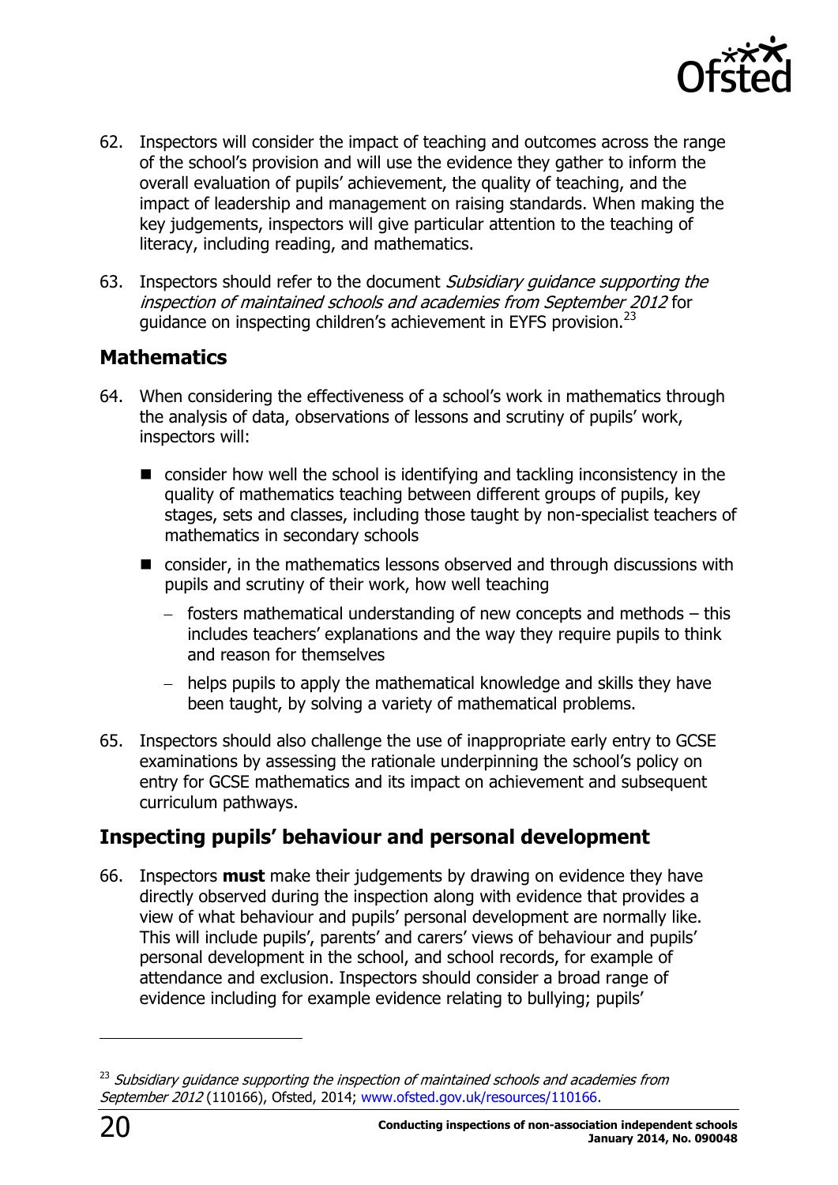62. Inspectors will consider the impact of teaching and outcomes across the range of the school's provision and will use the evidence they gather to inform the overall evaluation of pupils' achievement, the quality of teaching, and the impact of leadership and management on raising standards. When making the key judgements, inspectors will give particular attention to the teaching of literacy, including reading, and mathematics.

63. Inspectors should refer to the document *Subsidiary guidance supporting the inspection of maintained schools and academies from September 2012* for guidance on inspecting children's achievement in EYFS provision.[23]

## Mathematics

64. When considering the effectiveness of a school's work in mathematics through the analysis of data, observations of lessons and scrutiny of pupils' work, inspectors will:

    - consider how well the school is identifying and tackling inconsistency in the quality of mathematics teaching between different groups of pupils, key stages, sets and classes, including those taught by non-specialist teachers of mathematics in secondary schools
    - consider, in the mathematics lessons observed and through discussions with pupils and scrutiny of their work, how well teaching
        - fosters mathematical understanding of new concepts and methods – this includes teachers' explanations and the way they require pupils to think and reason for themselves
        - helps pupils to apply the mathematical knowledge and skills they have been taught, by solving a variety of mathematical problems.

65. Inspectors should also challenge the use of inappropriate early entry to GCSE examinations by assessing the rationale underpinning the school's policy on entry for GCSE mathematics and its impact on achievement and subsequent curriculum pathways.

## Inspecting pupils' behaviour and personal development

66. Inspectors **must** make their judgements by drawing on evidence they have directly observed during the inspection along with evidence that provides a view of what behaviour and pupils' personal development are normally like. This will include pupils', parents' and carers' views of behaviour and pupils' personal development in the school, and school records, for example of attendance and exclusion. Inspectors should consider a broad range of evidence including for example evidence relating to bullying; pupils'

---

[23] *Subsidiary guidance supporting the inspection of maintained schools and academies from September 2012* (110166), Ofsted, 2014; www.ofsted.gov.uk/resources/110166.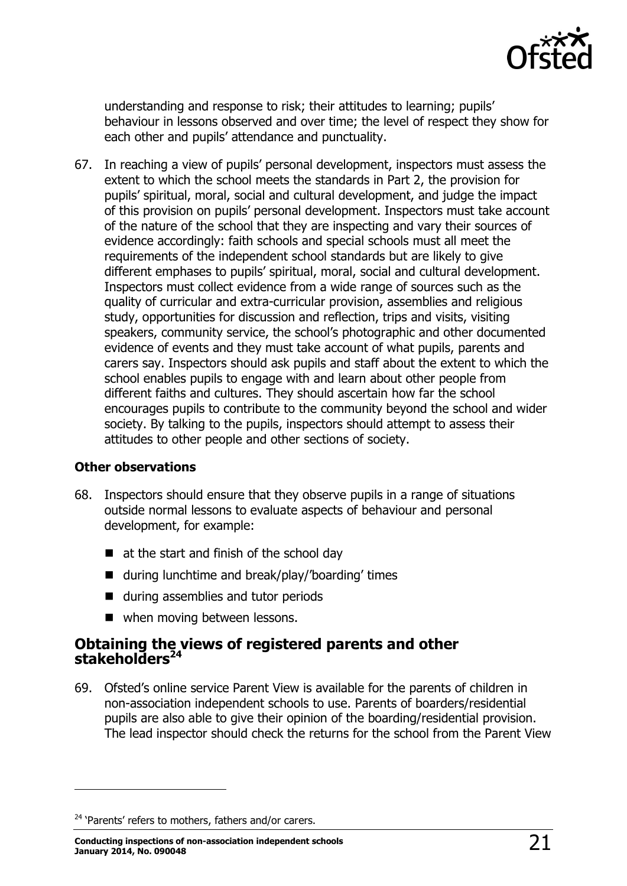understanding and response to risk; their attitudes to learning; pupils' behaviour in lessons observed and over time; the level of respect they show for each other and pupils' attendance and punctuality.

67. In reaching a view of pupils' personal development, inspectors must assess the extent to which the school meets the standards in Part 2, the provision for pupils' spiritual, moral, social and cultural development, and judge the impact of this provision on pupils' personal development. Inspectors must take account of the nature of the school that they are inspecting and vary their sources of evidence accordingly: faith schools and special schools must all meet the requirements of the independent school standards but are likely to give different emphases to pupils' spiritual, moral, social and cultural development. Inspectors must collect evidence from a wide range of sources such as the quality of curricular and extra-curricular provision, assemblies and religious study, opportunities for discussion and reflection, trips and visits, visiting speakers, community service, the school's photographic and other documented evidence of events and they must take account of what pupils, parents and carers say. Inspectors should ask pupils and staff about the extent to which the school enables pupils to engage with and learn about other people from different faiths and cultures. They should ascertain how far the school encourages pupils to contribute to the community beyond the school and wider society. By talking to the pupils, inspectors should attempt to assess their attitudes to other people and other sections of society.

**Other observations**

68. Inspectors should ensure that they observe pupils in a range of situations outside normal lessons to evaluate aspects of behaviour and personal development, for example:
    - at the start and finish of the school day
    - during lunchtime and break/play/'boarding' times
    - during assemblies and tutor periods
    - when moving between lessons.

## Obtaining the views of registered parents and other stakeholders[24]

69. Ofsted's online service Parent View is available for the parents of children in non-association independent schools to use. Parents of boarders/residential pupils are also able to give their opinion of the boarding/residential provision. The lead inspector should check the returns for the school from the Parent View

[24] 'Parents' refers to mothers, fathers and/or carers.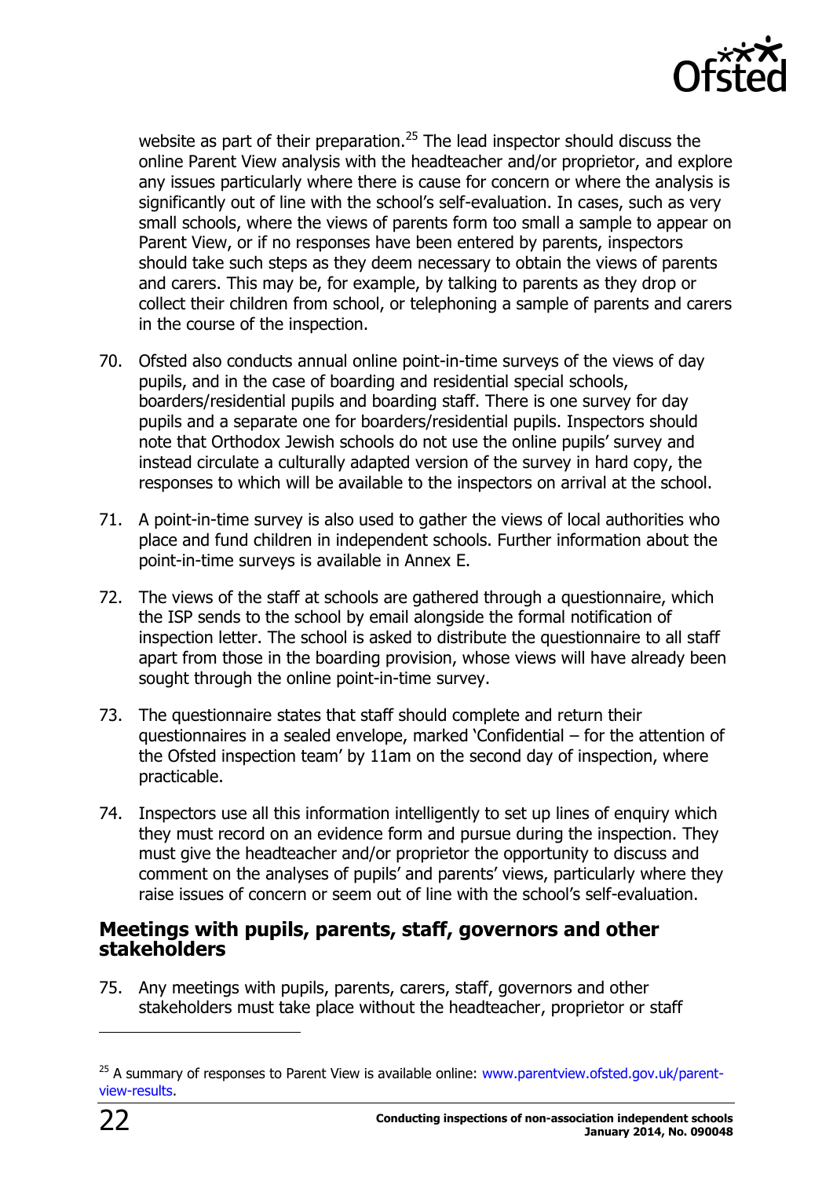website as part of their preparation.[25] The lead inspector should discuss the online Parent View analysis with the headteacher and/or proprietor, and explore any issues particularly where there is cause for concern or where the analysis is significantly out of line with the school's self-evaluation. In cases, such as very small schools, where the views of parents form too small a sample to appear on Parent View, or if no responses have been entered by parents, inspectors should take such steps as they deem necessary to obtain the views of parents and carers. This may be, for example, by talking to parents as they drop or collect their children from school, or telephoning a sample of parents and carers in the course of the inspection.

70. Ofsted also conducts annual online point-in-time surveys of the views of day pupils, and in the case of boarding and residential special schools, boarders/residential pupils and boarding staff. There is one survey for day pupils and a separate one for boarders/residential pupils. Inspectors should note that Orthodox Jewish schools do not use the online pupils' survey and instead circulate a culturally adapted version of the survey in hard copy, the responses to which will be available to the inspectors on arrival at the school.

71. A point-in-time survey is also used to gather the views of local authorities who place and fund children in independent schools. Further information about the point-in-time surveys is available in Annex E.

72. The views of the staff at schools are gathered through a questionnaire, which the ISP sends to the school by email alongside the formal notification of inspection letter. The school is asked to distribute the questionnaire to all staff apart from those in the boarding provision, whose views will have already been sought through the online point-in-time survey.

73. The questionnaire states that staff should complete and return their questionnaires in a sealed envelope, marked 'Confidential – for the attention of the Ofsted inspection team' by 11am on the second day of inspection, where practicable.

74. Inspectors use all this information intelligently to set up lines of enquiry which they must record on an evidence form and pursue during the inspection. They must give the headteacher and/or proprietor the opportunity to discuss and comment on the analyses of pupils' and parents' views, particularly where they raise issues of concern or seem out of line with the school's self-evaluation.

## Meetings with pupils, parents, staff, governors and other stakeholders

75. Any meetings with pupils, parents, carers, staff, governors and other stakeholders must take place without the headteacher, proprietor or staff

---

[25] A summary of responses to Parent View is available online: www.parentview.ofsted.gov.uk/parent-view-results.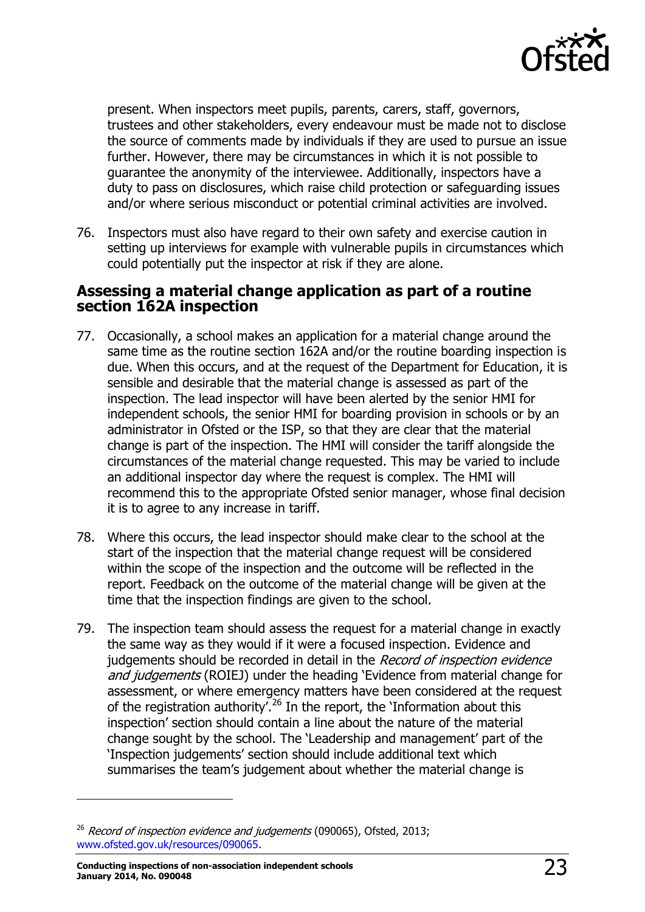present. When inspectors meet pupils, parents, carers, staff, governors, trustees and other stakeholders, every endeavour must be made not to disclose the source of comments made by individuals if they are used to pursue an issue further. However, there may be circumstances in which it is not possible to guarantee the anonymity of the interviewee. Additionally, inspectors have a duty to pass on disclosures, which raise child protection or safeguarding issues and/or where serious misconduct or potential criminal activities are involved.

76. Inspectors must also have regard to their own safety and exercise caution in setting up interviews for example with vulnerable pupils in circumstances which could potentially put the inspector at risk if they are alone.

## Assessing a material change application as part of a routine section 162A inspection

77. Occasionally, a school makes an application for a material change around the same time as the routine section 162A and/or the routine boarding inspection is due. When this occurs, and at the request of the Department for Education, it is sensible and desirable that the material change is assessed as part of the inspection. The lead inspector will have been alerted by the senior HMI for independent schools, the senior HMI for boarding provision in schools or by an administrator in Ofsted or the ISP, so that they are clear that the material change is part of the inspection. The HMI will consider the tariff alongside the circumstances of the material change requested. This may be varied to include an additional inspector day where the request is complex. The HMI will recommend this to the appropriate Ofsted senior manager, whose final decision it is to agree to any increase in tariff.

78. Where this occurs, the lead inspector should make clear to the school at the start of the inspection that the material change request will be considered within the scope of the inspection and the outcome will be reflected in the report. Feedback on the outcome of the material change will be given at the time that the inspection findings are given to the school.

79. The inspection team should assess the request for a material change in exactly the same way as they would if it were a focused inspection. Evidence and judgements should be recorded in detail in the *Record of inspection evidence and judgements* (ROIEJ) under the heading 'Evidence from material change for assessment, or where emergency matters have been considered at the request of the registration authority'.[26] In the report, the 'Information about this inspection' section should contain a line about the nature of the material change sought by the school. The 'Leadership and management' part of the 'Inspection judgements' section should include additional text which summarises the team's judgement about whether the material change is

[26] *Record of inspection evidence and judgements* (090065), Ofsted, 2013; www.ofsted.gov.uk/resources/090065.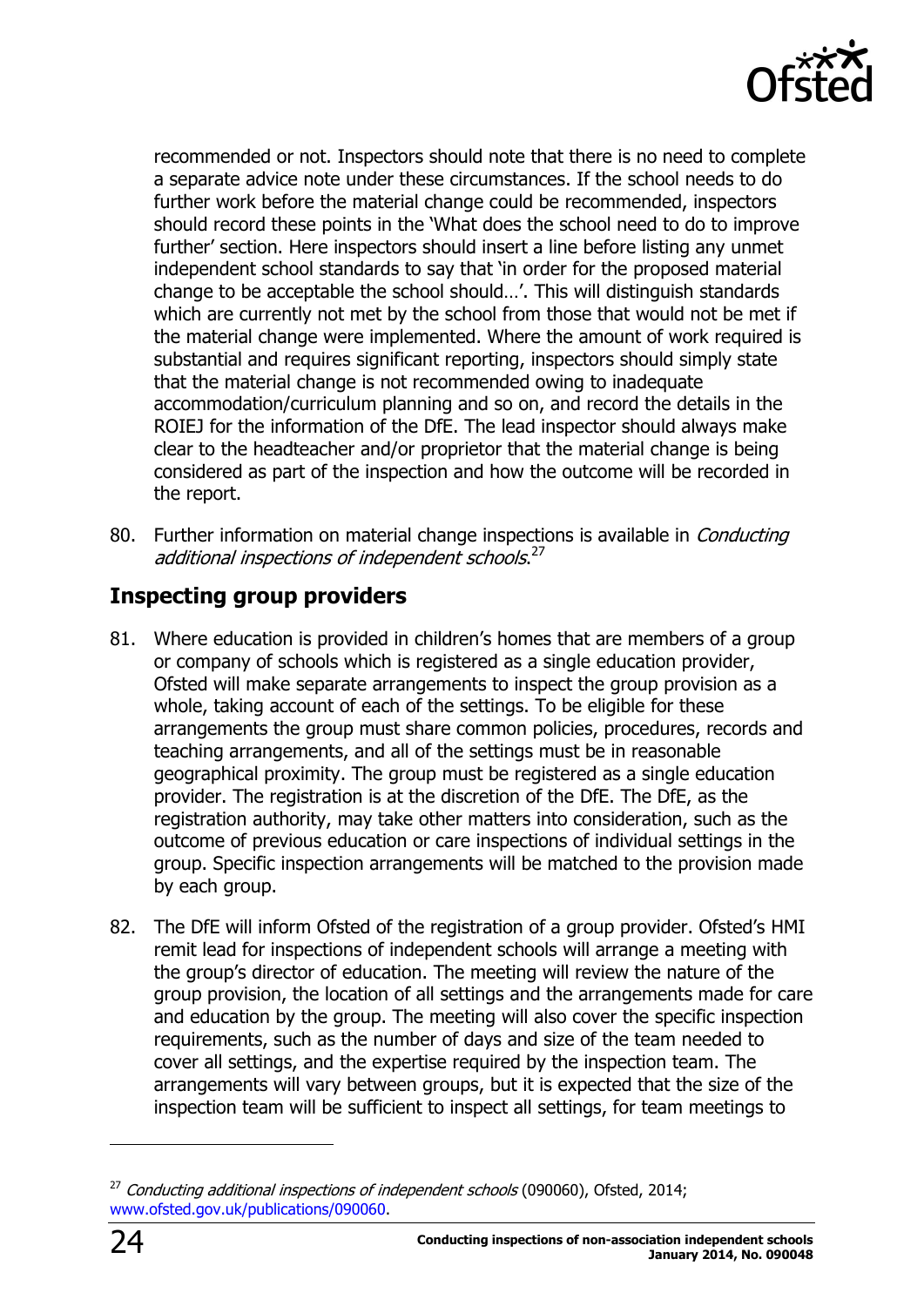recommended or not. Inspectors should note that there is no need to complete a separate advice note under these circumstances. If the school needs to do further work before the material change could be recommended, inspectors should record these points in the 'What does the school need to do to improve further' section. Here inspectors should insert a line before listing any unmet independent school standards to say that 'in order for the proposed material change to be acceptable the school should…'. This will distinguish standards which are currently not met by the school from those that would not be met if the material change were implemented. Where the amount of work required is substantial and requires significant reporting, inspectors should simply state that the material change is not recommended owing to inadequate accommodation/curriculum planning and so on, and record the details in the ROIEJ for the information of the DfE. The lead inspector should always make clear to the headteacher and/or proprietor that the material change is being considered as part of the inspection and how the outcome will be recorded in the report.

80. Further information on material change inspections is available in *Conducting additional inspections of independent schools*.[27]

## Inspecting group providers

81. Where education is provided in children's homes that are members of a group or company of schools which is registered as a single education provider, Ofsted will make separate arrangements to inspect the group provision as a whole, taking account of each of the settings. To be eligible for these arrangements the group must share common policies, procedures, records and teaching arrangements, and all of the settings must be in reasonable geographical proximity. The group must be registered as a single education provider. The registration is at the discretion of the DfE. The DfE, as the registration authority, may take other matters into consideration, such as the outcome of previous education or care inspections of individual settings in the group. Specific inspection arrangements will be matched to the provision made by each group.

82. The DfE will inform Ofsted of the registration of a group provider. Ofsted's HMI remit lead for inspections of independent schools will arrange a meeting with the group's director of education. The meeting will review the nature of the group provision, the location of all settings and the arrangements made for care and education by the group. The meeting will also cover the specific inspection requirements, such as the number of days and size of the team needed to cover all settings, and the expertise required by the inspection team. The arrangements will vary between groups, but it is expected that the size of the inspection team will be sufficient to inspect all settings, for team meetings to

---

[27] *Conducting additional inspections of independent schools* (090060), Ofsted, 2014; www.ofsted.gov.uk/publications/090060.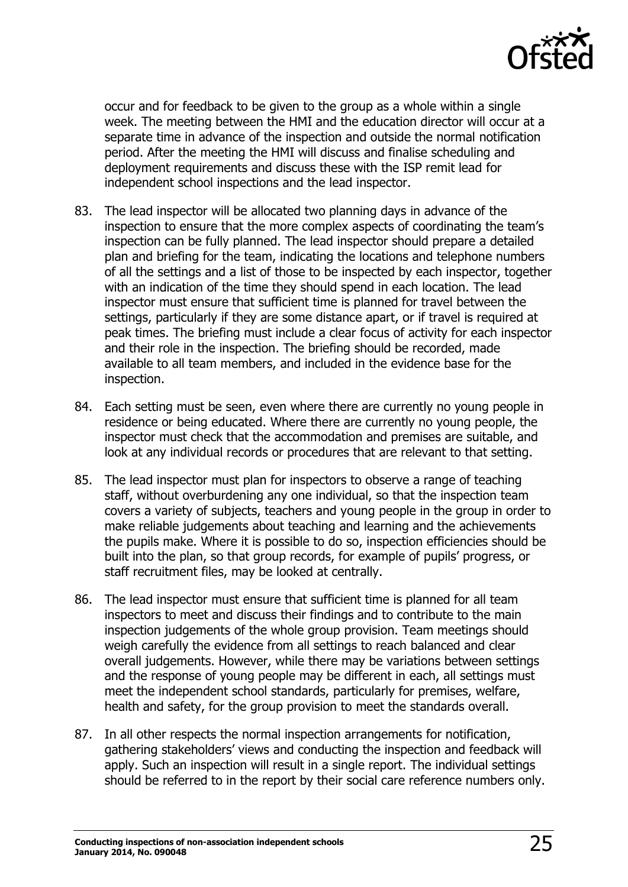occur and for feedback to be given to the group as a whole within a single week. The meeting between the HMI and the education director will occur at a separate time in advance of the inspection and outside the normal notification period. After the meeting the HMI will discuss and finalise scheduling and deployment requirements and discuss these with the ISP remit lead for independent school inspections and the lead inspector.

83. The lead inspector will be allocated two planning days in advance of the inspection to ensure that the more complex aspects of coordinating the team's inspection can be fully planned. The lead inspector should prepare a detailed plan and briefing for the team, indicating the locations and telephone numbers of all the settings and a list of those to be inspected by each inspector, together with an indication of the time they should spend in each location. The lead inspector must ensure that sufficient time is planned for travel between the settings, particularly if they are some distance apart, or if travel is required at peak times. The briefing must include a clear focus of activity for each inspector and their role in the inspection. The briefing should be recorded, made available to all team members, and included in the evidence base for the inspection.

84. Each setting must be seen, even where there are currently no young people in residence or being educated. Where there are currently no young people, the inspector must check that the accommodation and premises are suitable, and look at any individual records or procedures that are relevant to that setting.

85. The lead inspector must plan for inspectors to observe a range of teaching staff, without overburdening any one individual, so that the inspection team covers a variety of subjects, teachers and young people in the group in order to make reliable judgements about teaching and learning and the achievements the pupils make. Where it is possible to do so, inspection efficiencies should be built into the plan, so that group records, for example of pupils' progress, or staff recruitment files, may be looked at centrally.

86. The lead inspector must ensure that sufficient time is planned for all team inspectors to meet and discuss their findings and to contribute to the main inspection judgements of the whole group provision. Team meetings should weigh carefully the evidence from all settings to reach balanced and clear overall judgements. However, while there may be variations between settings and the response of young people may be different in each, all settings must meet the independent school standards, particularly for premises, welfare, health and safety, for the group provision to meet the standards overall.

87. In all other respects the normal inspection arrangements for notification, gathering stakeholders' views and conducting the inspection and feedback will apply. Such an inspection will result in a single report. The individual settings should be referred to in the report by their social care reference numbers only.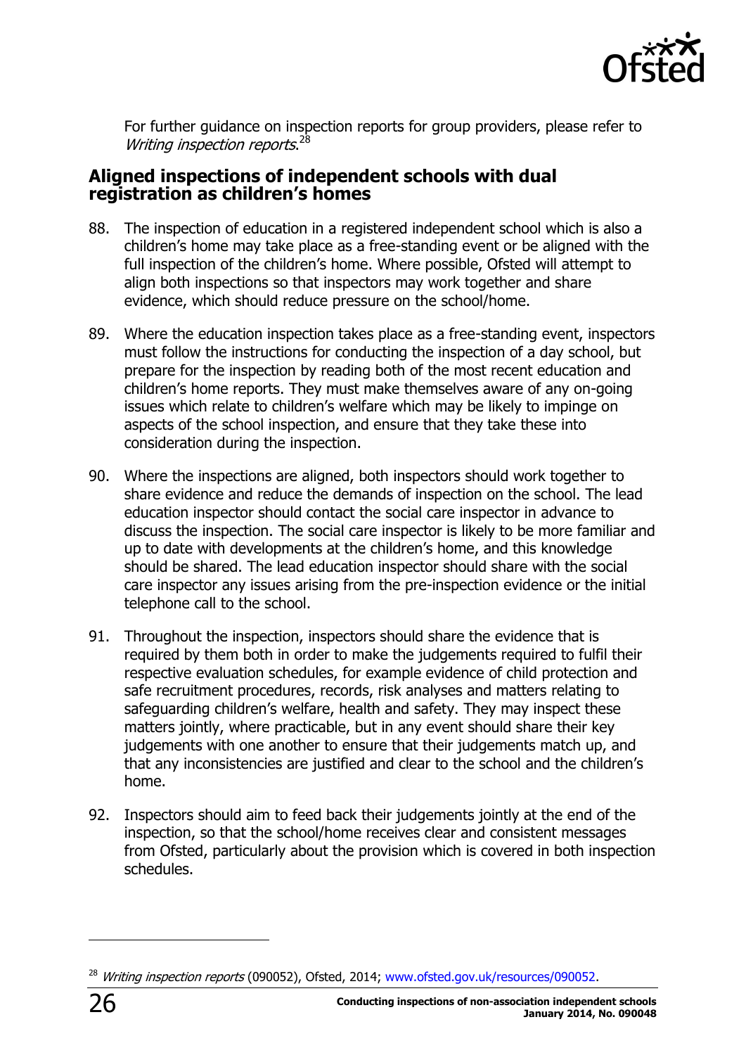For further guidance on inspection reports for group providers, please refer to *Writing inspection reports*.[28]

## Aligned inspections of independent schools with dual registration as children's homes

88. The inspection of education in a registered independent school which is also a children's home may take place as a free-standing event or be aligned with the full inspection of the children's home. Where possible, Ofsted will attempt to align both inspections so that inspectors may work together and share evidence, which should reduce pressure on the school/home.

89. Where the education inspection takes place as a free-standing event, inspectors must follow the instructions for conducting the inspection of a day school, but prepare for the inspection by reading both of the most recent education and children's home reports. They must make themselves aware of any on-going issues which relate to children's welfare which may be likely to impinge on aspects of the school inspection, and ensure that they take these into consideration during the inspection.

90. Where the inspections are aligned, both inspectors should work together to share evidence and reduce the demands of inspection on the school. The lead education inspector should contact the social care inspector in advance to discuss the inspection. The social care inspector is likely to be more familiar and up to date with developments at the children's home, and this knowledge should be shared. The lead education inspector should share with the social care inspector any issues arising from the pre-inspection evidence or the initial telephone call to the school.

91. Throughout the inspection, inspectors should share the evidence that is required by them both in order to make the judgements required to fulfil their respective evaluation schedules, for example evidence of child protection and safe recruitment procedures, records, risk analyses and matters relating to safeguarding children's welfare, health and safety. They may inspect these matters jointly, where practicable, but in any event should share their key judgements with one another to ensure that their judgements match up, and that any inconsistencies are justified and clear to the school and the children's home.

92. Inspectors should aim to feed back their judgements jointly at the end of the inspection, so that the school/home receives clear and consistent messages from Ofsted, particularly about the provision which is covered in both inspection schedules.

---

[28] *Writing inspection reports* (090052), Ofsted, 2014; www.ofsted.gov.uk/resources/090052.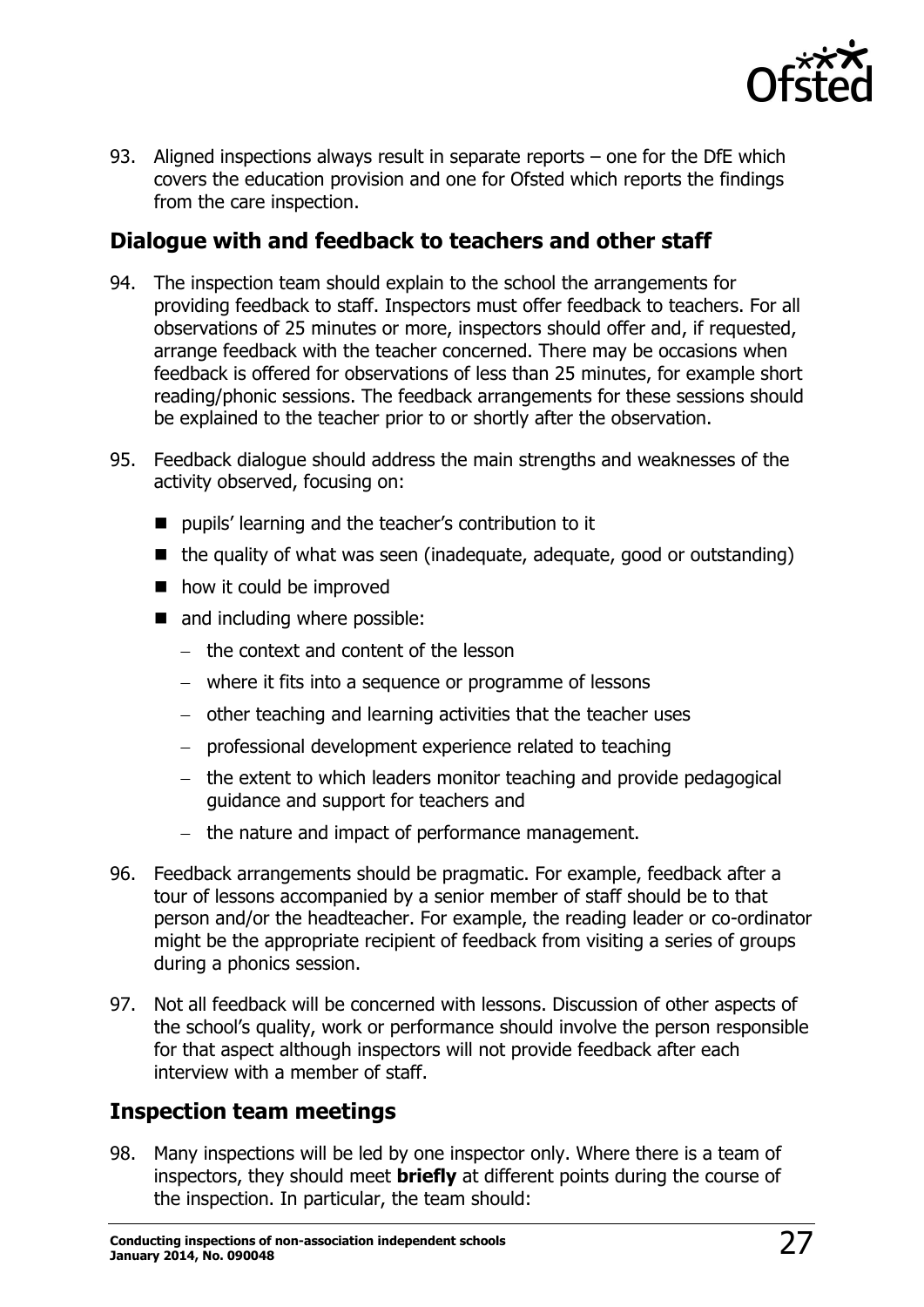93. Aligned inspections always result in separate reports – one for the DfE which covers the education provision and one for Ofsted which reports the findings from the care inspection.

## Dialogue with and feedback to teachers and other staff

94. The inspection team should explain to the school the arrangements for providing feedback to staff. Inspectors must offer feedback to teachers. For all observations of 25 minutes or more, inspectors should offer and, if requested, arrange feedback with the teacher concerned. There may be occasions when feedback is offered for observations of less than 25 minutes, for example short reading/phonic sessions. The feedback arrangements for these sessions should be explained to the teacher prior to or shortly after the observation.

95. Feedback dialogue should address the main strengths and weaknesses of the activity observed, focusing on:

   - pupils' learning and the teacher's contribution to it
   - the quality of what was seen (inadequate, adequate, good or outstanding)
   - how it could be improved
   - and including where possible:
     - the context and content of the lesson
     - where it fits into a sequence or programme of lessons
     - other teaching and learning activities that the teacher uses
     - professional development experience related to teaching
     - the extent to which leaders monitor teaching and provide pedagogical guidance and support for teachers and
     - the nature and impact of performance management.

96. Feedback arrangements should be pragmatic. For example, feedback after a tour of lessons accompanied by a senior member of staff should be to that person and/or the headteacher. For example, the reading leader or co-ordinator might be the appropriate recipient of feedback from visiting a series of groups during a phonics session.

97. Not all feedback will be concerned with lessons. Discussion of other aspects of the school's quality, work or performance should involve the person responsible for that aspect although inspectors will not provide feedback after each interview with a member of staff.

## Inspection team meetings

98. Many inspections will be led by one inspector only. Where there is a team of inspectors, they should meet **briefly** at different points during the course of the inspection. In particular, the team should: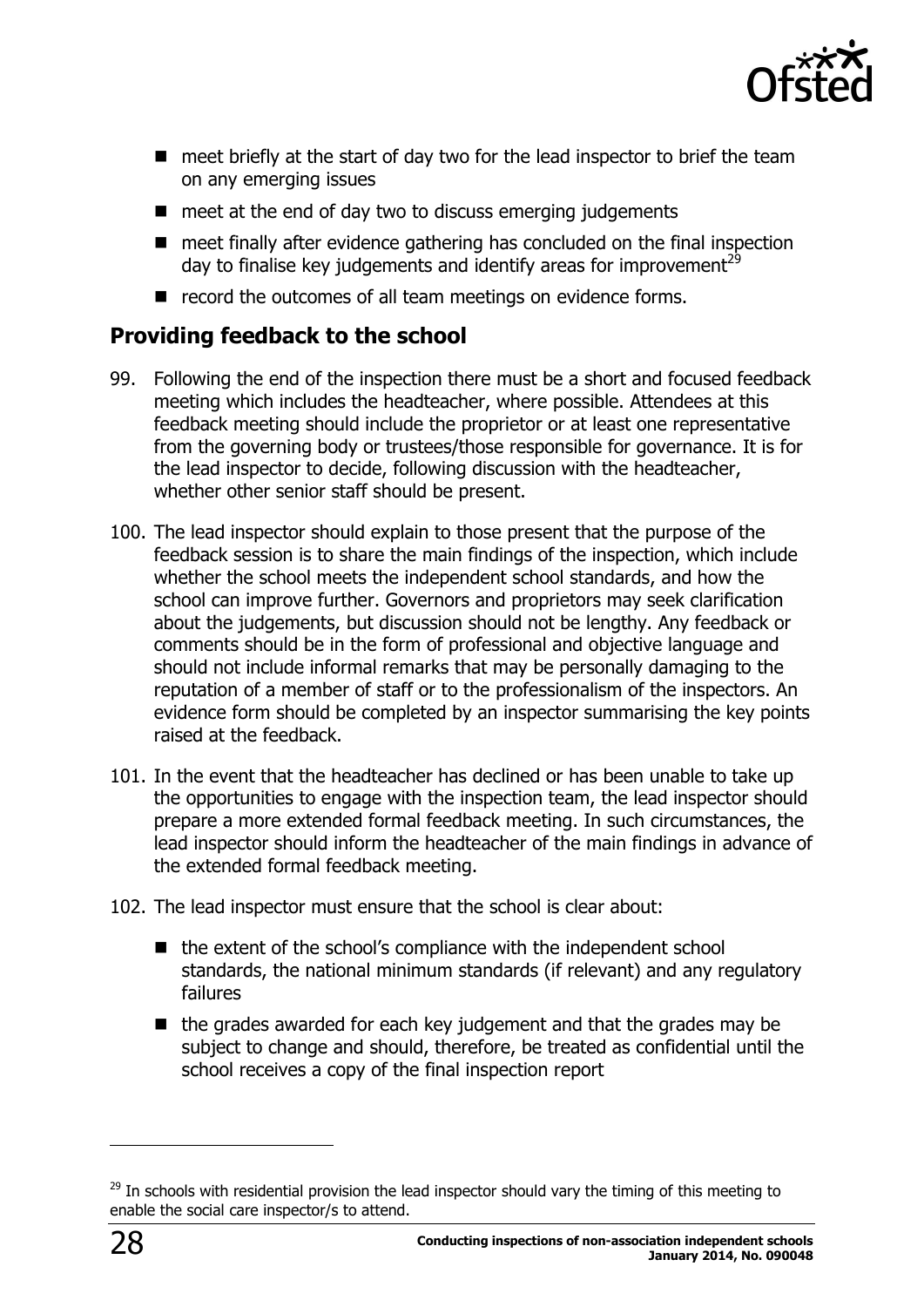- meet briefly at the start of day two for the lead inspector to brief the team on any emerging issues
- meet at the end of day two to discuss emerging judgements
- meet finally after evidence gathering has concluded on the final inspection day to finalise key judgements and identify areas for improvement[29]
- record the outcomes of all team meetings on evidence forms.

## Providing feedback to the school

99. Following the end of the inspection there must be a short and focused feedback meeting which includes the headteacher, where possible. Attendees at this feedback meeting should include the proprietor or at least one representative from the governing body or trustees/those responsible for governance. It is for the lead inspector to decide, following discussion with the headteacher, whether other senior staff should be present.

100. The lead inspector should explain to those present that the purpose of the feedback session is to share the main findings of the inspection, which include whether the school meets the independent school standards, and how the school can improve further. Governors and proprietors may seek clarification about the judgements, but discussion should not be lengthy. Any feedback or comments should be in the form of professional and objective language and should not include informal remarks that may be personally damaging to the reputation of a member of staff or to the professionalism of the inspectors. An evidence form should be completed by an inspector summarising the key points raised at the feedback.

101. In the event that the headteacher has declined or has been unable to take up the opportunities to engage with the inspection team, the lead inspector should prepare a more extended formal feedback meeting. In such circumstances, the lead inspector should inform the headteacher of the main findings in advance of the extended formal feedback meeting.

102. The lead inspector must ensure that the school is clear about:

- the extent of the school's compliance with the independent school standards, the national minimum standards (if relevant) and any regulatory failures
- the grades awarded for each key judgement and that the grades may be subject to change and should, therefore, be treated as confidential until the school receives a copy of the final inspection report

[29] In schools with residential provision the lead inspector should vary the timing of this meeting to enable the social care inspector/s to attend.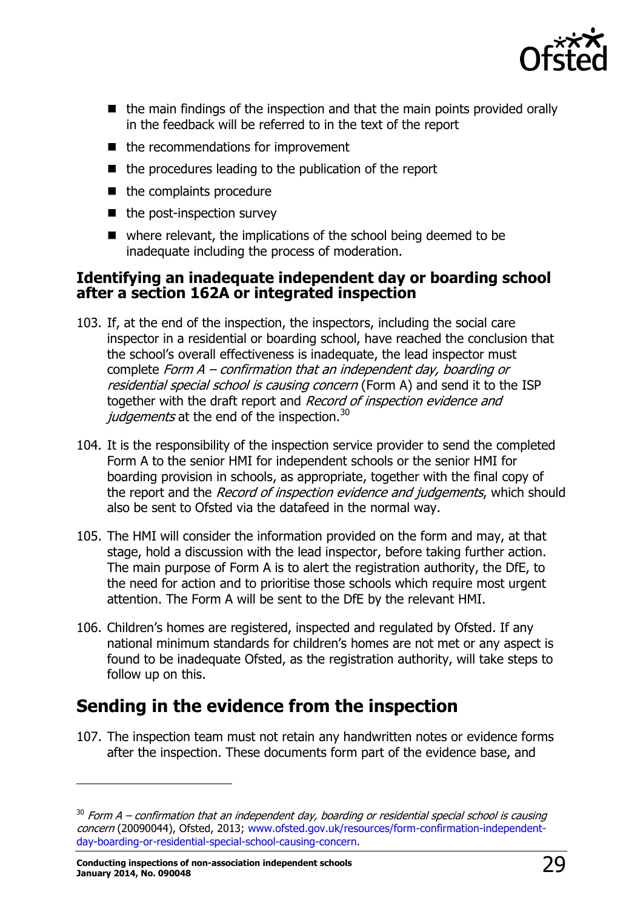- the main findings of the inspection and that the main points provided orally in the feedback will be referred to in the text of the report
- the recommendations for improvement
- the procedures leading to the publication of the report
- the complaints procedure
- the post-inspection survey
- where relevant, the implications of the school being deemed to be inadequate including the process of moderation.

### Identifying an inadequate independent day or boarding school after a section 162A or integrated inspection

103. If, at the end of the inspection, the inspectors, including the social care inspector in a residential or boarding school, have reached the conclusion that the school's overall effectiveness is inadequate, the lead inspector must complete *Form A – confirmation that an independent day, boarding or residential special school is causing concern* (Form A) and send it to the ISP together with the draft report and *Record of inspection evidence and judgements* at the end of the inspection.[30]

104. It is the responsibility of the inspection service provider to send the completed Form A to the senior HMI for independent schools or the senior HMI for boarding provision in schools, as appropriate, together with the final copy of the report and the *Record of inspection evidence and judgements*, which should also be sent to Ofsted via the datafeed in the normal way.

105. The HMI will consider the information provided on the form and may, at that stage, hold a discussion with the lead inspector, before taking further action. The main purpose of Form A is to alert the registration authority, the DfE, to the need for action and to prioritise those schools which require most urgent attention. The Form A will be sent to the DfE by the relevant HMI.

106. Children's homes are registered, inspected and regulated by Ofsted. If any national minimum standards for children's homes are not met or any aspect is found to be inadequate Ofsted, as the registration authority, will take steps to follow up on this.

## Sending in the evidence from the inspection

107. The inspection team must not retain any handwritten notes or evidence forms after the inspection. These documents form part of the evidence base, and

---

[30] *Form A – confirmation that an independent day, boarding or residential special school is causing concern* (20090044), Ofsted, 2013; www.ofsted.gov.uk/resources/form-confirmation-independent-day-boarding-or-residential-special-school-causing-concern.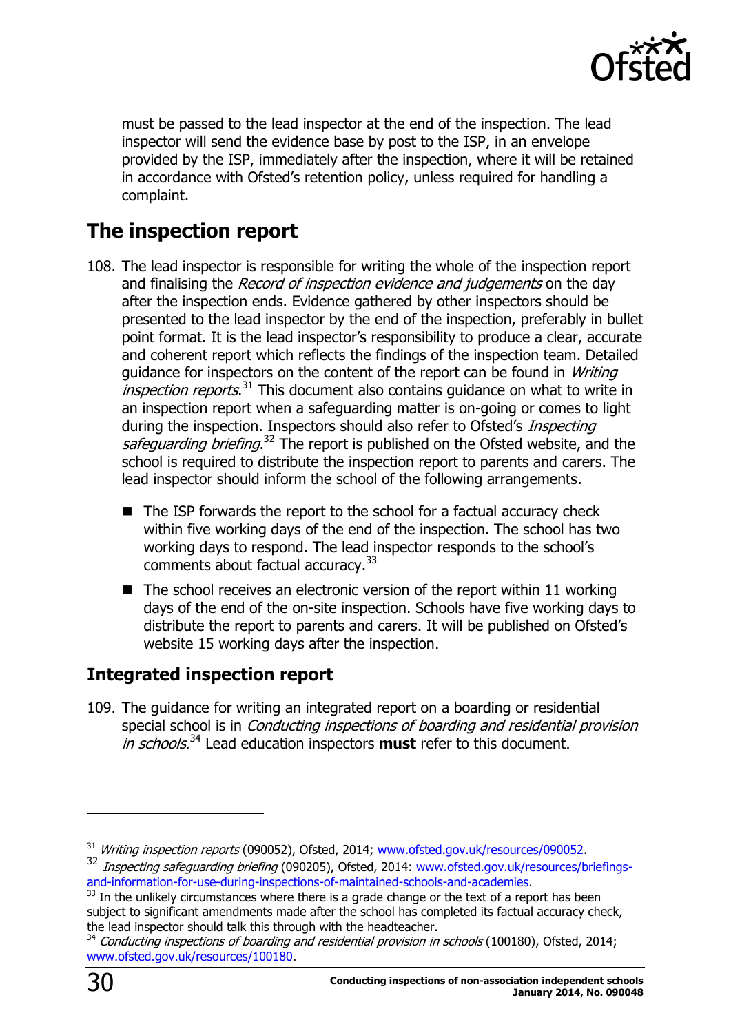must be passed to the lead inspector at the end of the inspection. The lead inspector will send the evidence base by post to the ISP, in an envelope provided by the ISP, immediately after the inspection, where it will be retained in accordance with Ofsted's retention policy, unless required for handling a complaint.

## The inspection report

108. The lead inspector is responsible for writing the whole of the inspection report and finalising the *Record of inspection evidence and judgements* on the day after the inspection ends. Evidence gathered by other inspectors should be presented to the lead inspector by the end of the inspection, preferably in bullet point format. It is the lead inspector's responsibility to produce a clear, accurate and coherent report which reflects the findings of the inspection team. Detailed guidance for inspectors on the content of the report can be found in *Writing inspection reports*.[31] This document also contains guidance on what to write in an inspection report when a safeguarding matter is on-going or comes to light during the inspection. Inspectors should also refer to Ofsted's *Inspecting safeguarding briefing*.[32] The report is published on the Ofsted website, and the school is required to distribute the inspection report to parents and carers. The lead inspector should inform the school of the following arrangements.

- The ISP forwards the report to the school for a factual accuracy check within five working days of the end of the inspection. The school has two working days to respond. The lead inspector responds to the school's comments about factual accuracy.[33]
- The school receives an electronic version of the report within 11 working days of the end of the on-site inspection. Schools have five working days to distribute the report to parents and carers. It will be published on Ofsted's website 15 working days after the inspection.

### Integrated inspection report

109. The guidance for writing an integrated report on a boarding or residential special school is in *Conducting inspections of boarding and residential provision in schools*.[34] Lead education inspectors **must** refer to this document.

---

[31] *Writing inspection reports* (090052), Ofsted, 2014; www.ofsted.gov.uk/resources/090052.

[32] *Inspecting safeguarding briefing* (090205), Ofsted, 2014: www.ofsted.gov.uk/resources/briefings-and-information-for-use-during-inspections-of-maintained-schools-and-academies.

[33] In the unlikely circumstances where there is a grade change or the text of a report has been subject to significant amendments made after the school has completed its factual accuracy check, the lead inspector should talk this through with the headteacher.

[34] *Conducting inspections of boarding and residential provision in schools* (100180), Ofsted, 2014; www.ofsted.gov.uk/resources/100180.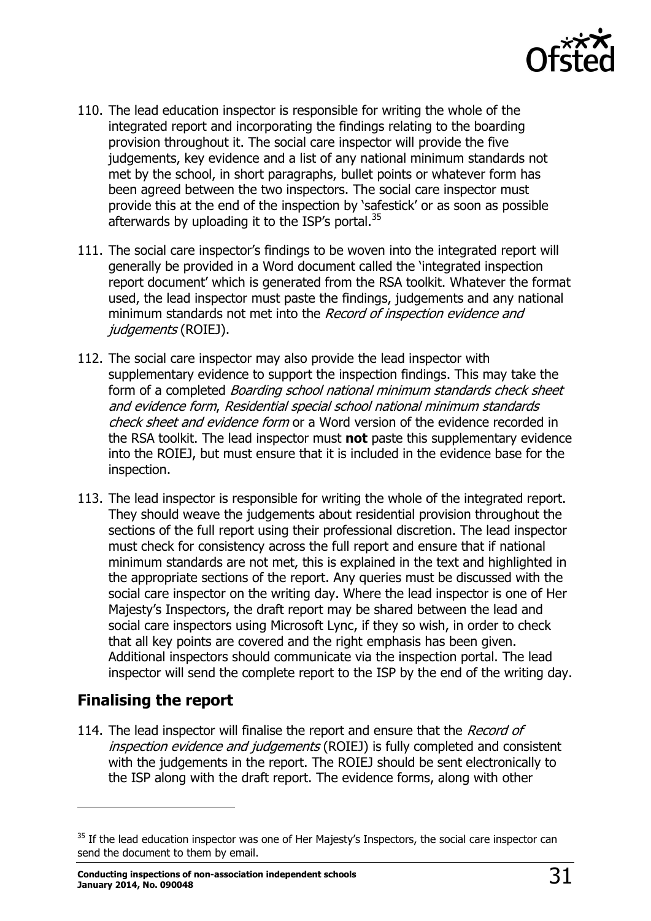110. The lead education inspector is responsible for writing the whole of the integrated report and incorporating the findings relating to the boarding provision throughout it. The social care inspector will provide the five judgements, key evidence and a list of any national minimum standards not met by the school, in short paragraphs, bullet points or whatever form has been agreed between the two inspectors. The social care inspector must provide this at the end of the inspection by 'safestick' or as soon as possible afterwards by uploading it to the ISP's portal.[35]

111. The social care inspector's findings to be woven into the integrated report will generally be provided in a Word document called the 'integrated inspection report document' which is generated from the RSA toolkit. Whatever the format used, the lead inspector must paste the findings, judgements and any national minimum standards not met into the *Record of inspection evidence and judgements* (ROIEJ).

112. The social care inspector may also provide the lead inspector with supplementary evidence to support the inspection findings. This may take the form of a completed *Boarding school national minimum standards check sheet and evidence form*, *Residential special school national minimum standards check sheet and evidence form* or a Word version of the evidence recorded in the RSA toolkit. The lead inspector must **not** paste this supplementary evidence into the ROIEJ, but must ensure that it is included in the evidence base for the inspection.

113. The lead inspector is responsible for writing the whole of the integrated report. They should weave the judgements about residential provision throughout the sections of the full report using their professional discretion. The lead inspector must check for consistency across the full report and ensure that if national minimum standards are not met, this is explained in the text and highlighted in the appropriate sections of the report. Any queries must be discussed with the social care inspector on the writing day. Where the lead inspector is one of Her Majesty's Inspectors, the draft report may be shared between the lead and social care inspectors using Microsoft Lync, if they so wish, in order to check that all key points are covered and the right emphasis has been given. Additional inspectors should communicate via the inspection portal. The lead inspector will send the complete report to the ISP by the end of the writing day.

## Finalising the report

114. The lead inspector will finalise the report and ensure that the *Record of inspection evidence and judgements* (ROIEJ) is fully completed and consistent with the judgements in the report. The ROIEJ should be sent electronically to the ISP along with the draft report. The evidence forms, along with other

---

[35] If the lead education inspector was one of Her Majesty's Inspectors, the social care inspector can send the document to them by email.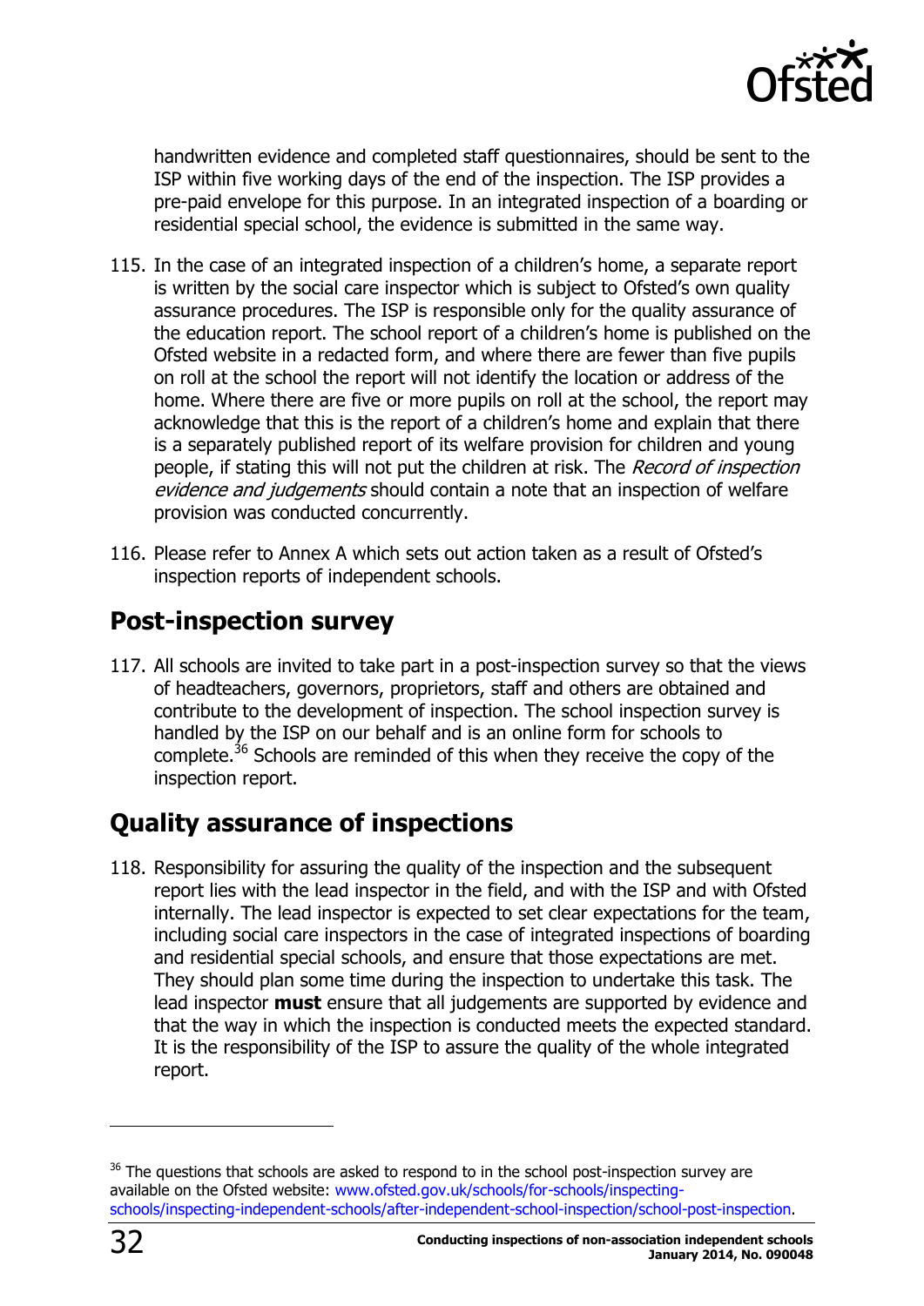handwritten evidence and completed staff questionnaires, should be sent to the ISP within five working days of the end of the inspection. The ISP provides a pre-paid envelope for this purpose. In an integrated inspection of a boarding or residential special school, the evidence is submitted in the same way.

115. In the case of an integrated inspection of a children's home, a separate report is written by the social care inspector which is subject to Ofsted's own quality assurance procedures. The ISP is responsible only for the quality assurance of the education report. The school report of a children's home is published on the Ofsted website in a redacted form, and where there are fewer than five pupils on roll at the school the report will not identify the location or address of the home. Where there are five or more pupils on roll at the school, the report may acknowledge that this is the report of a children's home and explain that there is a separately published report of its welfare provision for children and young people, if stating this will not put the children at risk. The *Record of inspection evidence and judgements* should contain a note that an inspection of welfare provision was conducted concurrently.

116. Please refer to Annex A which sets out action taken as a result of Ofsted's inspection reports of independent schools.

## Post-inspection survey

117. All schools are invited to take part in a post-inspection survey so that the views of headteachers, governors, proprietors, staff and others are obtained and contribute to the development of inspection. The school inspection survey is handled by the ISP on our behalf and is an online form for schools to complete.[36] Schools are reminded of this when they receive the copy of the inspection report.

## Quality assurance of inspections

118. Responsibility for assuring the quality of the inspection and the subsequent report lies with the lead inspector in the field, and with the ISP and with Ofsted internally. The lead inspector is expected to set clear expectations for the team, including social care inspectors in the case of integrated inspections of boarding and residential special schools, and ensure that those expectations are met. They should plan some time during the inspection to undertake this task. The lead inspector **must** ensure that all judgements are supported by evidence and that the way in which the inspection is conducted meets the expected standard. It is the responsibility of the ISP to assure the quality of the whole integrated report.

---

[36] The questions that schools are asked to respond to in the school post-inspection survey are available on the Ofsted website: www.ofsted.gov.uk/schools/for-schools/inspecting-schools/inspecting-independent-schools/after-independent-school-inspection/school-post-inspection.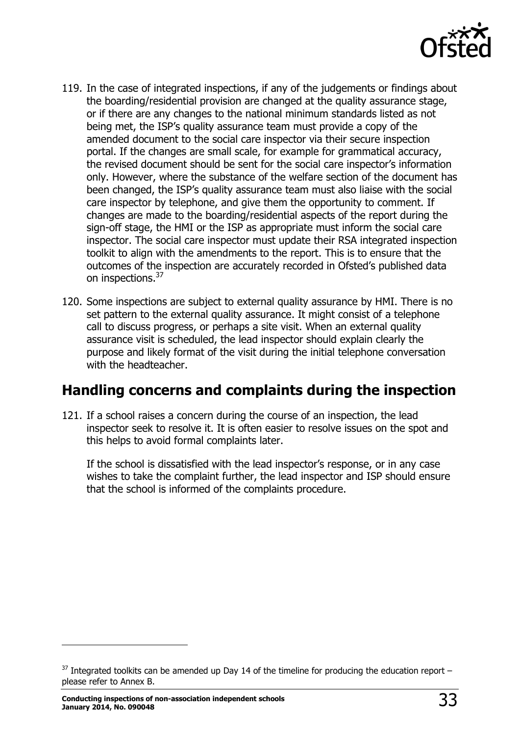119. In the case of integrated inspections, if any of the judgements or findings about the boarding/residential provision are changed at the quality assurance stage, or if there are any changes to the national minimum standards listed as not being met, the ISP's quality assurance team must provide a copy of the amended document to the social care inspector via their secure inspection portal. If the changes are small scale, for example for grammatical accuracy, the revised document should be sent for the social care inspector's information only. However, where the substance of the welfare section of the document has been changed, the ISP's quality assurance team must also liaise with the social care inspector by telephone, and give them the opportunity to comment. If changes are made to the boarding/residential aspects of the report during the sign-off stage, the HMI or the ISP as appropriate must inform the social care inspector. The social care inspector must update their RSA integrated inspection toolkit to align with the amendments to the report. This is to ensure that the outcomes of the inspection are accurately recorded in Ofsted's published data on inspections.[37]

120. Some inspections are subject to external quality assurance by HMI. There is no set pattern to the external quality assurance. It might consist of a telephone call to discuss progress, or perhaps a site visit. When an external quality assurance visit is scheduled, the lead inspector should explain clearly the purpose and likely format of the visit during the initial telephone conversation with the headteacher.

## Handling concerns and complaints during the inspection

121. If a school raises a concern during the course of an inspection, the lead inspector seek to resolve it. It is often easier to resolve issues on the spot and this helps to avoid formal complaints later.

    If the school is dissatisfied with the lead inspector's response, or in any case wishes to take the complaint further, the lead inspector and ISP should ensure that the school is informed of the complaints procedure.

---

[37] Integrated toolkits can be amended up Day 14 of the timeline for producing the education report – please refer to Annex B.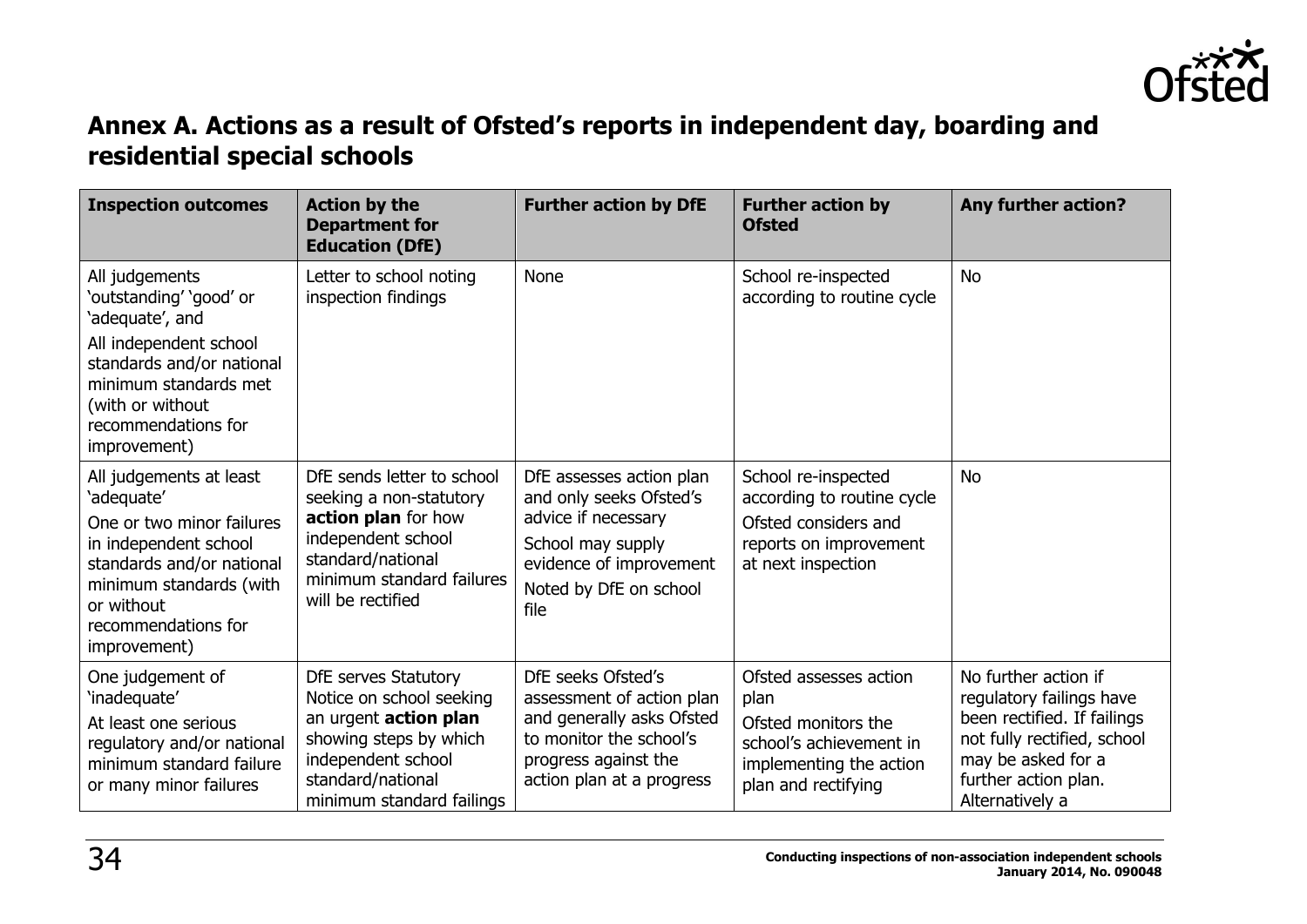## Annex A. Actions as a result of Ofsted's reports in independent day, boarding and residential special schools

| Inspection outcomes | Action by the Department for Education (DfE) | Further action by DfE | Further action by Ofsted | Any further action? |
|---|---|---|---|---|
| All judgements 'outstanding' 'good' or 'adequate', and<br><br>All independent school standards and/or national minimum standards met (with or without recommendations for improvement) | Letter to school noting inspection findings | None | School re-inspected according to routine cycle | No |
| All judgements at least 'adequate'<br><br>One or two minor failures in independent school standards and/or national minimum standards (with or without recommendations for improvement) | DfE sends letter to school seeking a non-statutory **action plan** for how independent school standard/national minimum standard failures will be rectified | DfE assesses action plan and only seeks Ofsted's advice if necessary<br><br>School may supply evidence of improvement<br><br>Noted by DfE on school file | School re-inspected according to routine cycle<br><br>Ofsted considers and reports on improvement at next inspection | No |
| One judgement of 'inadequate'<br><br>At least one serious regulatory and/or national minimum standard failure or many minor failures | DfE serves Statutory Notice on school seeking an urgent **action plan** showing steps by which independent school standard/national minimum standard failings | DfE seeks Ofsted's assessment of action plan and generally asks Ofsted to monitor the school's progress against the action plan at a progress | Ofsted assesses action plan<br><br>Ofsted monitors the school's achievement in implementing the action plan and rectifying | No further action if regulatory failings have been rectified. If failings not fully rectified, school may be asked for a further action plan. Alternatively a |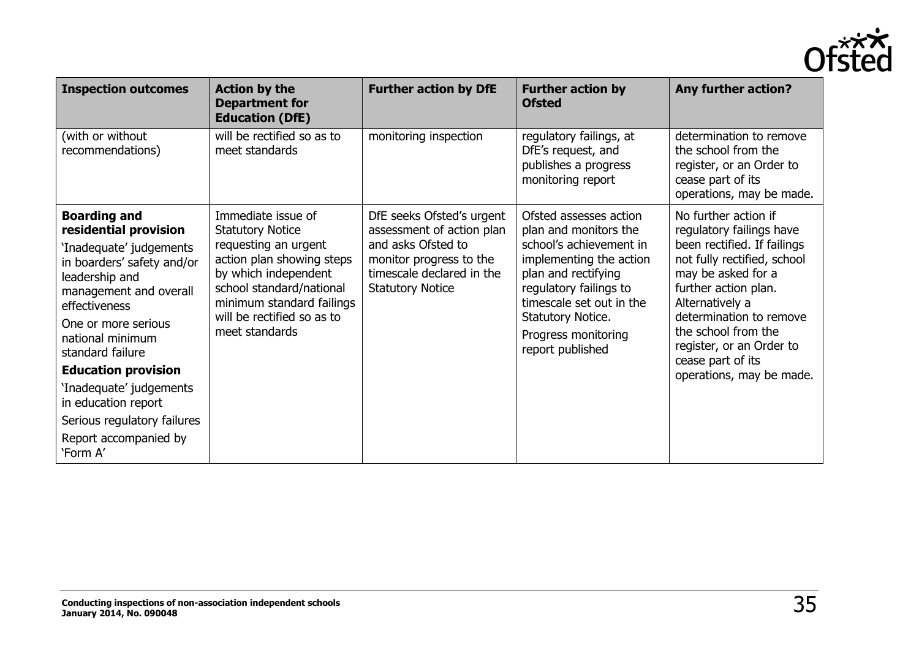| Inspection outcomes | Action by the Department for Education (DfE) | Further action by DfE | Further action by Ofsted | Any further action? |
|---|---|---|---|---|
| (with or without recommendations) | will be rectified so as to meet standards | monitoring inspection | regulatory failings, at DfE's request, and publishes a progress monitoring report | determination to remove the school from the register, or an Order to cease part of its operations, may be made. |
| **Boarding and residential provision**<br>'Inadequate' judgements in boarders' safety and/or leadership and management and overall effectiveness<br>One or more serious national minimum standard failure<br>**Education provision**<br>'Inadequate' judgements in education report<br>Serious regulatory failures<br>Report accompanied by 'Form A' | Immediate issue of Statutory Notice requesting an urgent action plan showing steps by which independent school standard/national minimum standard failings will be rectified so as to meet standards | DfE seeks Ofsted's urgent assessment of action plan and asks Ofsted to monitor progress to the timescale declared in the Statutory Notice | Ofsted assesses action plan and monitors the school's achievement in implementing the action plan and rectifying regulatory failings to timescale set out in the Statutory Notice.<br>Progress monitoring report published | No further action if regulatory failings have been rectified. If failings not fully rectified, school may be asked for a further action plan. Alternatively a determination to remove the school from the register, or an Order to cease part of its operations, may be made. |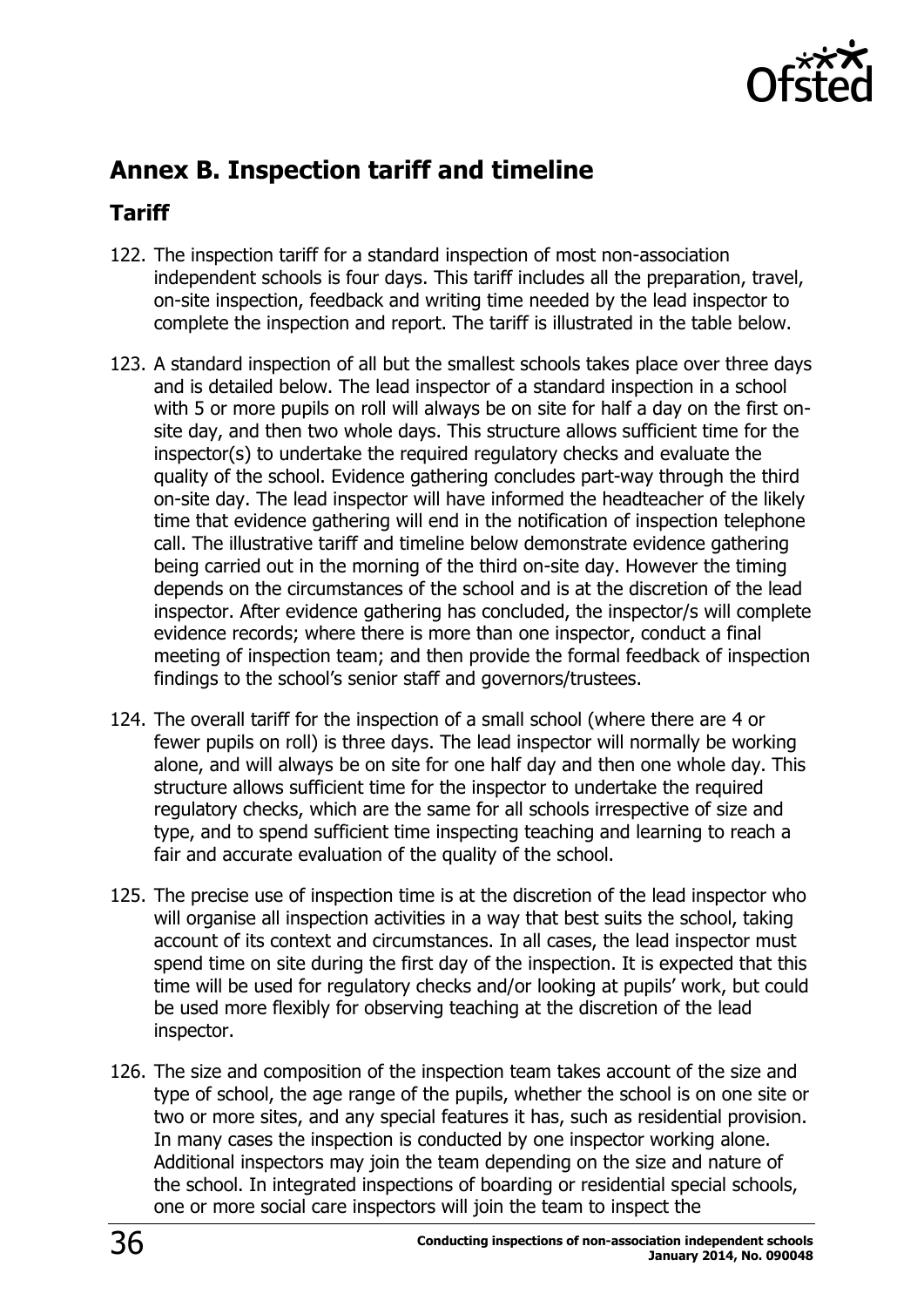## Annex B. Inspection tariff and timeline

### Tariff

122. The inspection tariff for a standard inspection of most non-association independent schools is four days. This tariff includes all the preparation, travel, on-site inspection, feedback and writing time needed by the lead inspector to complete the inspection and report. The tariff is illustrated in the table below.

123. A standard inspection of all but the smallest schools takes place over three days and is detailed below. The lead inspector of a standard inspection in a school with 5 or more pupils on roll will always be on site for half a day on the first on-site day, and then two whole days. This structure allows sufficient time for the inspector(s) to undertake the required regulatory checks and evaluate the quality of the school. Evidence gathering concludes part-way through the third on-site day. The lead inspector will have informed the headteacher of the likely time that evidence gathering will end in the notification of inspection telephone call. The illustrative tariff and timeline below demonstrate evidence gathering being carried out in the morning of the third on-site day. However the timing depends on the circumstances of the school and is at the discretion of the lead inspector. After evidence gathering has concluded, the inspector/s will complete evidence records; where there is more than one inspector, conduct a final meeting of inspection team; and then provide the formal feedback of inspection findings to the school's senior staff and governors/trustees.

124. The overall tariff for the inspection of a small school (where there are 4 or fewer pupils on roll) is three days. The lead inspector will normally be working alone, and will always be on site for one half day and then one whole day. This structure allows sufficient time for the inspector to undertake the required regulatory checks, which are the same for all schools irrespective of size and type, and to spend sufficient time inspecting teaching and learning to reach a fair and accurate evaluation of the quality of the school.

125. The precise use of inspection time is at the discretion of the lead inspector who will organise all inspection activities in a way that best suits the school, taking account of its context and circumstances. In all cases, the lead inspector must spend time on site during the first day of the inspection. It is expected that this time will be used for regulatory checks and/or looking at pupils' work, but could be used more flexibly for observing teaching at the discretion of the lead inspector.

126. The size and composition of the inspection team takes account of the size and type of school, the age range of the pupils, whether the school is on one site or two or more sites, and any special features it has, such as residential provision. In many cases the inspection is conducted by one inspector working alone. Additional inspectors may join the team depending on the size and nature of the school. In integrated inspections of boarding or residential special schools, one or more social care inspectors will join the team to inspect the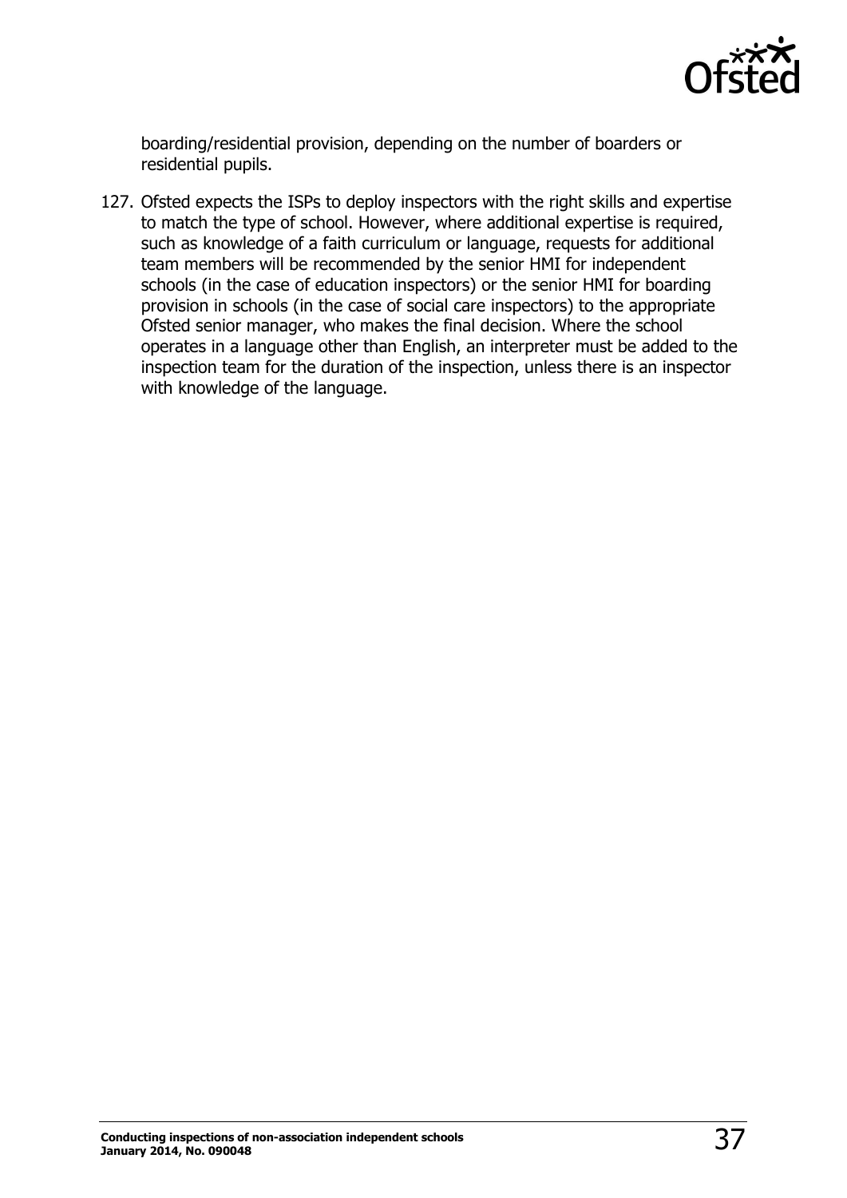boarding/residential provision, depending on the number of boarders or residential pupils.

127. Ofsted expects the ISPs to deploy inspectors with the right skills and expertise to match the type of school. However, where additional expertise is required, such as knowledge of a faith curriculum or language, requests for additional team members will be recommended by the senior HMI for independent schools (in the case of education inspectors) or the senior HMI for boarding provision in schools (in the case of social care inspectors) to the appropriate Ofsted senior manager, who makes the final decision. Where the school operates in a language other than English, an interpreter must be added to the inspection team for the duration of the inspection, unless there is an inspector with knowledge of the language.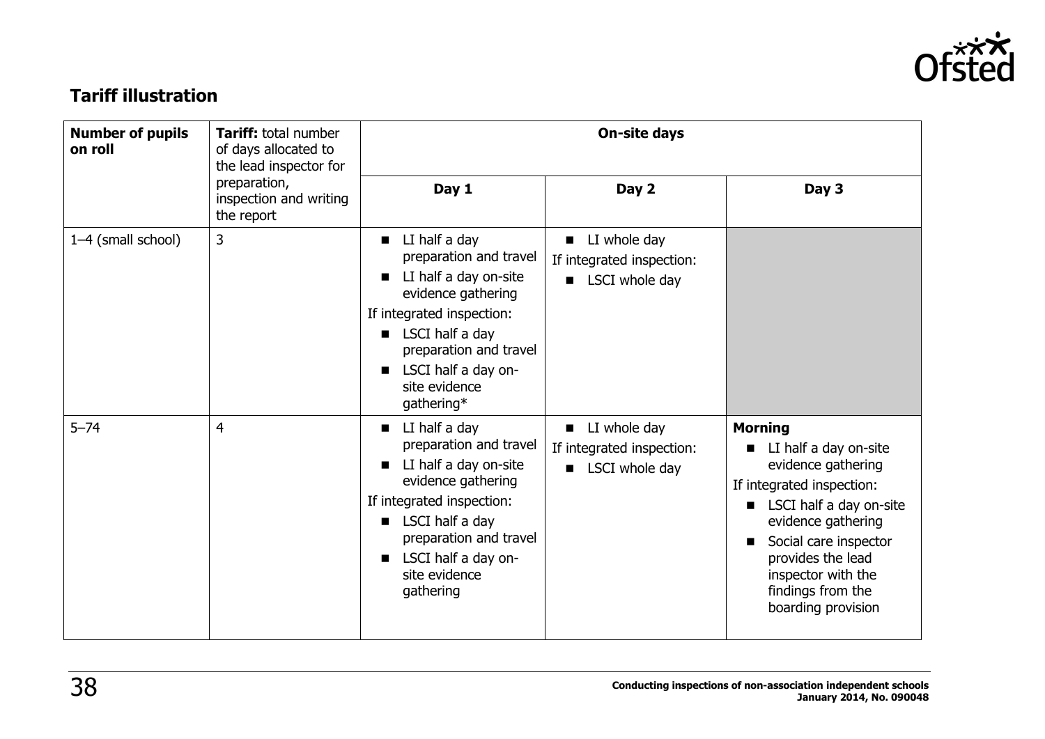## Tariff illustration

| Number of pupils on roll | Tariff: total number of days allocated to the lead inspector for preparation, inspection and writing the report | On-site days | | |
|---|---|---|---|---|
| | | **Day 1** | **Day 2** | **Day 3** |
| 1–4 (small school) | 3 | ■ LI half a day preparation and travel<br>■ LI half a day on-site evidence gathering<br>If integrated inspection:<br>■ LSCI half a day preparation and travel<br>■ LSCI half a day on-site evidence gathering* | ■ LI whole day<br>If integrated inspection:<br>■ LSCI whole day | |
| 5–74 | 4 | ■ LI half a day preparation and travel<br>■ LI half a day on-site evidence gathering<br>If integrated inspection:<br>■ LSCI half a day preparation and travel<br>■ LSCI half a day on-site evidence gathering | ■ LI whole day<br>If integrated inspection:<br>■ LSCI whole day | **Morning**<br>■ LI half a day on-site evidence gathering<br>If integrated inspection:<br>■ LSCI half a day on-site evidence gathering<br>■ Social care inspector provides the lead inspector with the findings from the boarding provision |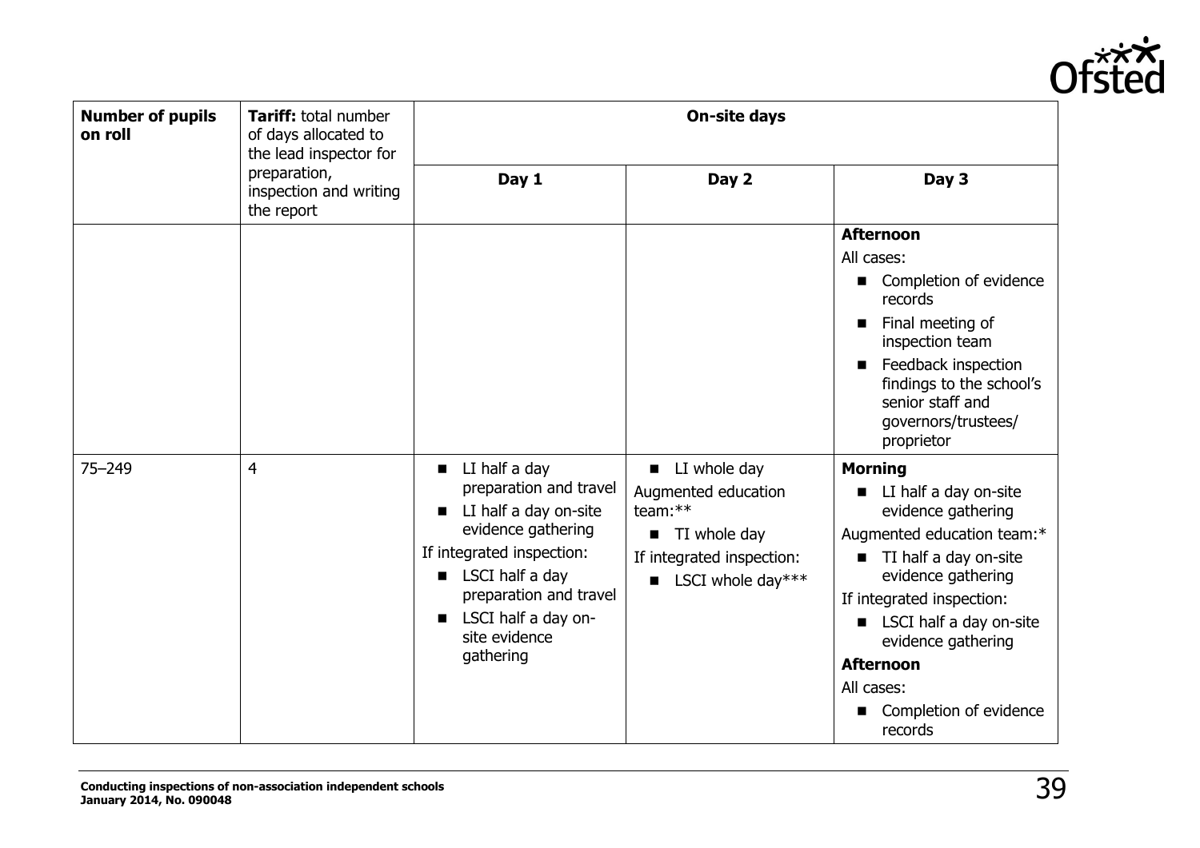| Number of pupils on roll | Tariff: total number of days allocated to the lead inspector for preparation, inspection and writing the report | On-site days | | |
|---|---|---|---|---|
| | | Day 1 | Day 2 | Day 3 |
| | | | | **Afternoon**<br>All cases:<br>■ Completion of evidence records<br>■ Final meeting of inspection team<br>■ Feedback inspection findings to the school's senior staff and governors/trustees/ proprietor |
| 75–249 | 4 | ■ LI half a day preparation and travel<br>■ LI half a day on-site evidence gathering<br>If integrated inspection:<br>■ LSCI half a day preparation and travel<br>■ LSCI half a day on-site evidence gathering | ■ LI whole day<br>Augmented education team:**<br>■ TI whole day<br>If integrated inspection:<br>■ LSCI whole day*** | **Morning**<br>■ LI half a day on-site evidence gathering<br>Augmented education team:*<br>■ TI half a day on-site evidence gathering<br>If integrated inspection:<br>■ LSCI half a day on-site evidence gathering<br>**Afternoon**<br>All cases:<br>■ Completion of evidence records |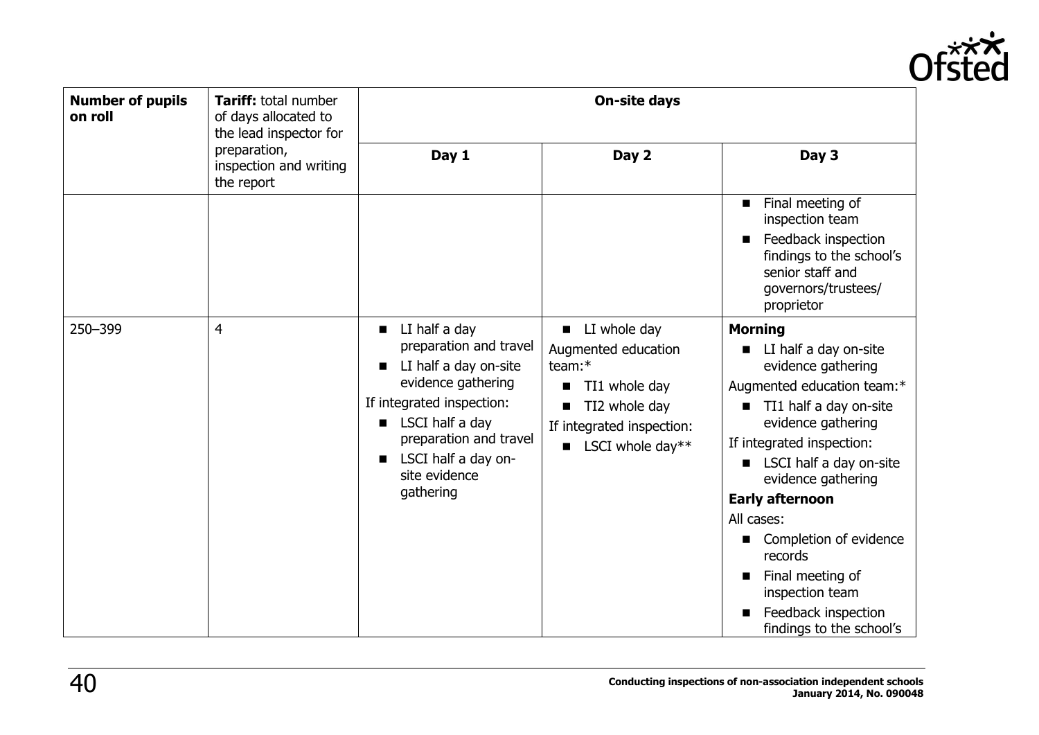| Number of pupils on roll | Tariff: total number of days allocated to the lead inspector for preparation, inspection and writing the report | On-site days | | |
|---|---|---|---|---|
| | | Day 1 | Day 2 | Day 3 |
| | | | | ■ Final meeting of inspection team<br>■ Feedback inspection findings to the school's senior staff and governors/trustees/ proprietor |
| 250–399 | 4 | ■ LI half a day preparation and travel<br>■ LI half a day on-site evidence gathering<br>If integrated inspection:<br>■ LSCI half a day preparation and travel<br>■ LSCI half a day on-site evidence gathering | ■ LI whole day<br>Augmented education team:*<br>■ TI1 whole day<br>■ TI2 whole day<br>If integrated inspection:<br>■ LSCI whole day** | **Morning**<br>■ LI half a day on-site evidence gathering<br>Augmented education team:*<br>■ TI1 half a day on-site evidence gathering<br>If integrated inspection:<br>■ LSCI half a day on-site evidence gathering<br>**Early afternoon**<br>All cases:<br>■ Completion of evidence records<br>■ Final meeting of inspection team<br>■ Feedback inspection findings to the school's |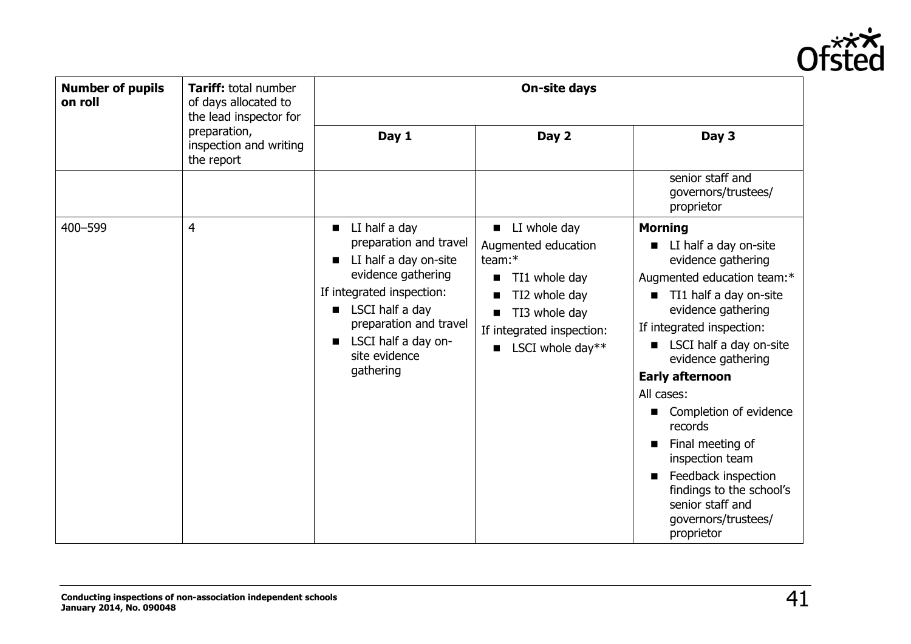| Number of pupils on roll | Tariff: total number of days allocated to the lead inspector for preparation, inspection and writing the report | On-site days | | |
|---|---|---|---|---|
| | | Day 1 | Day 2 | Day 3 |
| | | | | senior staff and governors/trustees/ proprietor |
| 400–599 | 4 | ■ LI half a day preparation and travel<br>■ LI half a day on-site evidence gathering<br>If integrated inspection:<br>■ LSCI half a day preparation and travel<br>■ LSCI half a day on-site evidence gathering | ■ LI whole day<br>Augmented education team:*<br>■ TI1 whole day<br>■ TI2 whole day<br>■ TI3 whole day<br>If integrated inspection:<br>■ LSCI whole day** | **Morning**<br>■ LI half a day on-site evidence gathering<br>Augmented education team:*<br>■ TI1 half a day on-site evidence gathering<br>If integrated inspection:<br>■ LSCI half a day on-site evidence gathering<br>**Early afternoon**<br>All cases:<br>■ Completion of evidence records<br>■ Final meeting of inspection team<br>■ Feedback inspection findings to the school's senior staff and governors/trustees/ proprietor |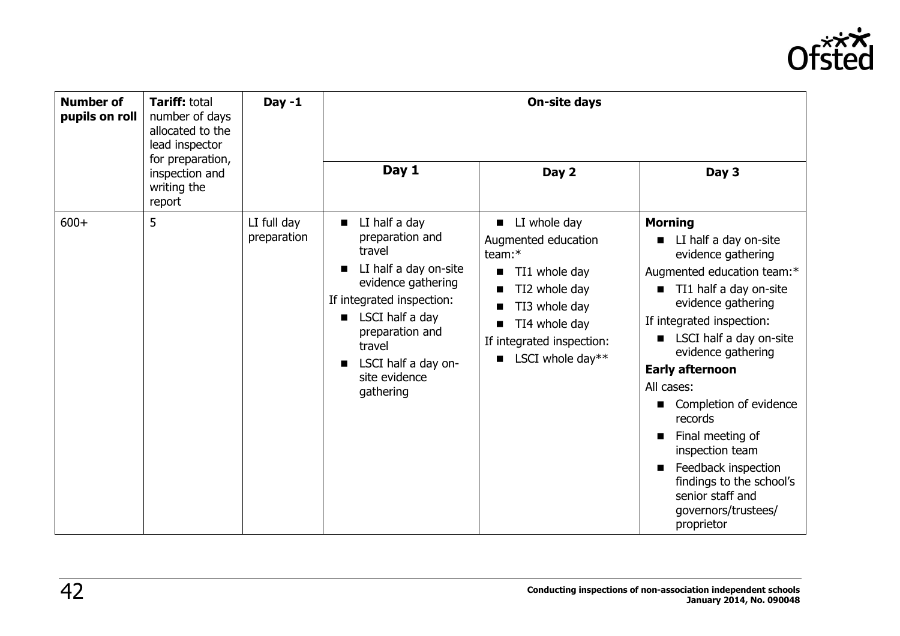| Number of pupils on roll | Tariff: total number of days allocated to the lead inspector for preparation, inspection and writing the report | Day -1 | On-site days | | |
|---|---|---|---|---|---|
| | | | Day 1 | Day 2 | Day 3 |
| 600+ | 5 | LI full day preparation | ■ LI half a day preparation and travel<br>■ LI half a day on-site evidence gathering<br>If integrated inspection:<br>■ LSCI half a day preparation and travel<br>■ LSCI half a day on-site evidence gathering | ■ LI whole day<br>Augmented education team:*<br>■ TI1 whole day<br>■ TI2 whole day<br>■ TI3 whole day<br>■ TI4 whole day<br>If integrated inspection:<br>■ LSCI whole day** | **Morning**<br>■ LI half a day on-site evidence gathering<br>Augmented education team:*<br>■ TI1 half a day on-site evidence gathering<br>If integrated inspection:<br>■ LSCI half a day on-site evidence gathering<br>**Early afternoon**<br>All cases:<br>■ Completion of evidence records<br>■ Final meeting of inspection team<br>■ Feedback inspection findings to the school's senior staff and governors/trustees/ proprietor |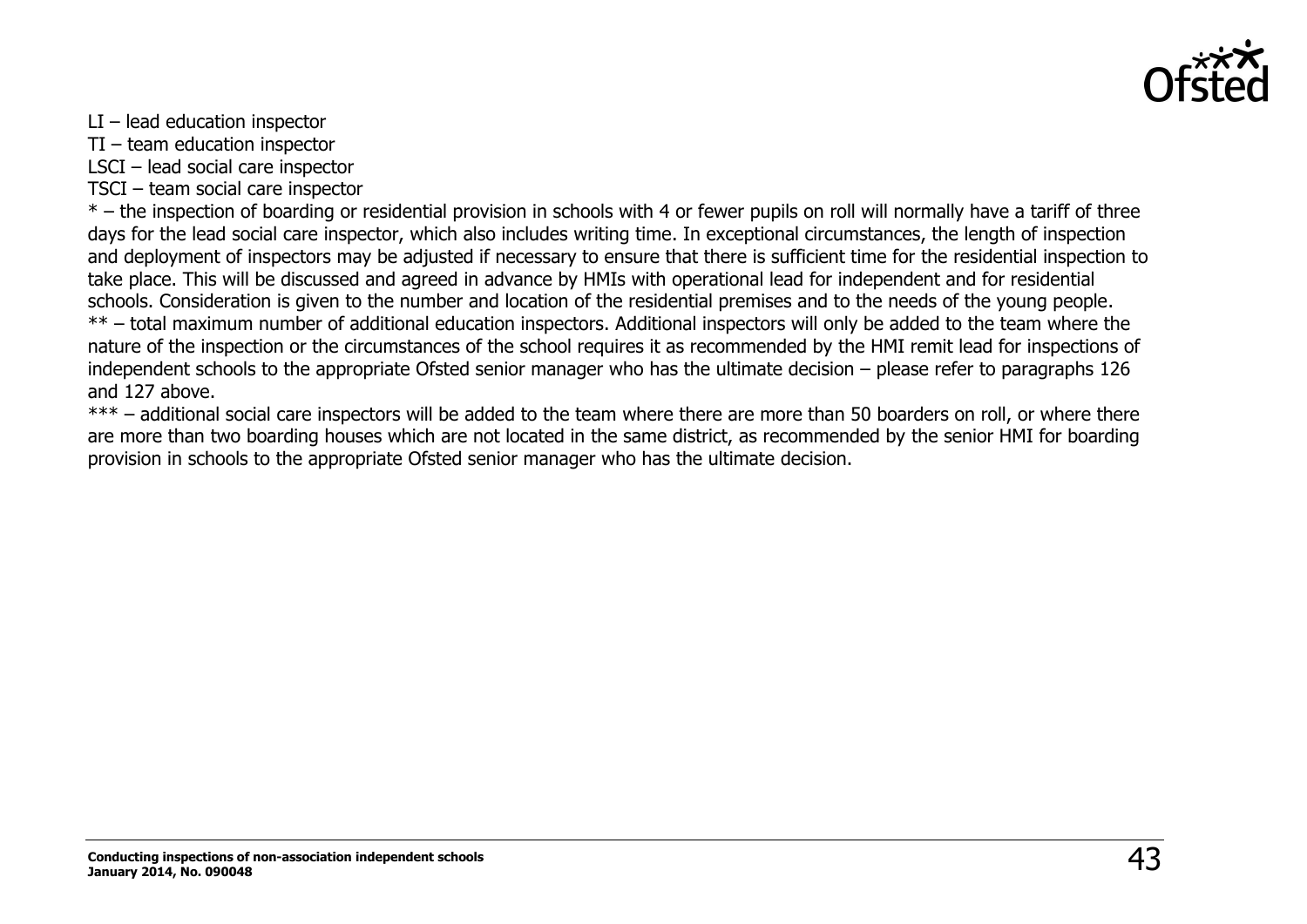LI – lead education inspector
TI – team education inspector
LSCI – lead social care inspector
TSCI – team social care inspector

* – the inspection of boarding or residential provision in schools with 4 or fewer pupils on roll will normally have a tariff of three days for the lead social care inspector, which also includes writing time. In exceptional circumstances, the length of inspection and deployment of inspectors may be adjusted if necessary to ensure that there is sufficient time for the residential inspection to take place. This will be discussed and agreed in advance by HMIs with operational lead for independent and for residential schools. Consideration is given to the number and location of the residential premises and to the needs of the young people.

** – total maximum number of additional education inspectors. Additional inspectors will only be added to the team where the nature of the inspection or the circumstances of the school requires it as recommended by the HMI remit lead for inspections of independent schools to the appropriate Ofsted senior manager who has the ultimate decision – please refer to paragraphs 126 and 127 above.

*** – additional social care inspectors will be added to the team where there are more than 50 boarders on roll, or where there are more than two boarding houses which are not located in the same district, as recommended by the senior HMI for boarding provision in schools to the appropriate Ofsted senior manager who has the ultimate decision.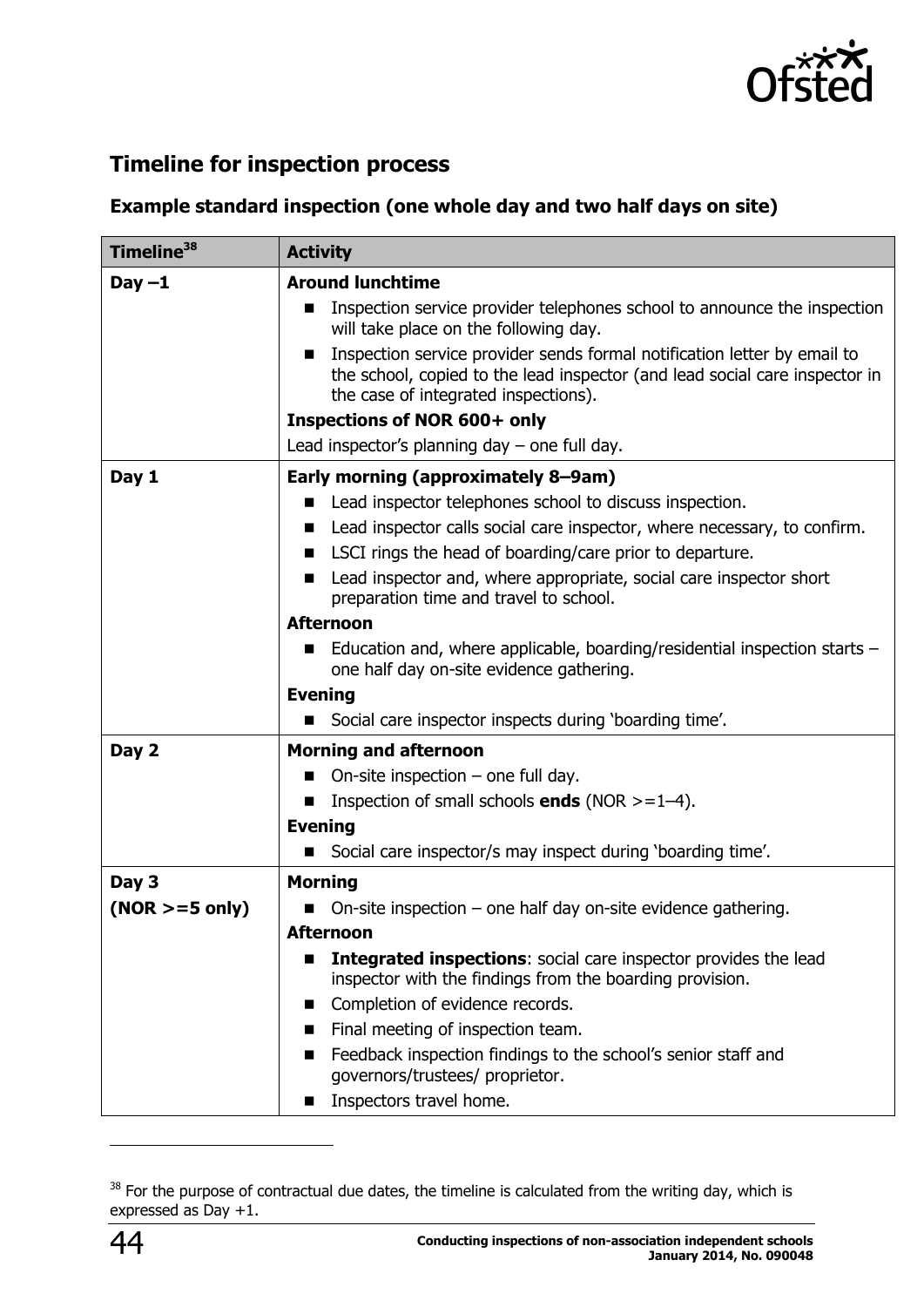## Timeline for inspection process

### Example standard inspection (one whole day and two half days on site)

| Timeline[38] | Activity |
|---|---|
| **Day –1** | **Around lunchtime**<br>■ Inspection service provider telephones school to announce the inspection will take place on the following day.<br>■ Inspection service provider sends formal notification letter by email to the school, copied to the lead inspector (and lead social care inspector in the case of integrated inspections).<br>**Inspections of NOR 600+ only**<br>Lead inspector's planning day – one full day. |
| **Day 1** | **Early morning (approximately 8–9am)**<br>■ Lead inspector telephones school to discuss inspection.<br>■ Lead inspector calls social care inspector, where necessary, to confirm.<br>■ LSCI rings the head of boarding/care prior to departure.<br>■ Lead inspector and, where appropriate, social care inspector short preparation time and travel to school.<br>**Afternoon**<br>■ Education and, where applicable, boarding/residential inspection starts – one half day on-site evidence gathering.<br>**Evening**<br>■ Social care inspector inspects during 'boarding time'. |
| **Day 2** | **Morning and afternoon**<br>■ On-site inspection – one full day.<br>■ Inspection of small schools **ends** (NOR >=1–4).<br>**Evening**<br>■ Social care inspector/s may inspect during 'boarding time'. |
| **Day 3**<br>**(NOR >=5 only)** | **Morning**<br>■ On-site inspection – one half day on-site evidence gathering.<br>**Afternoon**<br>■ **Integrated inspections**: social care inspector provides the lead inspector with the findings from the boarding provision.<br>■ Completion of evidence records.<br>■ Final meeting of inspection team.<br>■ Feedback inspection findings to the school's senior staff and governors/trustees/ proprietor.<br>■ Inspectors travel home. |

[38] For the purpose of contractual due dates, the timeline is calculated from the writing day, which is expressed as Day +1.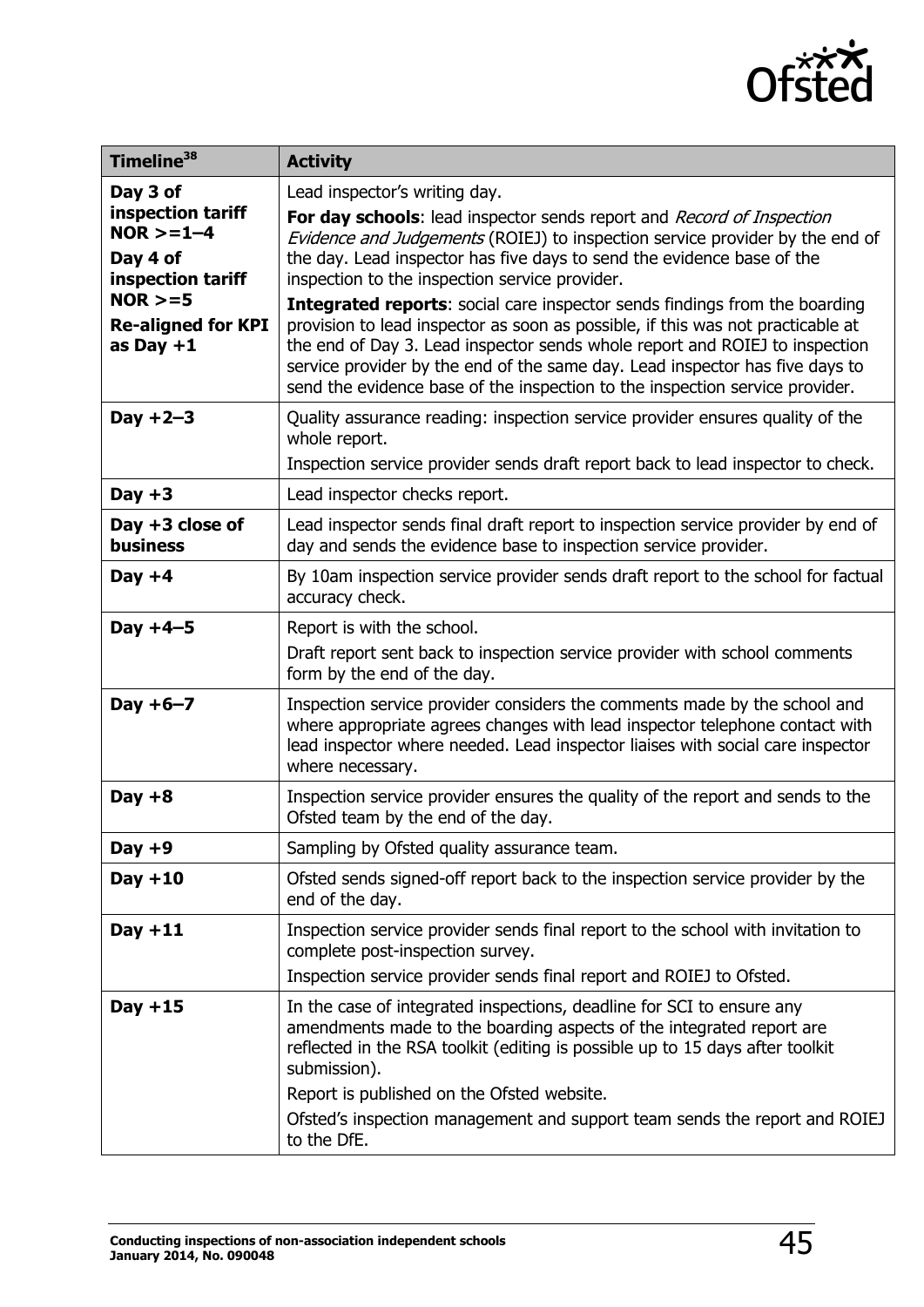| Timeline[38] | Activity |
| --- | --- |
| **Day 3 of inspection tariff NOR >=1–4**<br>**Day 4 of inspection tariff NOR >=5**<br>**Re-aligned for KPI as Day +1** | Lead inspector's writing day.<br>**For day schools**: lead inspector sends report and *Record of Inspection Evidence and Judgements* (ROIEJ) to inspection service provider by the end of the day. Lead inspector has five days to send the evidence base of the inspection to the inspection service provider.<br>**Integrated reports**: social care inspector sends findings from the boarding provision to lead inspector as soon as possible, if this was not practicable at the end of Day 3. Lead inspector sends whole report and ROIEJ to inspection service provider by the end of the same day. Lead inspector has five days to send the evidence base of the inspection to the inspection service provider. |
| **Day +2–3** | Quality assurance reading: inspection service provider ensures quality of the whole report.<br>Inspection service provider sends draft report back to lead inspector to check. |
| **Day +3** | Lead inspector checks report. |
| **Day +3 close of business** | Lead inspector sends final draft report to inspection service provider by end of day and sends the evidence base to inspection service provider. |
| **Day +4** | By 10am inspection service provider sends draft report to the school for factual accuracy check. |
| **Day +4–5** | Report is with the school.<br>Draft report sent back to inspection service provider with school comments form by the end of the day. |
| **Day +6–7** | Inspection service provider considers the comments made by the school and where appropriate agrees changes with lead inspector telephone contact with lead inspector where needed. Lead inspector liaises with social care inspector where necessary. |
| **Day +8** | Inspection service provider ensures the quality of the report and sends to the Ofsted team by the end of the day. |
| **Day +9** | Sampling by Ofsted quality assurance team. |
| **Day +10** | Ofsted sends signed-off report back to the inspection service provider by the end of the day. |
| **Day +11** | Inspection service provider sends final report to the school with invitation to complete post-inspection survey.<br>Inspection service provider sends final report and ROIEJ to Ofsted. |
| **Day +15** | In the case of integrated inspections, deadline for SCI to ensure any amendments made to the boarding aspects of the integrated report are reflected in the RSA toolkit (editing is possible up to 15 days after toolkit submission).<br>Report is published on the Ofsted website.<br>Ofsted's inspection management and support team sends the report and ROIEJ to the DfE. |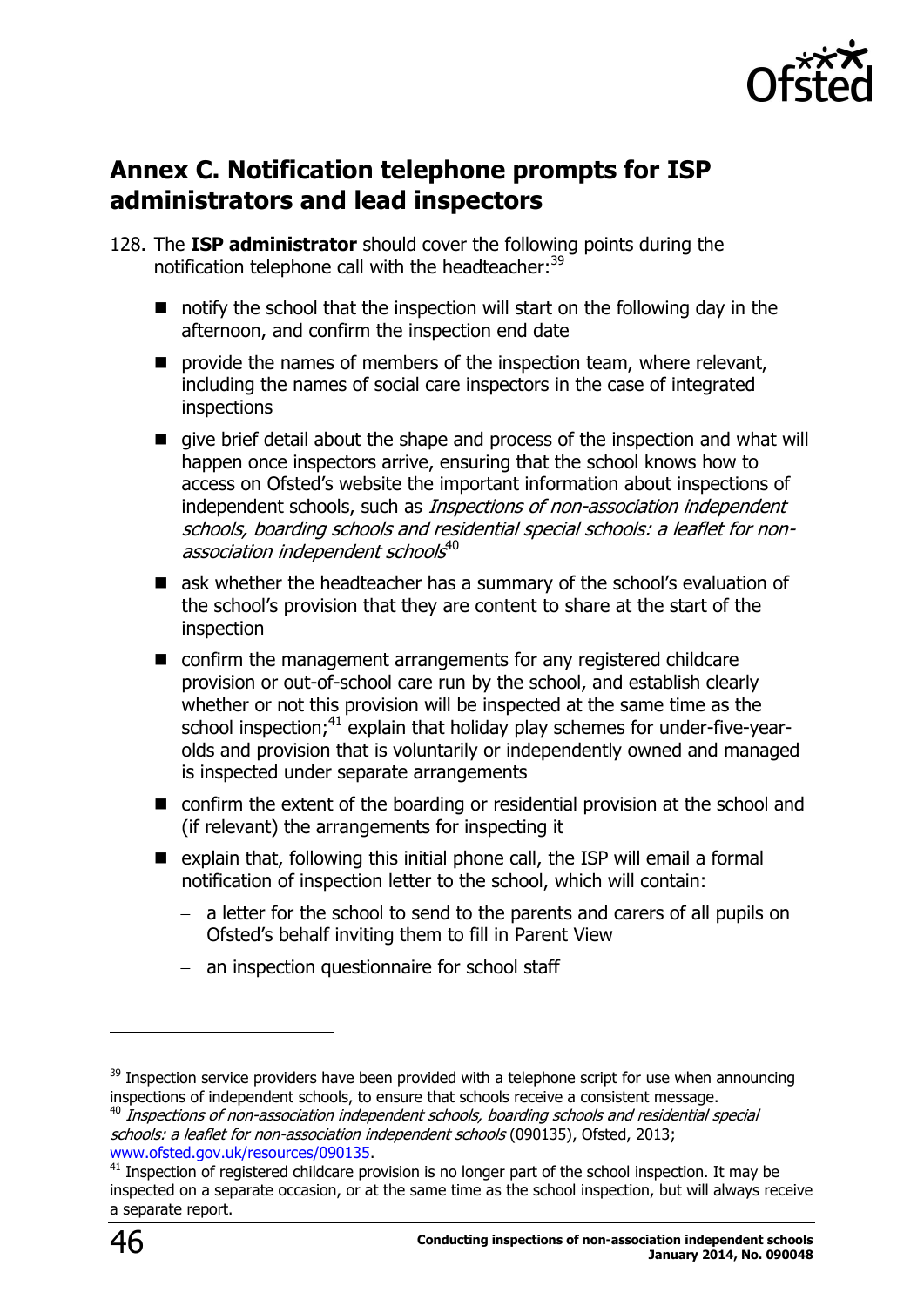## Annex C. Notification telephone prompts for ISP administrators and lead inspectors

128. The **ISP administrator** should cover the following points during the notification telephone call with the headteacher:[39]

- notify the school that the inspection will start on the following day in the afternoon, and confirm the inspection end date
- provide the names of members of the inspection team, where relevant, including the names of social care inspectors in the case of integrated inspections
- give brief detail about the shape and process of the inspection and what will happen once inspectors arrive, ensuring that the school knows how to access on Ofsted's website the important information about inspections of independent schools, such as *Inspections of non-association independent schools, boarding schools and residential special schools: a leaflet for non-association independent schools*[40]
- ask whether the headteacher has a summary of the school's evaluation of the school's provision that they are content to share at the start of the inspection
- confirm the management arrangements for any registered childcare provision or out-of-school care run by the school, and establish clearly whether or not this provision will be inspected at the same time as the school inspection;[41] explain that holiday play schemes for under-five-year-olds and provision that is voluntarily or independently owned and managed is inspected under separate arrangements
- confirm the extent of the boarding or residential provision at the school and (if relevant) the arrangements for inspecting it
- explain that, following this initial phone call, the ISP will email a formal notification of inspection letter to the school, which will contain:
  - a letter for the school to send to the parents and carers of all pupils on Ofsted's behalf inviting them to fill in Parent View
  - an inspection questionnaire for school staff

---

[39] Inspection service providers have been provided with a telephone script for use when announcing inspections of independent schools, to ensure that schools receive a consistent message.

[40] *Inspections of non-association independent schools, boarding schools and residential special schools: a leaflet for non-association independent schools* (090135), Ofsted, 2013; www.ofsted.gov.uk/resources/090135.

[41] Inspection of registered childcare provision is no longer part of the school inspection. It may be inspected on a separate occasion, or at the same time as the school inspection, but will always receive a separate report.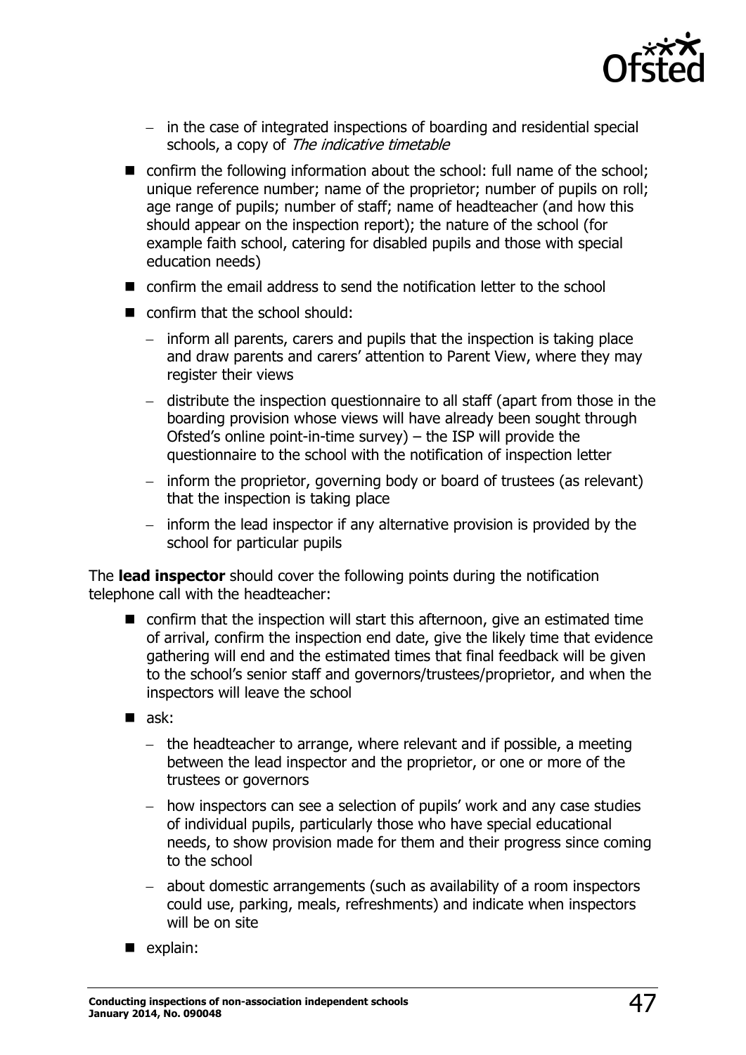- in the case of integrated inspections of boarding and residential special schools, a copy of *The indicative timetable*

- confirm the following information about the school: full name of the school; unique reference number; name of the proprietor; number of pupils on roll; age range of pupils; number of staff; name of headteacher (and how this should appear on the inspection report); the nature of the school (for example faith school, catering for disabled pupils and those with special education needs)
- confirm the email address to send the notification letter to the school
- confirm that the school should:
  - inform all parents, carers and pupils that the inspection is taking place and draw parents and carers' attention to Parent View, where they may register their views
  - distribute the inspection questionnaire to all staff (apart from those in the boarding provision whose views will have already been sought through Ofsted's online point-in-time survey) – the ISP will provide the questionnaire to the school with the notification of inspection letter
  - inform the proprietor, governing body or board of trustees (as relevant) that the inspection is taking place
  - inform the lead inspector if any alternative provision is provided by the school for particular pupils

The **lead inspector** should cover the following points during the notification telephone call with the headteacher:

- confirm that the inspection will start this afternoon, give an estimated time of arrival, confirm the inspection end date, give the likely time that evidence gathering will end and the estimated times that final feedback will be given to the school's senior staff and governors/trustees/proprietor, and when the inspectors will leave the school
- ask:
  - the headteacher to arrange, where relevant and if possible, a meeting between the lead inspector and the proprietor, or one or more of the trustees or governors
  - how inspectors can see a selection of pupils' work and any case studies of individual pupils, particularly those who have special educational needs, to show provision made for them and their progress since coming to the school
  - about domestic arrangements (such as availability of a room inspectors could use, parking, meals, refreshments) and indicate when inspectors will be on site
- explain: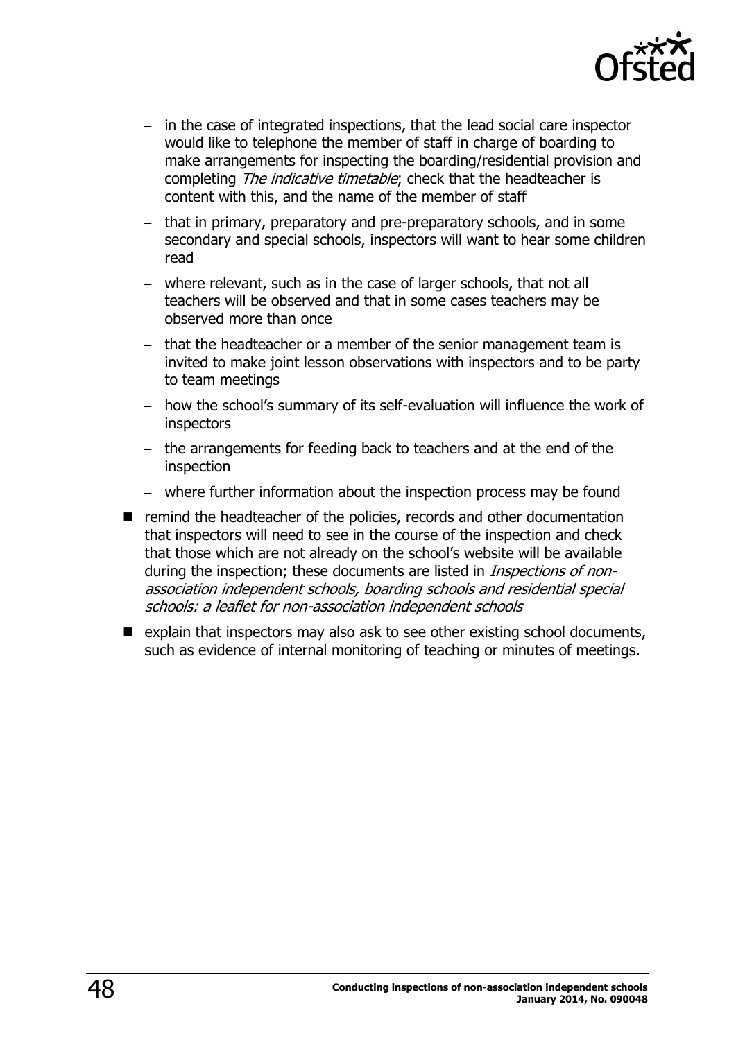- in the case of integrated inspections, that the lead social care inspector would like to telephone the member of staff in charge of boarding to make arrangements for inspecting the boarding/residential provision and completing *The indicative timetable*; check that the headteacher is content with this, and the name of the member of staff
  - that in primary, preparatory and pre-preparatory schools, and in some secondary and special schools, inspectors will want to hear some children read
  - where relevant, such as in the case of larger schools, that not all teachers will be observed and that in some cases teachers may be observed more than once
  - that the headteacher or a member of the senior management team is invited to make joint lesson observations with inspectors and to be party to team meetings
  - how the school's summary of its self-evaluation will influence the work of inspectors
  - the arrangements for feeding back to teachers and at the end of the inspection
  - where further information about the inspection process may be found

- remind the headteacher of the policies, records and other documentation that inspectors will need to see in the course of the inspection and check that those which are not already on the school's website will be available during the inspection; these documents are listed in *Inspections of non-association independent schools, boarding schools and residential special schools: a leaflet for non-association independent schools*
- explain that inspectors may also ask to see other existing school documents, such as evidence of internal monitoring of teaching or minutes of meetings.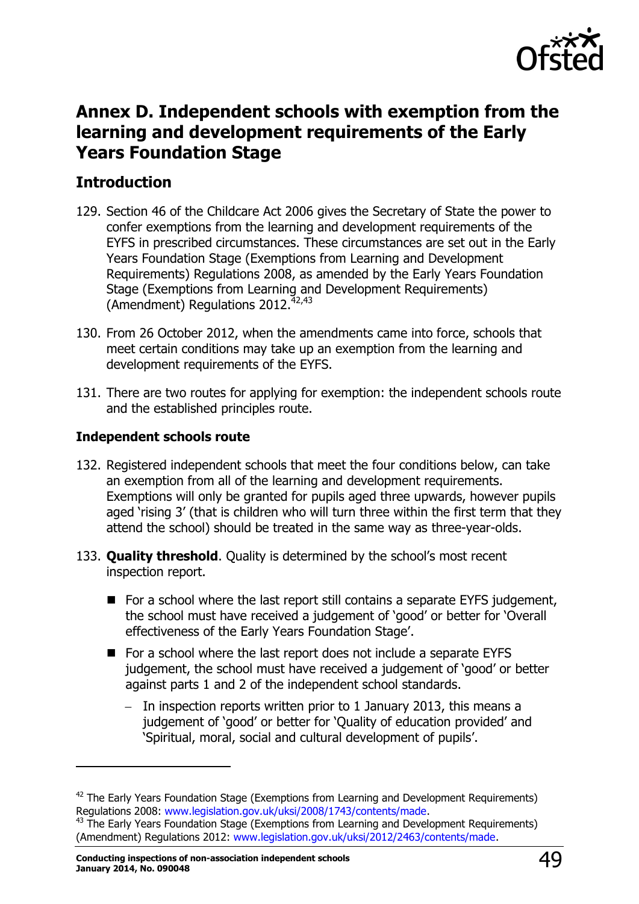# Annex D. Independent schools with exemption from the learning and development requirements of the Early Years Foundation Stage

## Introduction

129. Section 46 of the Childcare Act 2006 gives the Secretary of State the power to confer exemptions from the learning and development requirements of the EYFS in prescribed circumstances. These circumstances are set out in the Early Years Foundation Stage (Exemptions from Learning and Development Requirements) Regulations 2008, as amended by the Early Years Foundation Stage (Exemptions from Learning and Development Requirements) (Amendment) Regulations 2012.[42,43]

130. From 26 October 2012, when the amendments came into force, schools that meet certain conditions may take up an exemption from the learning and development requirements of the EYFS.

131. There are two routes for applying for exemption: the independent schools route and the established principles route.

### Independent schools route

132. Registered independent schools that meet the four conditions below, can take an exemption from all of the learning and development requirements. Exemptions will only be granted for pupils aged three upwards, however pupils aged 'rising 3' (that is children who will turn three within the first term that they attend the school) should be treated in the same way as three-year-olds.

133. **Quality threshold**. Quality is determined by the school's most recent inspection report.

- For a school where the last report still contains a separate EYFS judgement, the school must have received a judgement of 'good' or better for 'Overall effectiveness of the Early Years Foundation Stage'.
- For a school where the last report does not include a separate EYFS judgement, the school must have received a judgement of 'good' or better against parts 1 and 2 of the independent school standards.
  - In inspection reports written prior to 1 January 2013, this means a judgement of 'good' or better for 'Quality of education provided' and 'Spiritual, moral, social and cultural development of pupils'.

---

[42] The Early Years Foundation Stage (Exemptions from Learning and Development Requirements) Regulations 2008: www.legislation.gov.uk/uksi/2008/1743/contents/made.

[43] The Early Years Foundation Stage (Exemptions from Learning and Development Requirements) (Amendment) Regulations 2012: www.legislation.gov.uk/uksi/2012/2463/contents/made.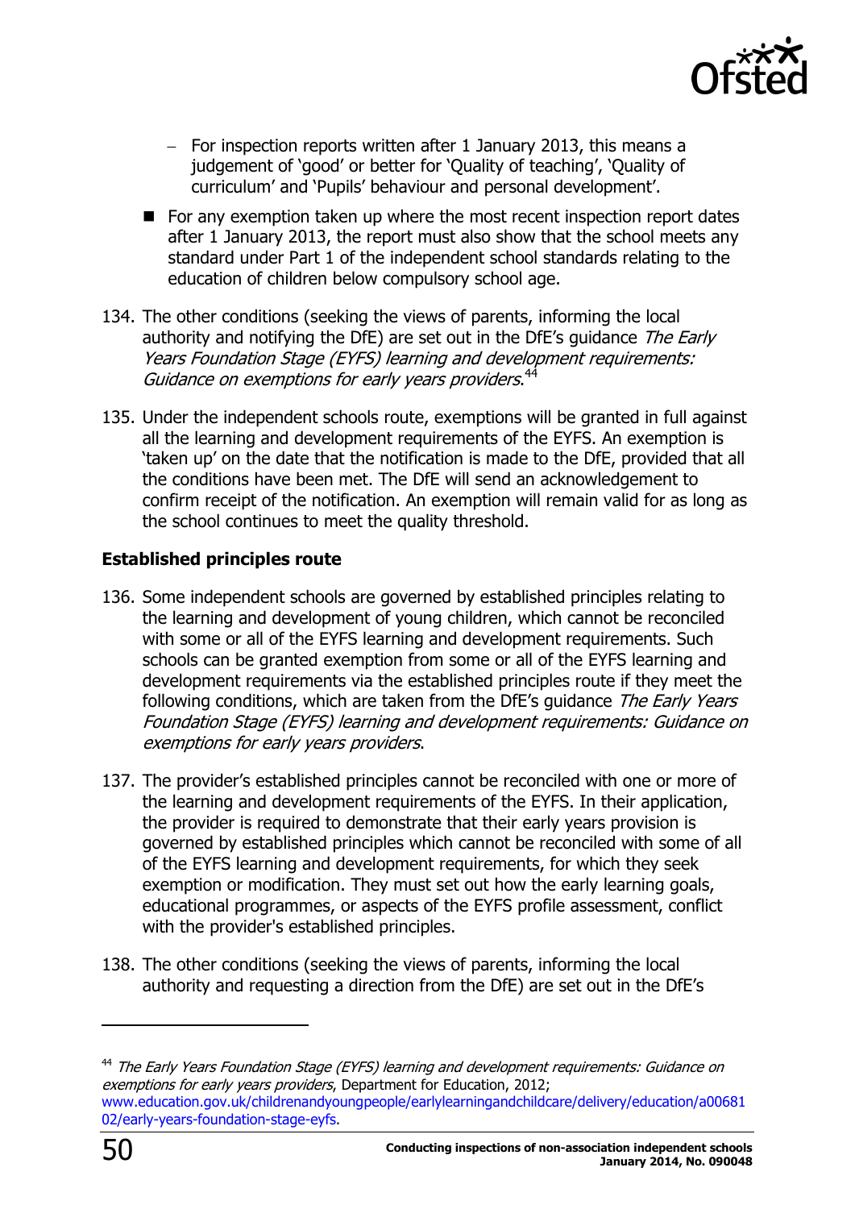- For inspection reports written after 1 January 2013, this means a judgement of 'good' or better for 'Quality of teaching', 'Quality of curriculum' and 'Pupils' behaviour and personal development'.

- For any exemption taken up where the most recent inspection report dates after 1 January 2013, the report must also show that the school meets any standard under Part 1 of the independent school standards relating to the education of children below compulsory school age.

134. The other conditions (seeking the views of parents, informing the local authority and notifying the DfE) are set out in the DfE's guidance *The Early Years Foundation Stage (EYFS) learning and development requirements: Guidance on exemptions for early years providers*.[44]

135. Under the independent schools route, exemptions will be granted in full against all the learning and development requirements of the EYFS. An exemption is 'taken up' on the date that the notification is made to the DfE, provided that all the conditions have been met. The DfE will send an acknowledgement to confirm receipt of the notification. An exemption will remain valid for as long as the school continues to meet the quality threshold.

**Established principles route**

136. Some independent schools are governed by established principles relating to the learning and development of young children, which cannot be reconciled with some or all of the EYFS learning and development requirements. Such schools can be granted exemption from some or all of the EYFS learning and development requirements via the established principles route if they meet the following conditions, which are taken from the DfE's guidance *The Early Years Foundation Stage (EYFS) learning and development requirements: Guidance on exemptions for early years providers*.

137. The provider's established principles cannot be reconciled with one or more of the learning and development requirements of the EYFS. In their application, the provider is required to demonstrate that their early years provision is governed by established principles which cannot be reconciled with some of all of the EYFS learning and development requirements, for which they seek exemption or modification. They must set out how the early learning goals, educational programmes, or aspects of the EYFS profile assessment, conflict with the provider's established principles.

138. The other conditions (seeking the views of parents, informing the local authority and requesting a direction from the DfE) are set out in the DfE's

---

[44] *The Early Years Foundation Stage (EYFS) learning and development requirements: Guidance on exemptions for early years providers*, Department for Education, 2012; www.education.gov.uk/childrenandyoungpeople/earlylearningandchildcare/delivery/education/a0068102/early-years-foundation-stage-eyfs.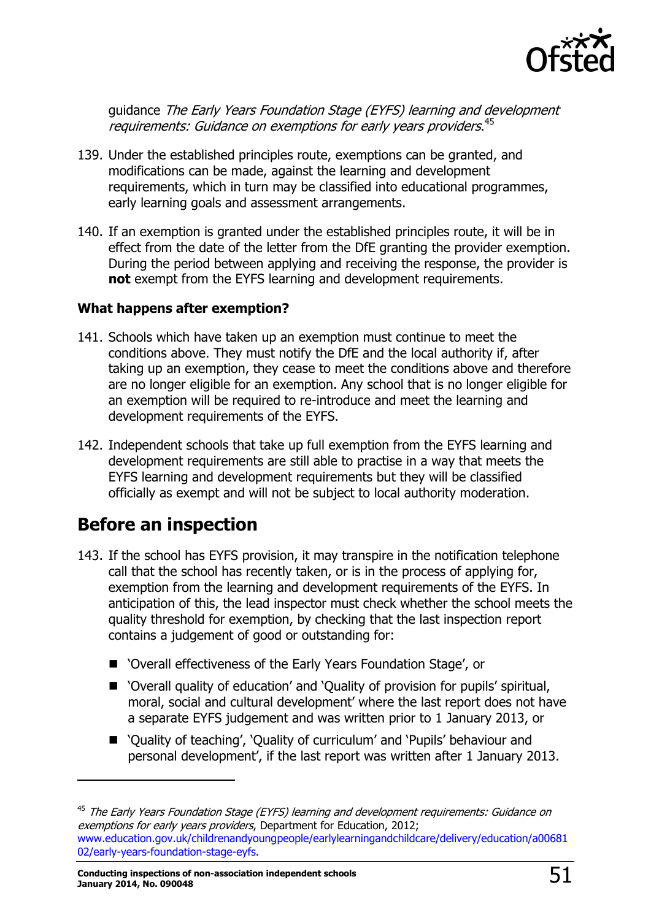guidance *The Early Years Foundation Stage (EYFS) learning and development requirements: Guidance on exemptions for early years providers*.[45]

139. Under the established principles route, exemptions can be granted, and modifications can be made, against the learning and development requirements, which in turn may be classified into educational programmes, early learning goals and assessment arrangements.

140. If an exemption is granted under the established principles route, it will be in effect from the date of the letter from the DfE granting the provider exemption. During the period between applying and receiving the response, the provider is **not** exempt from the EYFS learning and development requirements.

**What happens after exemption?**

141. Schools which have taken up an exemption must continue to meet the conditions above. They must notify the DfE and the local authority if, after taking up an exemption, they cease to meet the conditions above and therefore are no longer eligible for an exemption. Any school that is no longer eligible for an exemption will be required to re-introduce and meet the learning and development requirements of the EYFS.

142. Independent schools that take up full exemption from the EYFS learning and development requirements are still able to practise in a way that meets the EYFS learning and development requirements but they will be classified officially as exempt and will not be subject to local authority moderation.

## Before an inspection

143. If the school has EYFS provision, it may transpire in the notification telephone call that the school has recently taken, or is in the process of applying for, exemption from the learning and development requirements of the EYFS. In anticipation of this, the lead inspector must check whether the school meets the quality threshold for exemption, by checking that the last inspection report contains a judgement of good or outstanding for:

- 'Overall effectiveness of the Early Years Foundation Stage', or
- 'Overall quality of education' and 'Quality of provision for pupils' spiritual, moral, social and cultural development' where the last report does not have a separate EYFS judgement and was written prior to 1 January 2013, or
- 'Quality of teaching', 'Quality of curriculum' and 'Pupils' behaviour and personal development', if the last report was written after 1 January 2013.

---

[45] *The Early Years Foundation Stage (EYFS) learning and development requirements: Guidance on exemptions for early years providers*, Department for Education, 2012; www.education.gov.uk/childrenandyoungpeople/earlylearningandchildcare/delivery/education/a0068102/early-years-foundation-stage-eyfs.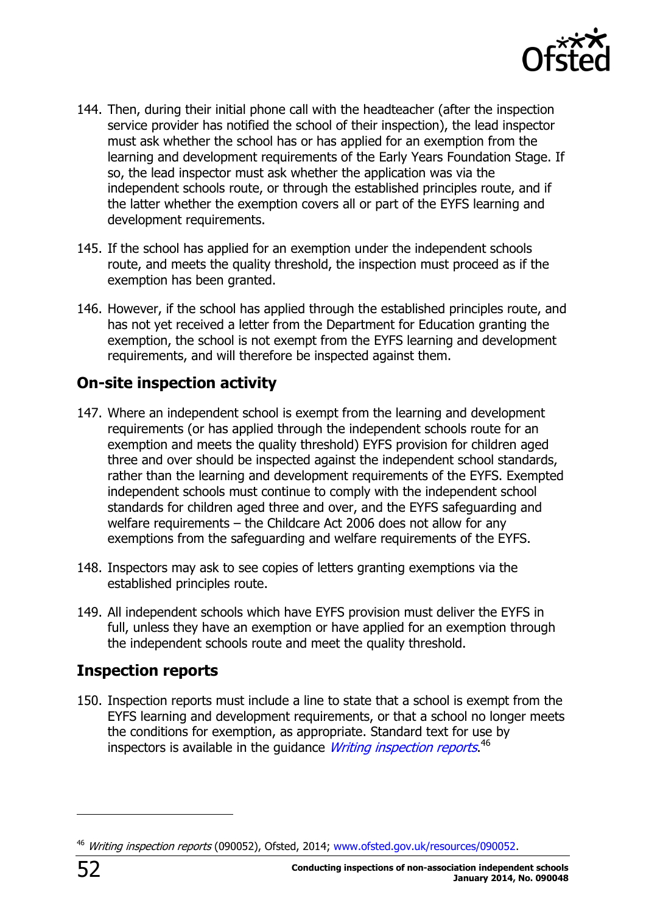144. Then, during their initial phone call with the headteacher (after the inspection service provider has notified the school of their inspection), the lead inspector must ask whether the school has or has applied for an exemption from the learning and development requirements of the Early Years Foundation Stage. If so, the lead inspector must ask whether the application was via the independent schools route, or through the established principles route, and if the latter whether the exemption covers all or part of the EYFS learning and development requirements.

145. If the school has applied for an exemption under the independent schools route, and meets the quality threshold, the inspection must proceed as if the exemption has been granted.

146. However, if the school has applied through the established principles route, and has not yet received a letter from the Department for Education granting the exemption, the school is not exempt from the EYFS learning and development requirements, and will therefore be inspected against them.

## On-site inspection activity

147. Where an independent school is exempt from the learning and development requirements (or has applied through the independent schools route for an exemption and meets the quality threshold) EYFS provision for children aged three and over should be inspected against the independent school standards, rather than the learning and development requirements of the EYFS. Exempted independent schools must continue to comply with the independent school standards for children aged three and over, and the EYFS safeguarding and welfare requirements – the Childcare Act 2006 does not allow for any exemptions from the safeguarding and welfare requirements of the EYFS.

148. Inspectors may ask to see copies of letters granting exemptions via the established principles route.

149. All independent schools which have EYFS provision must deliver the EYFS in full, unless they have an exemption or have applied for an exemption through the independent schools route and meet the quality threshold.

## Inspection reports

150. Inspection reports must include a line to state that a school is exempt from the EYFS learning and development requirements, or that a school no longer meets the conditions for exemption, as appropriate. Standard text for use by inspectors is available in the guidance *Writing inspection reports*.[46]

---

[46] *Writing inspection reports* (090052), Ofsted, 2014; www.ofsted.gov.uk/resources/090052.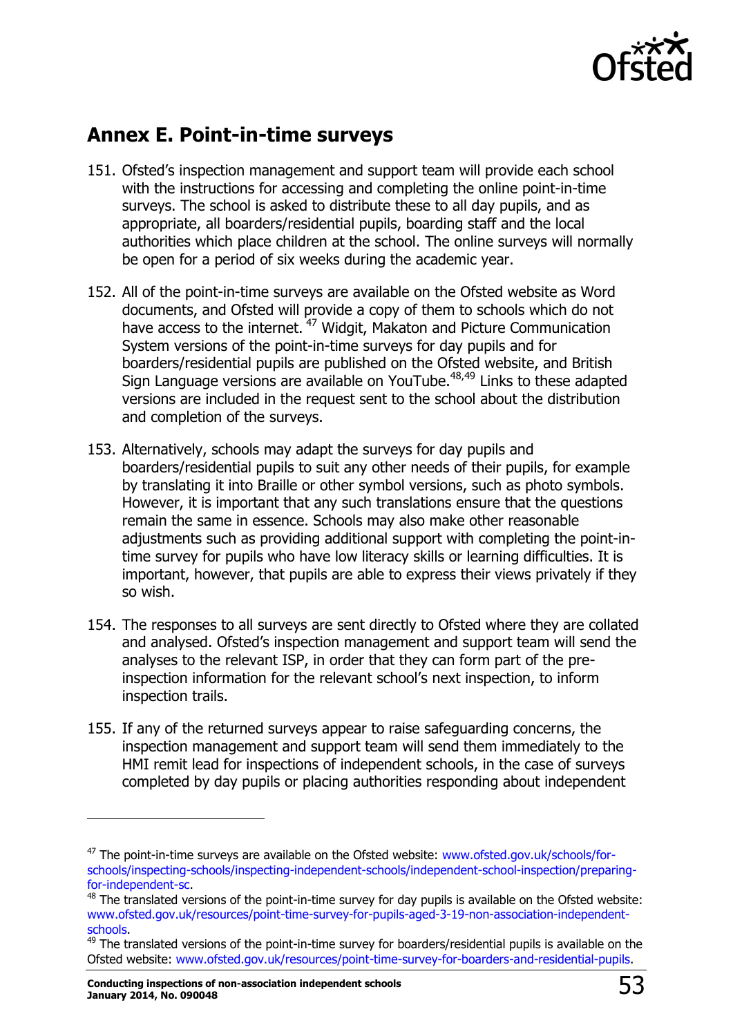## Annex E. Point-in-time surveys

151. Ofsted's inspection management and support team will provide each school with the instructions for accessing and completing the online point-in-time surveys. The school is asked to distribute these to all day pupils, and as appropriate, all boarders/residential pupils, boarding staff and the local authorities which place children at the school. The online surveys will normally be open for a period of six weeks during the academic year.

152. All of the point-in-time surveys are available on the Ofsted website as Word documents, and Ofsted will provide a copy of them to schools which do not have access to the internet.[47] Widgit, Makaton and Picture Communication System versions of the point-in-time surveys for day pupils and for boarders/residential pupils are published on the Ofsted website, and British Sign Language versions are available on YouTube.[48,49] Links to these adapted versions are included in the request sent to the school about the distribution and completion of the surveys.

153. Alternatively, schools may adapt the surveys for day pupils and boarders/residential pupils to suit any other needs of their pupils, for example by translating it into Braille or other symbol versions, such as photo symbols. However, it is important that any such translations ensure that the questions remain the same in essence. Schools may also make other reasonable adjustments such as providing additional support with completing the point-in-time survey for pupils who have low literacy skills or learning difficulties. It is important, however, that pupils are able to express their views privately if they so wish.

154. The responses to all surveys are sent directly to Ofsted where they are collated and analysed. Ofsted's inspection management and support team will send the analyses to the relevant ISP, in order that they can form part of the pre-inspection information for the relevant school's next inspection, to inform inspection trails.

155. If any of the returned surveys appear to raise safeguarding concerns, the inspection management and support team will send them immediately to the HMI remit lead for inspections of independent schools, in the case of surveys completed by day pupils or placing authorities responding about independent

---

[47] The point-in-time surveys are available on the Ofsted website: www.ofsted.gov.uk/schools/for-schools/inspecting-schools/inspecting-independent-schools/independent-school-inspection/preparing-for-independent-sc.

[48] The translated versions of the point-in-time survey for day pupils is available on the Ofsted website: www.ofsted.gov.uk/resources/point-time-survey-for-pupils-aged-3-19-non-association-independent-schools.

[49] The translated versions of the point-in-time survey for boarders/residential pupils is available on the Ofsted website: www.ofsted.gov.uk/resources/point-time-survey-for-boarders-and-residential-pupils.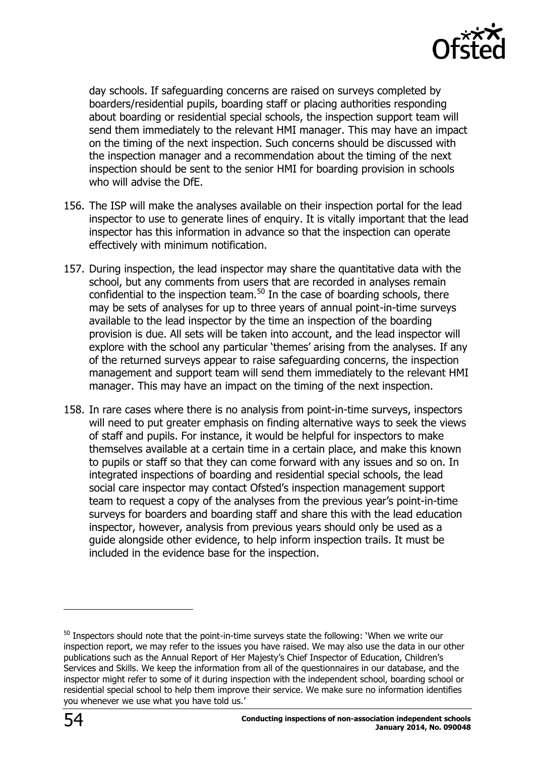day schools. If safeguarding concerns are raised on surveys completed by boarders/residential pupils, boarding staff or placing authorities responding about boarding or residential special schools, the inspection support team will send them immediately to the relevant HMI manager. This may have an impact on the timing of the next inspection. Such concerns should be discussed with the inspection manager and a recommendation about the timing of the next inspection should be sent to the senior HMI for boarding provision in schools who will advise the DfE.

156. The ISP will make the analyses available on their inspection portal for the lead inspector to use to generate lines of enquiry. It is vitally important that the lead inspector has this information in advance so that the inspection can operate effectively with minimum notification.

157. During inspection, the lead inspector may share the quantitative data with the school, but any comments from users that are recorded in analyses remain confidential to the inspection team.[50] In the case of boarding schools, there may be sets of analyses for up to three years of annual point-in-time surveys available to the lead inspector by the time an inspection of the boarding provision is due. All sets will be taken into account, and the lead inspector will explore with the school any particular 'themes' arising from the analyses. If any of the returned surveys appear to raise safeguarding concerns, the inspection management and support team will send them immediately to the relevant HMI manager. This may have an impact on the timing of the next inspection.

158. In rare cases where there is no analysis from point-in-time surveys, inspectors will need to put greater emphasis on finding alternative ways to seek the views of staff and pupils. For instance, it would be helpful for inspectors to make themselves available at a certain time in a certain place, and make this known to pupils or staff so that they can come forward with any issues and so on. In integrated inspections of boarding and residential special schools, the lead social care inspector may contact Ofsted's inspection management support team to request a copy of the analyses from the previous year's point-in-time surveys for boarders and boarding staff and share this with the lead education inspector, however, analysis from previous years should only be used as a guide alongside other evidence, to help inform inspection trails. It must be included in the evidence base for the inspection.

---

[50] Inspectors should note that the point-in-time surveys state the following: 'When we write our inspection report, we may refer to the issues you have raised. We may also use the data in our other publications such as the Annual Report of Her Majesty's Chief Inspector of Education, Children's Services and Skills. We keep the information from all of the questionnaires in our database, and the inspector might refer to some of it during inspection with the independent school, boarding school or residential special school to help them improve their service. We make sure no information identifies you whenever we use what you have told us.'